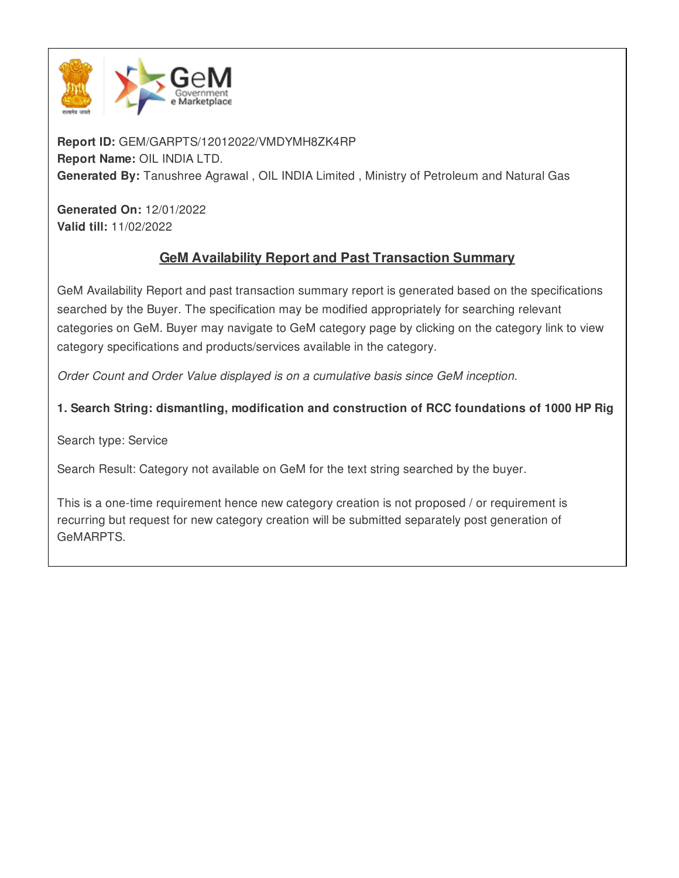**Report ID:** GEM/GARPTS/12012022/VMDYMH8ZK4RP
**Report Name:** OIL INDIA LTD.
**Generated By:** Tanushree Agrawal , OIL INDIA Limited , Ministry of Petroleum and Natural Gas

**Generated On:** 12/01/2022
**Valid till:** 11/02/2022

## GeM Availability Report and Past Transaction Summary

GeM Availability Report and past transaction summary report is generated based on the specifications searched by the Buyer. The specification may be modified appropriately for searching relevant categories on GeM. Buyer may navigate to GeM category page by clicking on the category link to view category specifications and products/services available in the category.

*Order Count and Order Value displayed is on a cumulative basis since GeM inception.*

**1. Search String: dismantling, modification and construction of RCC foundations of 1000 HP Rig**

Search type: Service

Search Result: Category not available on GeM for the text string searched by the buyer.

This is a one-time requirement hence new category creation is not proposed / or requirement is recurring but request for new category creation will be submitted separately post generation of GeMARPTS.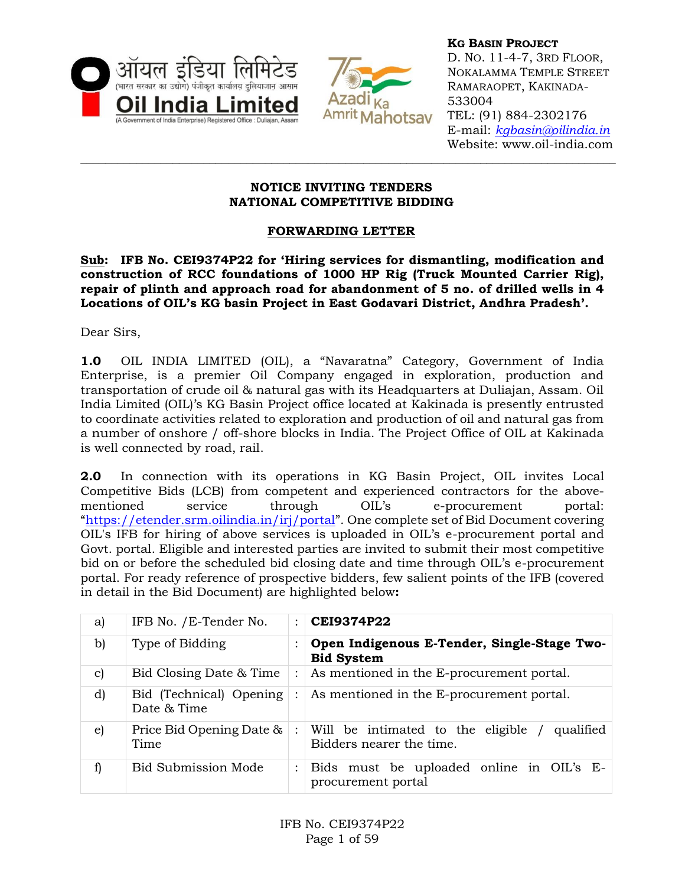**KG BASIN PROJECT**
D. NO. 11-4-7, 3RD FLOOR,
NOKALAMMA TEMPLE STREET
RAMARAOPET, KAKINADA-533004
TEL: (91) 884-2302176
E-mail: kgbasin@oilindia.in
Website: www.oil-india.com

---

**NOTICE INVITING TENDERS**
**NATIONAL COMPETITIVE BIDDING**

**FORWARDING LETTER**

**Sub: IFB No. CEI9374P22 for 'Hiring services for dismantling, modification and construction of RCC foundations of 1000 HP Rig (Truck Mounted Carrier Rig), repair of plinth and approach road for abandonment of 5 no. of drilled wells in 4 Locations of OIL's KG basin Project in East Godavari District, Andhra Pradesh'.**

Dear Sirs,

**1.0** OIL INDIA LIMITED (OIL), a "Navaratna" Category, Government of India Enterprise, is a premier Oil Company engaged in exploration, production and transportation of crude oil & natural gas with its Headquarters at Duliajan, Assam. Oil India Limited (OIL)'s KG Basin Project office located at Kakinada is presently entrusted to coordinate activities related to exploration and production of oil and natural gas from a number of onshore / off-shore blocks in India. The Project Office of OIL at Kakinada is well connected by road, rail.

**2.0** In connection with its operations in KG Basin Project, OIL invites Local Competitive Bids (LCB) from competent and experienced contractors for the above-mentioned service through OIL's e-procurement portal: "https://etender.srm.oilindia.in/irj/portal". One complete set of Bid Document covering OIL's IFB for hiring of above services is uploaded in OIL's e-procurement portal and Govt. portal. Eligible and interested parties are invited to submit their most competitive bid on or before the scheduled bid closing date and time through OIL's e-procurement portal. For ready reference of prospective bidders, few salient points of the IFB (covered in detail in the Bid Document) are highlighted below**:**

| | | | |
|---|---|---|---|
| a) | IFB No. /E-Tender No. | : | **CEI9374P22** |
| b) | Type of Bidding | : | **Open Indigenous E-Tender, Single-Stage Two-Bid System** |
| c) | Bid Closing Date & Time | : | As mentioned in the E-procurement portal. |
| d) | Bid (Technical) Opening Date & Time | : | As mentioned in the E-procurement portal. |
| e) | Price Bid Opening Date & Time | : | Will be intimated to the eligible / qualified Bidders nearer the time. |
| f) | Bid Submission Mode | : | Bids must be uploaded online in OIL's E-procurement portal |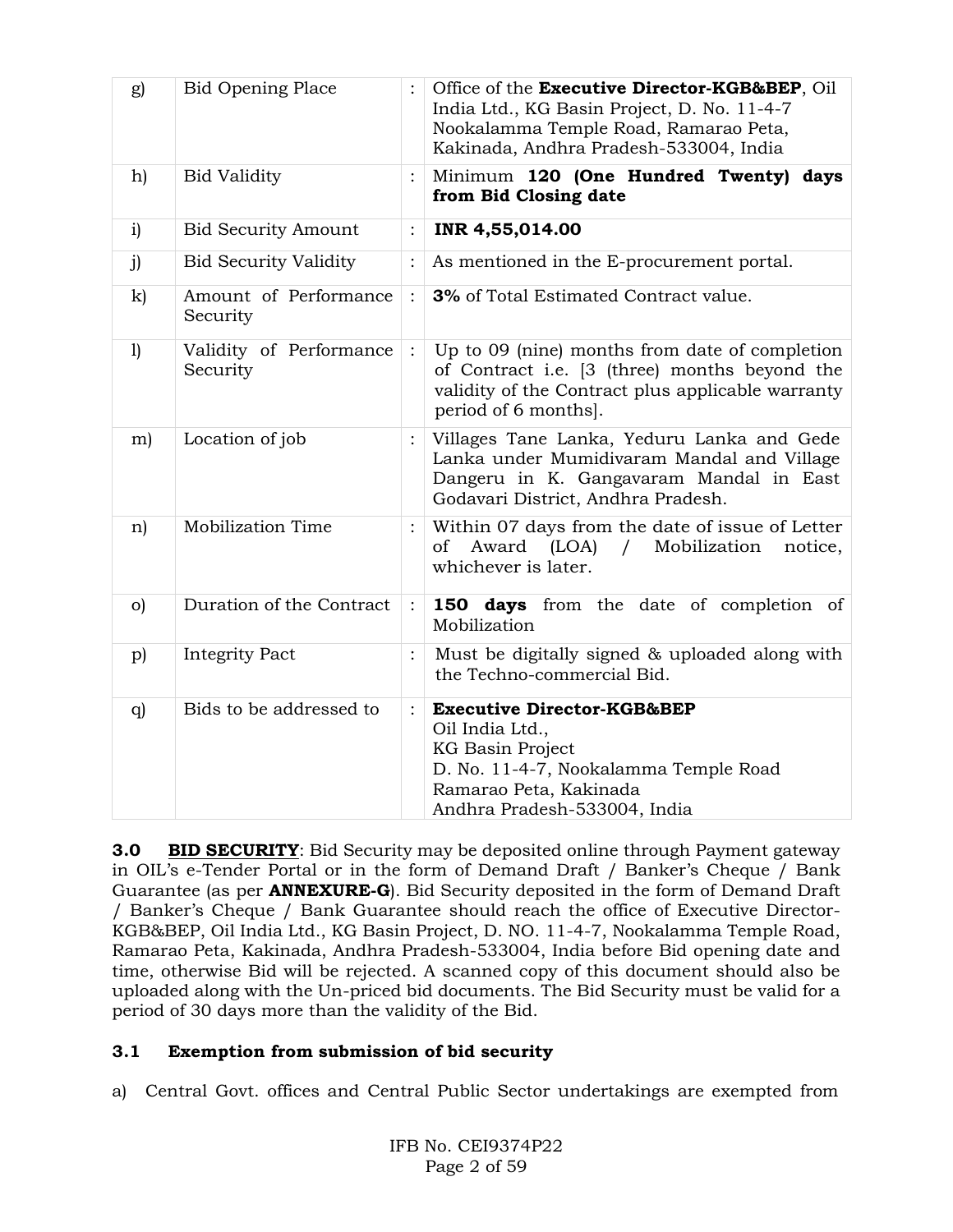| | | | |
|---|---|---|---|
| g) | Bid Opening Place | : | Office of the **Executive Director-KGB&BEP**, Oil India Ltd., KG Basin Project, D. No. 11-4-7 Nookalamma Temple Road, Ramarao Peta, Kakinada, Andhra Pradesh-533004, India |
| h) | Bid Validity | : | Minimum **120 (One Hundred Twenty) days from Bid Closing date** |
| i) | Bid Security Amount | : | **INR 4,55,014.00** |
| j) | Bid Security Validity | : | As mentioned in the E-procurement portal. |
| k) | Amount of Performance Security | : | **3%** of Total Estimated Contract value. |
| l) | Validity of Performance Security | : | Up to 09 (nine) months from date of completion of Contract i.e. [3 (three) months beyond the validity of the Contract plus applicable warranty period of 6 months]. |
| m) | Location of job | : | Villages Tane Lanka, Yeduru Lanka and Gede Lanka under Mumidivaram Mandal and Village Dangeru in K. Gangavaram Mandal in East Godavari District, Andhra Pradesh. |
| n) | Mobilization Time | : | Within 07 days from the date of issue of Letter of Award (LOA) / Mobilization notice, whichever is later. |
| o) | Duration of the Contract | : | **150 days** from the date of completion of Mobilization |
| p) | Integrity Pact | : | Must be digitally signed & uploaded along with the Techno-commercial Bid. |
| q) | Bids to be addressed to | : | **Executive Director-KGB&BEP**<br>Oil India Ltd.,<br>KG Basin Project<br>D. No. 11-4-7, Nookalamma Temple Road<br>Ramarao Peta, Kakinada<br>Andhra Pradesh-533004, India |

**3.0** **<u>BID SECURITY</u>**: Bid Security may be deposited online through Payment gateway in OIL's e-Tender Portal or in the form of Demand Draft / Banker's Cheque / Bank Guarantee (as per **ANNEXURE-G**). Bid Security deposited in the form of Demand Draft / Banker's Cheque / Bank Guarantee should reach the office of Executive Director-KGB&BEP, Oil India Ltd., KG Basin Project, D. NO. 11-4-7, Nookalamma Temple Road, Ramarao Peta, Kakinada, Andhra Pradesh-533004, India before Bid opening date and time, otherwise Bid will be rejected. A scanned copy of this document should also be uploaded along with the Un-priced bid documents. The Bid Security must be valid for a period of 30 days more than the validity of the Bid.

### 3.1 Exemption from submission of bid security

a) Central Govt. offices and Central Public Sector undertakings are exempted from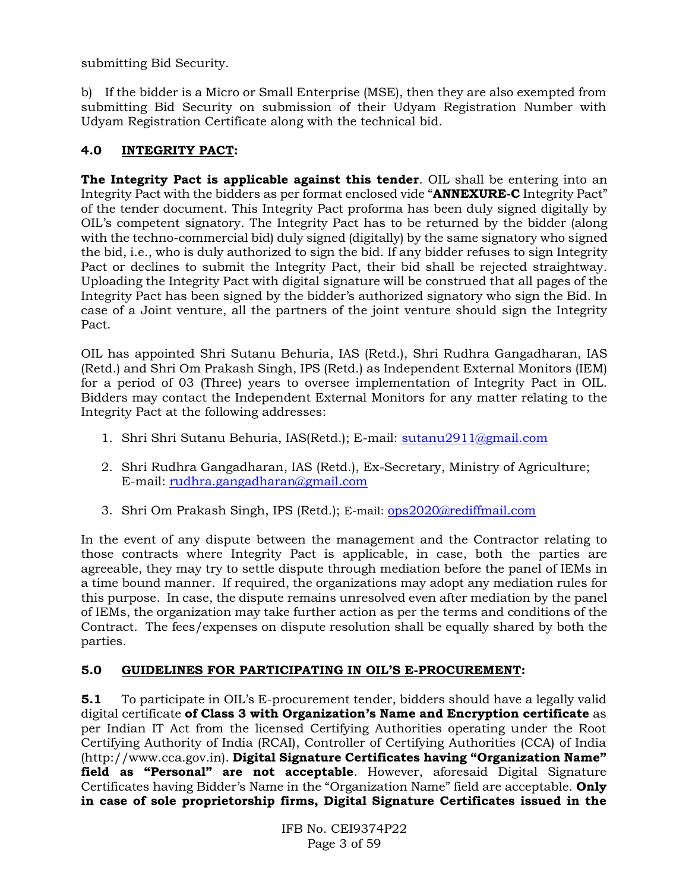submitting Bid Security.

b) If the bidder is a Micro or Small Enterprise (MSE), then they are also exempted from submitting Bid Security on submission of their Udyam Registration Number with Udyam Registration Certificate along with the technical bid.

## 4.0 INTEGRITY PACT:

**The Integrity Pact is applicable against this tender**. OIL shall be entering into an Integrity Pact with the bidders as per format enclosed vide "**ANNEXURE-C** Integrity Pact" of the tender document. This Integrity Pact proforma has been duly signed digitally by OIL's competent signatory. The Integrity Pact has to be returned by the bidder (along with the techno-commercial bid) duly signed (digitally) by the same signatory who signed the bid, i.e., who is duly authorized to sign the bid. If any bidder refuses to sign Integrity Pact or declines to submit the Integrity Pact, their bid shall be rejected straightway. Uploading the Integrity Pact with digital signature will be construed that all pages of the Integrity Pact has been signed by the bidder's authorized signatory who sign the Bid. In case of a Joint venture, all the partners of the joint venture should sign the Integrity Pact.

OIL has appointed Shri Sutanu Behuria, IAS (Retd.), Shri Rudhra Gangadharan, IAS (Retd.) and Shri Om Prakash Singh, IPS (Retd.) as Independent External Monitors (IEM) for a period of 03 (Three) years to oversee implementation of Integrity Pact in OIL. Bidders may contact the Independent External Monitors for any matter relating to the Integrity Pact at the following addresses:

1. Shri Shri Sutanu Behuria, IAS(Retd.); E-mail: sutanu2911@gmail.com
2. Shri Rudhra Gangadharan, IAS (Retd.), Ex-Secretary, Ministry of Agriculture; E-mail: rudhra.gangadharan@gmail.com
3. Shri Om Prakash Singh, IPS (Retd.); E-mail: ops2020@rediffmail.com

In the event of any dispute between the management and the Contractor relating to those contracts where Integrity Pact is applicable, in case, both the parties are agreeable, they may try to settle dispute through mediation before the panel of IEMs in a time bound manner. If required, the organizations may adopt any mediation rules for this purpose. In case, the dispute remains unresolved even after mediation by the panel of IEMs, the organization may take further action as per the terms and conditions of the Contract. The fees/expenses on dispute resolution shall be equally shared by both the parties.

## 5.0 GUIDELINES FOR PARTICIPATING IN OIL'S E-PROCUREMENT:

**5.1** To participate in OIL's E-procurement tender, bidders should have a legally valid digital certificate **of Class 3 with Organization's Name and Encryption certificate** as per Indian IT Act from the licensed Certifying Authorities operating under the Root Certifying Authority of India (RCAI), Controller of Certifying Authorities (CCA) of India (http://www.cca.gov.in). **Digital Signature Certificates having "Organization Name" field as "Personal" are not acceptable**. However, aforesaid Digital Signature Certificates having Bidder's Name in the "Organization Name" field are acceptable. **Only in case of sole proprietorship firms, Digital Signature Certificates issued in the**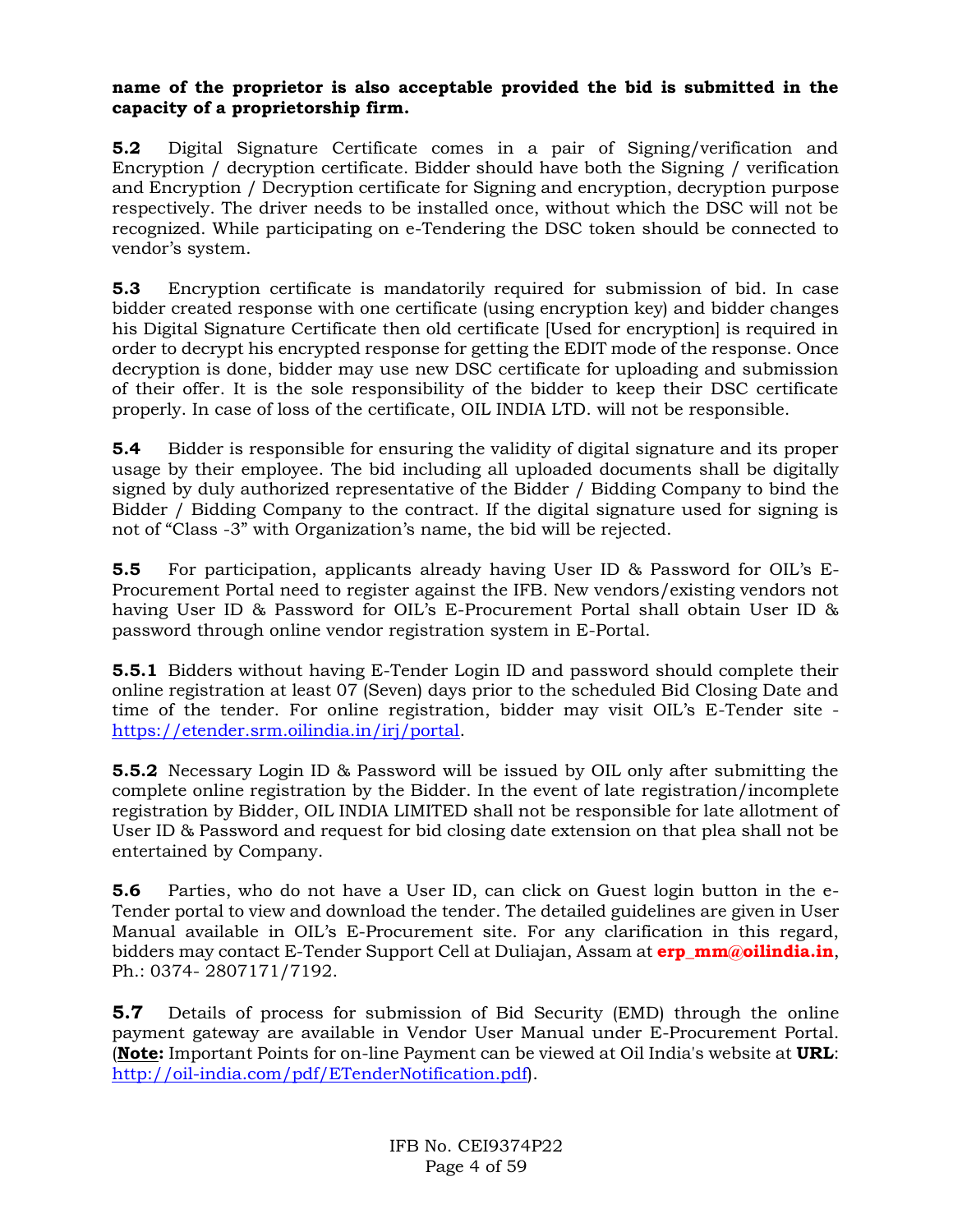**name of the proprietor is also acceptable provided the bid is submitted in the capacity of a proprietorship firm.**

**5.2** Digital Signature Certificate comes in a pair of Signing/verification and Encryption / decryption certificate. Bidder should have both the Signing / verification and Encryption / Decryption certificate for Signing and encryption, decryption purpose respectively. The driver needs to be installed once, without which the DSC will not be recognized. While participating on e-Tendering the DSC token should be connected to vendor's system.

**5.3** Encryption certificate is mandatorily required for submission of bid. In case bidder created response with one certificate (using encryption key) and bidder changes his Digital Signature Certificate then old certificate [Used for encryption] is required in order to decrypt his encrypted response for getting the EDIT mode of the response. Once decryption is done, bidder may use new DSC certificate for uploading and submission of their offer. It is the sole responsibility of the bidder to keep their DSC certificate properly. In case of loss of the certificate, OIL INDIA LTD. will not be responsible.

**5.4** Bidder is responsible for ensuring the validity of digital signature and its proper usage by their employee. The bid including all uploaded documents shall be digitally signed by duly authorized representative of the Bidder / Bidding Company to bind the Bidder / Bidding Company to the contract. If the digital signature used for signing is not of "Class -3" with Organization's name, the bid will be rejected.

**5.5** For participation, applicants already having User ID & Password for OIL's E-Procurement Portal need to register against the IFB. New vendors/existing vendors not having User ID & Password for OIL's E-Procurement Portal shall obtain User ID & password through online vendor registration system in E-Portal.

**5.5.1** Bidders without having E-Tender Login ID and password should complete their online registration at least 07 (Seven) days prior to the scheduled Bid Closing Date and time of the tender. For online registration, bidder may visit OIL's E-Tender site - https://etender.srm.oilindia.in/irj/portal.

**5.5.2** Necessary Login ID & Password will be issued by OIL only after submitting the complete online registration by the Bidder. In the event of late registration/incomplete registration by Bidder, OIL INDIA LIMITED shall not be responsible for late allotment of User ID & Password and request for bid closing date extension on that plea shall not be entertained by Company.

**5.6** Parties, who do not have a User ID, can click on Guest login button in the e-Tender portal to view and download the tender. The detailed guidelines are given in User Manual available in OIL's E-Procurement site. For any clarification in this regard, bidders may contact E-Tender Support Cell at Duliajan, Assam at **erp_mm@oilindia.in**, Ph.: 0374- 2807171/7192.

**5.7** Details of process for submission of Bid Security (EMD) through the online payment gateway are available in Vendor User Manual under E-Procurement Portal. (**Note:** Important Points for on-line Payment can be viewed at Oil India's website at **URL**: http://oil-india.com/pdf/ETenderNotification.pdf).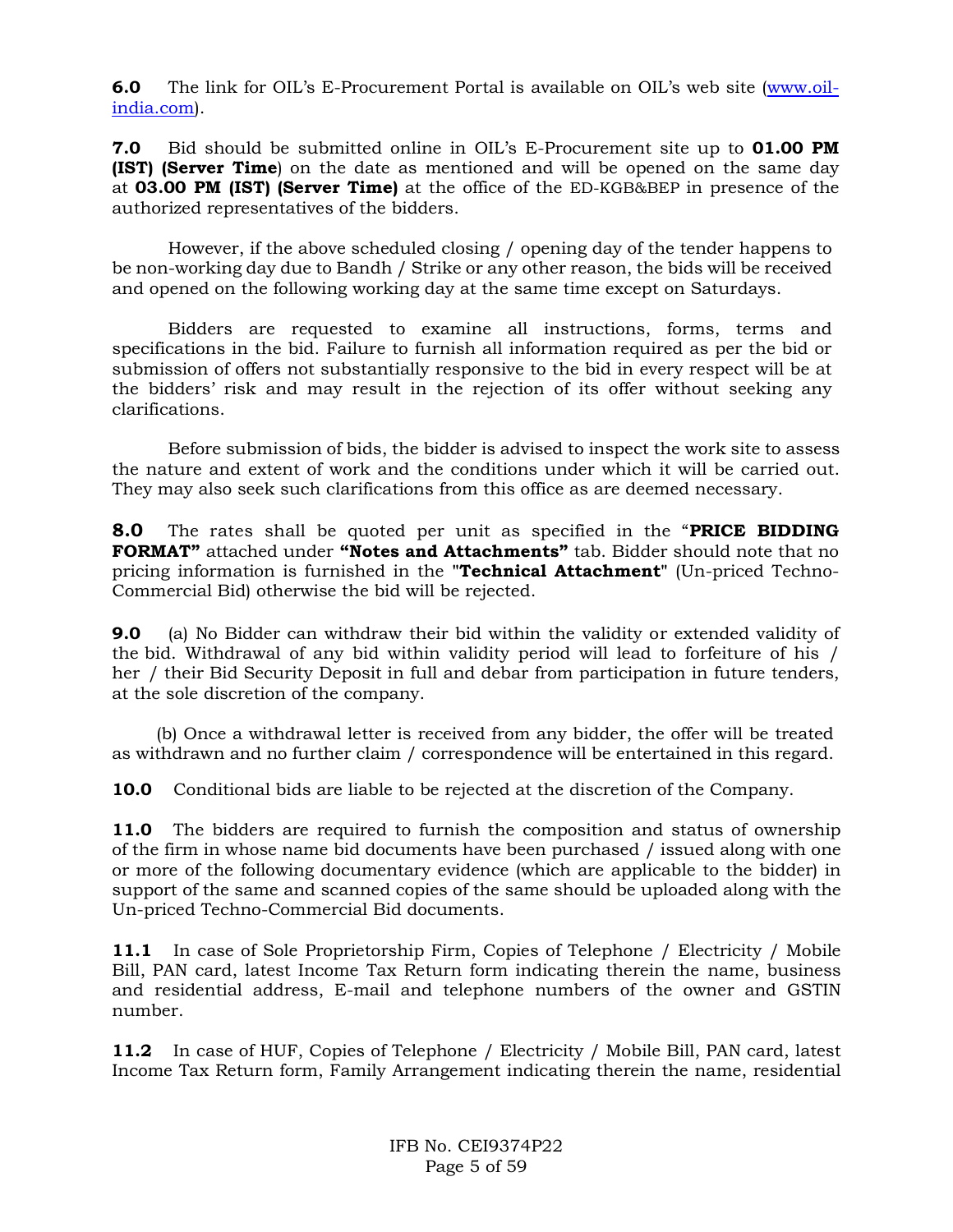**6.0** The link for OIL's E-Procurement Portal is available on OIL's web site (www.oil-india.com).

**7.0** Bid should be submitted online in OIL's E-Procurement site up to **01.00 PM (IST) (Server Time**) on the date as mentioned and will be opened on the same day at **03.00 PM (IST) (Server Time)** at the office of the ED-KGB&BEP in presence of the authorized representatives of the bidders.

However, if the above scheduled closing / opening day of the tender happens to be non-working day due to Bandh / Strike or any other reason, the bids will be received and opened on the following working day at the same time except on Saturdays.

Bidders are requested to examine all instructions, forms, terms and specifications in the bid. Failure to furnish all information required as per the bid or submission of offers not substantially responsive to the bid in every respect will be at the bidders' risk and may result in the rejection of its offer without seeking any clarifications.

Before submission of bids, the bidder is advised to inspect the work site to assess the nature and extent of work and the conditions under which it will be carried out. They may also seek such clarifications from this office as are deemed necessary.

**8.0** The rates shall be quoted per unit as specified in the "**PRICE BIDDING FORMAT"** attached under **"Notes and Attachments"** tab. Bidder should note that no pricing information is furnished in the "**Technical Attachment**" (Un-priced Techno-Commercial Bid) otherwise the bid will be rejected.

**9.0** (a) No Bidder can withdraw their bid within the validity or extended validity of the bid. Withdrawal of any bid within validity period will lead to forfeiture of his / her / their Bid Security Deposit in full and debar from participation in future tenders, at the sole discretion of the company.

(b) Once a withdrawal letter is received from any bidder, the offer will be treated as withdrawn and no further claim / correspondence will be entertained in this regard.

**10.0** Conditional bids are liable to be rejected at the discretion of the Company.

**11.0** The bidders are required to furnish the composition and status of ownership of the firm in whose name bid documents have been purchased / issued along with one or more of the following documentary evidence (which are applicable to the bidder) in support of the same and scanned copies of the same should be uploaded along with the Un-priced Techno-Commercial Bid documents.

**11.1** In case of Sole Proprietorship Firm, Copies of Telephone / Electricity / Mobile Bill, PAN card, latest Income Tax Return form indicating therein the name, business and residential address, E-mail and telephone numbers of the owner and GSTIN number.

**11.2** In case of HUF, Copies of Telephone / Electricity / Mobile Bill, PAN card, latest Income Tax Return form, Family Arrangement indicating therein the name, residential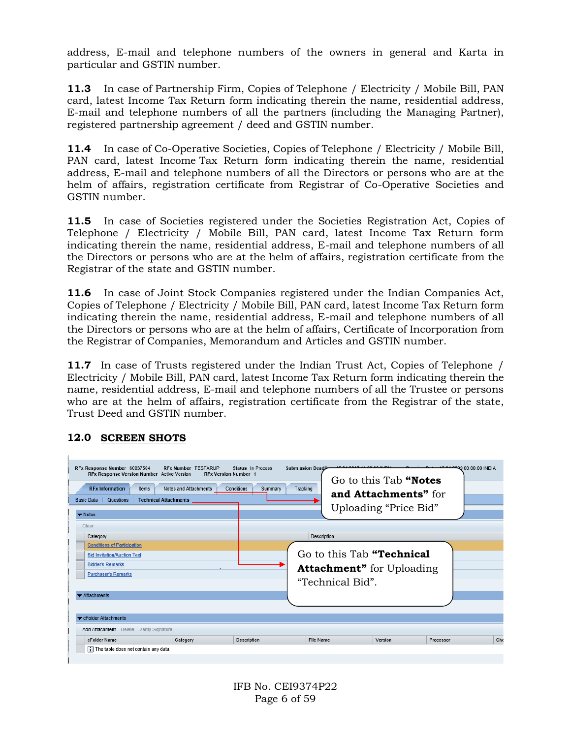address, E-mail and telephone numbers of the owners in general and Karta in particular and GSTIN number.

**11.3** In case of Partnership Firm, Copies of Telephone / Electricity / Mobile Bill, PAN card, latest Income Tax Return form indicating therein the name, residential address, E-mail and telephone numbers of all the partners (including the Managing Partner), registered partnership agreement / deed and GSTIN number.

**11.4** In case of Co-Operative Societies, Copies of Telephone / Electricity / Mobile Bill, PAN card, latest Income Tax Return form indicating therein the name, residential address, E-mail and telephone numbers of all the Directors or persons who are at the helm of affairs, registration certificate from Registrar of Co-Operative Societies and GSTIN number.

**11.5** In case of Societies registered under the Societies Registration Act, Copies of Telephone / Electricity / Mobile Bill, PAN card, latest Income Tax Return form indicating therein the name, residential address, E-mail and telephone numbers of all the Directors or persons who are at the helm of affairs, registration certificate from the Registrar of the state and GSTIN number.

**11.6** In case of Joint Stock Companies registered under the Indian Companies Act, Copies of Telephone / Electricity / Mobile Bill, PAN card, latest Income Tax Return form indicating therein the name, residential address, E-mail and telephone numbers of all the Directors or persons who are at the helm of affairs, Certificate of Incorporation from the Registrar of Companies, Memorandum and Articles and GSTIN number.

**11.7** In case of Trusts registered under the Indian Trust Act, Copies of Telephone / Electricity / Mobile Bill, PAN card, latest Income Tax Return form indicating therein the name, residential address, E-mail and telephone numbers of all the Trustee or persons who are at the helm of affairs, registration certificate from the Registrar of the state, Trust Deed and GSTIN number.

## 12.0 SCREEN SHOTS

Go to this Tab **"Notes and Attachments"** for Uploading "Price Bid"

Go to this Tab **"Technical Attachment"** for Uploading "Technical Bid".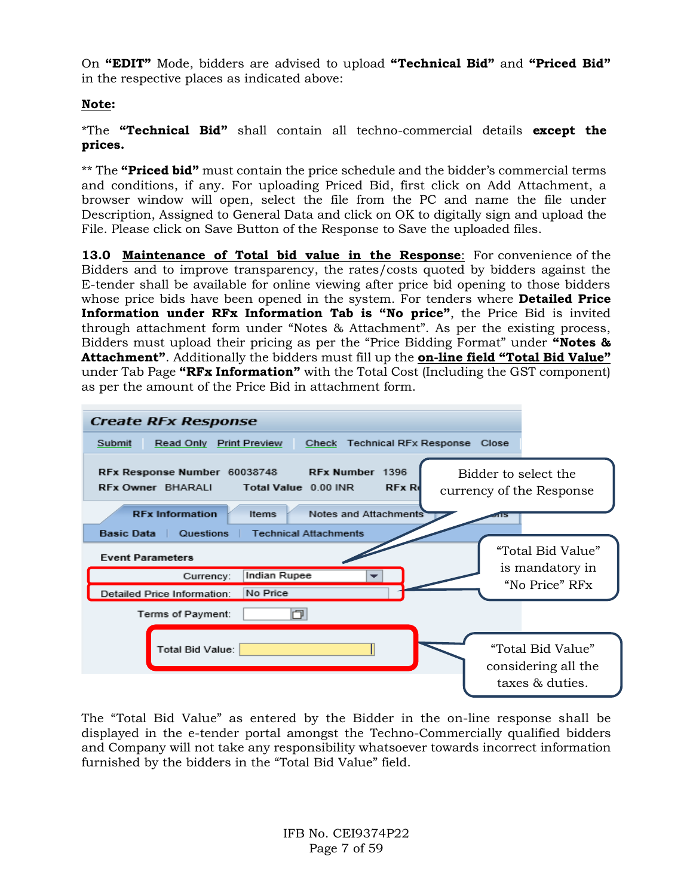On **"EDIT"** Mode, bidders are advised to upload **"Technical Bid"** and **"Priced Bid"** in the respective places as indicated above:

**Note:**

*The **"Technical Bid"** shall contain all techno-commercial details **except the prices.**

** The **"Priced bid"** must contain the price schedule and the bidder's commercial terms and conditions, if any. For uploading Priced Bid, first click on Add Attachment, a browser window will open, select the file from the PC and name the file under Description, Assigned to General Data and click on OK to digitally sign and upload the File. Please click on Save Button of the Response to Save the uploaded files.

**13.0 Maintenance of Total bid value in the Response**: For convenience of the Bidders and to improve transparency, the rates/costs quoted by bidders against the E-tender shall be available for online viewing after price bid opening to those bidders whose price bids have been opened in the system. For tenders where **Detailed Price Information under RFx Information Tab is "No price"**, the Price Bid is invited through attachment form under "Notes & Attachment". As per the existing process, Bidders must upload their pricing as per the "Price Bidding Format" under **"Notes & Attachment"**. Additionally the bidders must fill up the **on-line field "Total Bid Value"** under Tab Page **"RFx Information"** with the Total Cost (Including the GST component) as per the amount of the Price Bid in attachment form.

The "Total Bid Value" as entered by the Bidder in the on-line response shall be displayed in the e-tender portal amongst the Techno-Commercially qualified bidders and Company will not take any responsibility whatsoever towards incorrect information furnished by the bidders in the "Total Bid Value" field.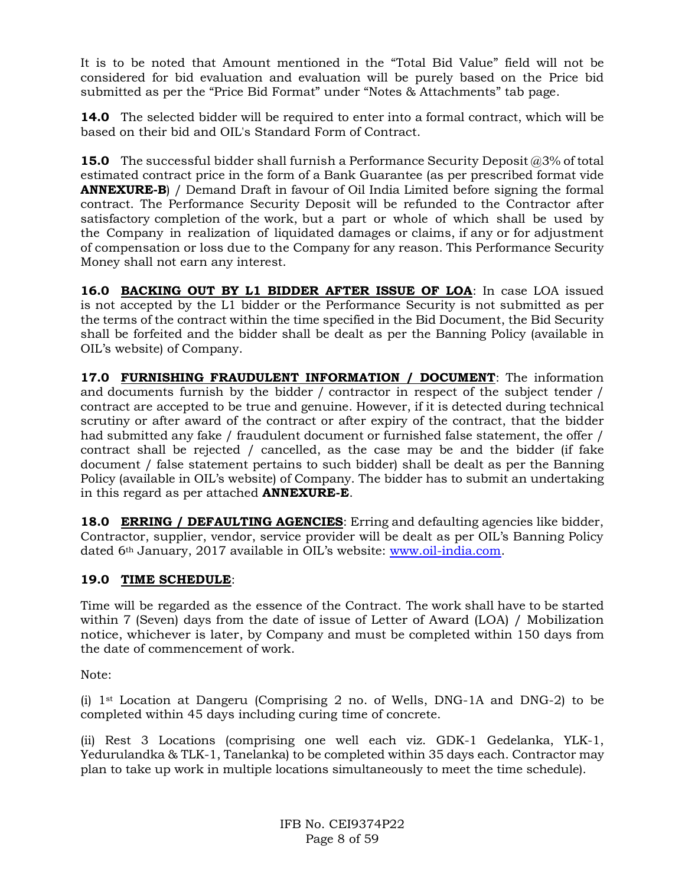It is to be noted that Amount mentioned in the "Total Bid Value" field will not be considered for bid evaluation and evaluation will be purely based on the Price bid submitted as per the "Price Bid Format" under "Notes & Attachments" tab page.

**14.0** The selected bidder will be required to enter into a formal contract, which will be based on their bid and OIL's Standard Form of Contract.

**15.0** The successful bidder shall furnish a Performance Security Deposit @3% of total estimated contract price in the form of a Bank Guarantee (as per prescribed format vide **ANNEXURE-B**) / Demand Draft in favour of Oil India Limited before signing the formal contract. The Performance Security Deposit will be refunded to the Contractor after satisfactory completion of the work, but a part or whole of which shall be used by the Company in realization of liquidated damages or claims, if any or for adjustment of compensation or loss due to the Company for any reason. This Performance Security Money shall not earn any interest.

**16.0 BACKING OUT BY L1 BIDDER AFTER ISSUE OF LOA**: In case LOA issued is not accepted by the L1 bidder or the Performance Security is not submitted as per the terms of the contract within the time specified in the Bid Document, the Bid Security shall be forfeited and the bidder shall be dealt as per the Banning Policy (available in OIL's website) of Company.

**17.0 FURNISHING FRAUDULENT INFORMATION / DOCUMENT**: The information and documents furnish by the bidder / contractor in respect of the subject tender / contract are accepted to be true and genuine. However, if it is detected during technical scrutiny or after award of the contract or after expiry of the contract, that the bidder had submitted any fake / fraudulent document or furnished false statement, the offer / contract shall be rejected / cancelled, as the case may be and the bidder (if fake document / false statement pertains to such bidder) shall be dealt as per the Banning Policy (available in OIL's website) of Company. The bidder has to submit an undertaking in this regard as per attached **ANNEXURE-E**.

**18.0 ERRING / DEFAULTING AGENCIES**: Erring and defaulting agencies like bidder, Contractor, supplier, vendor, service provider will be dealt as per OIL's Banning Policy dated 6th January, 2017 available in OIL's website: www.oil-india.com.

**19.0 TIME SCHEDULE**:

Time will be regarded as the essence of the Contract. The work shall have to be started within 7 (Seven) days from the date of issue of Letter of Award (LOA) / Mobilization notice, whichever is later, by Company and must be completed within 150 days from the date of commencement of work.

Note:

(i) 1st Location at Dangeru (Comprising 2 no. of Wells, DNG-1A and DNG-2) to be completed within 45 days including curing time of concrete.

(ii) Rest 3 Locations (comprising one well each viz. GDK-1 Gedelanka, YLK-1, Yedurulandka & TLK-1, Tanelanka) to be completed within 35 days each. Contractor may plan to take up work in multiple locations simultaneously to meet the time schedule).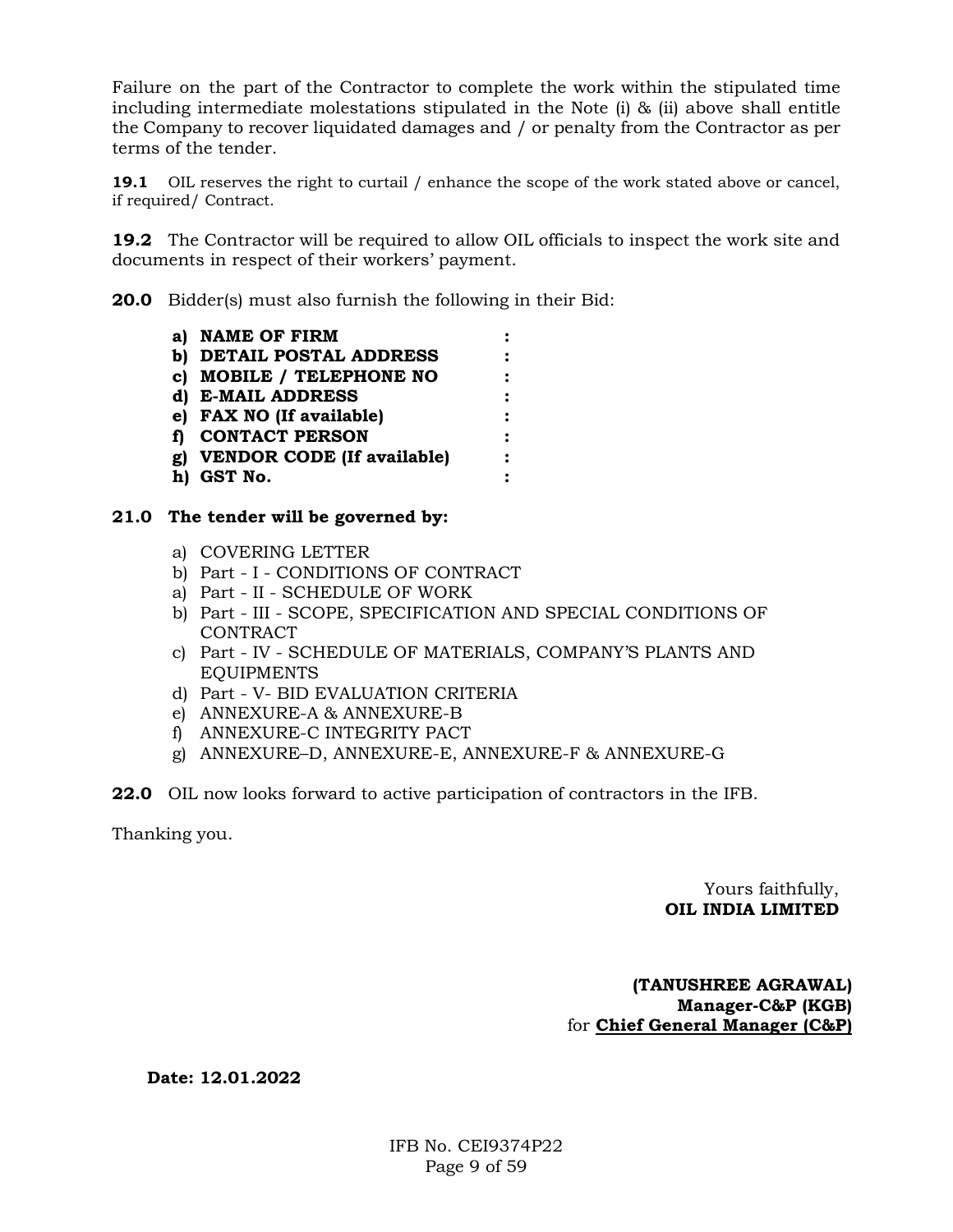Failure on the part of the Contractor to complete the work within the stipulated time including intermediate molestations stipulated in the Note (i) & (ii) above shall entitle the Company to recover liquidated damages and / or penalty from the Contractor as per terms of the tender.

**19.1** OIL reserves the right to curtail / enhance the scope of the work stated above or cancel, if required/ Contract.

**19.2** The Contractor will be required to allow OIL officials to inspect the work site and documents in respect of their workers' payment.

**20.0** Bidder(s) must also furnish the following in their Bid:

- **a) NAME OF FIRM :**
- **b) DETAIL POSTAL ADDRESS :**
- **c) MOBILE / TELEPHONE NO :**
- **d) E-MAIL ADDRESS :**
- **e) FAX NO (If available) :**
- **f) CONTACT PERSON :**
- **g) VENDOR CODE (If available) :**
- **h) GST No. :**

**21.0 The tender will be governed by:**

- a) COVERING LETTER
- b) Part - I - CONDITIONS OF CONTRACT
- a) Part - II - SCHEDULE OF WORK
- b) Part - III - SCOPE, SPECIFICATION AND SPECIAL CONDITIONS OF CONTRACT
- c) Part - IV - SCHEDULE OF MATERIALS, COMPANY'S PLANTS AND EQUIPMENTS
- d) Part - V- BID EVALUATION CRITERIA
- e) ANNEXURE-A & ANNEXURE-B
- f) ANNEXURE-C INTEGRITY PACT
- g) ANNEXURE–D, ANNEXURE-E, ANNEXURE-F & ANNEXURE-G

**22.0** OIL now looks forward to active participation of contractors in the IFB.

Thanking you.

Yours faithfully,
**OIL INDIA LIMITED**

**(TANUSHREE AGRAWAL)**
**Manager-C&P (KGB)**
for **Chief General Manager (C&P)**

**Date: 12.01.2022**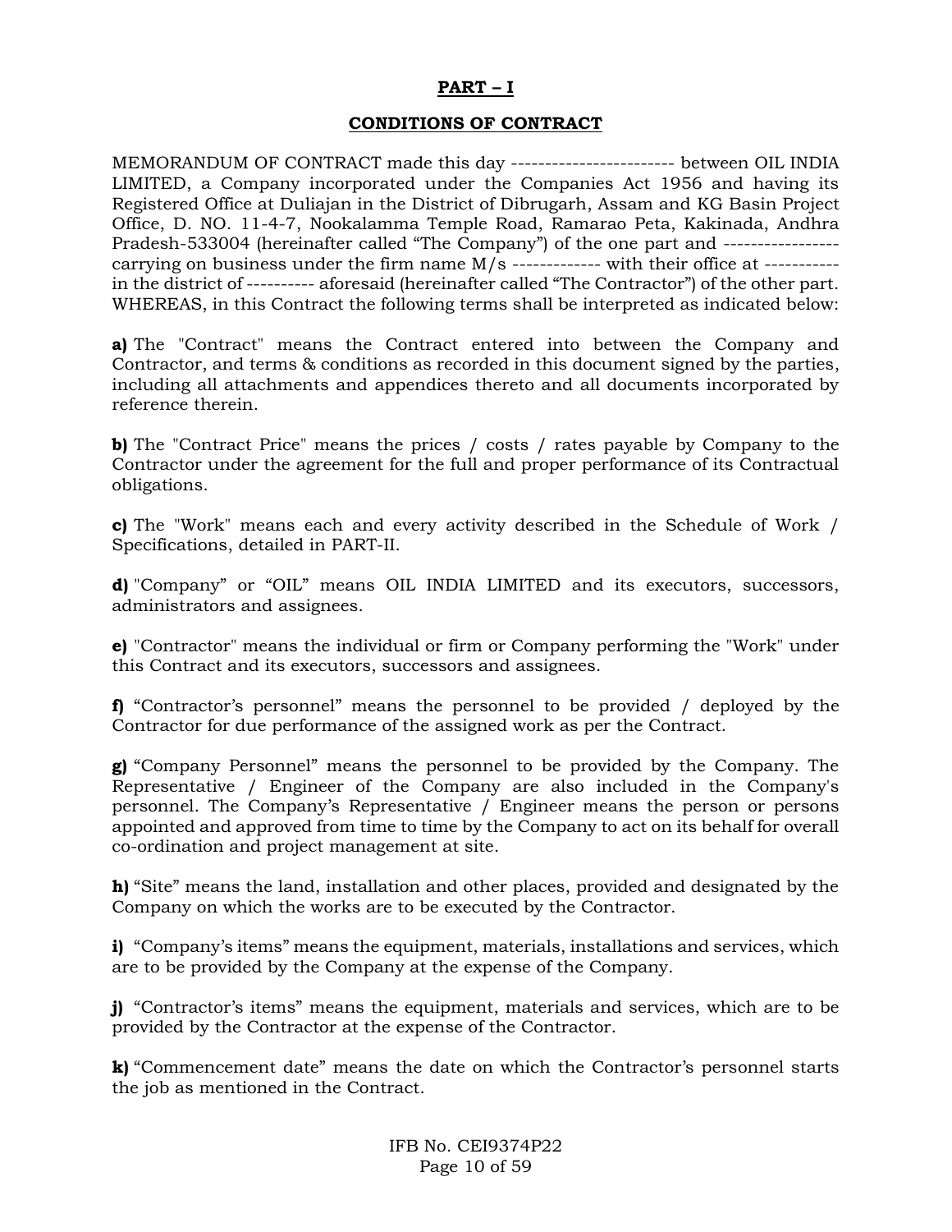## PART – I

## CONDITIONS OF CONTRACT

MEMORANDUM OF CONTRACT made this day ------------------------ between OIL INDIA LIMITED, a Company incorporated under the Companies Act 1956 and having its Registered Office at Duliajan in the District of Dibrugarh, Assam and KG Basin Project Office, D. NO. 11-4-7, Nookalamma Temple Road, Ramarao Peta, Kakinada, Andhra Pradesh-533004 (hereinafter called "The Company") of the one part and ----------------- carrying on business under the firm name M/s ------------- with their office at ----------- in the district of ---------- aforesaid (hereinafter called "The Contractor") of the other part. WHEREAS, in this Contract the following terms shall be interpreted as indicated below:

**a)** The "Contract" means the Contract entered into between the Company and Contractor, and terms & conditions as recorded in this document signed by the parties, including all attachments and appendices thereto and all documents incorporated by reference therein.

**b)** The "Contract Price" means the prices / costs / rates payable by Company to the Contractor under the agreement for the full and proper performance of its Contractual obligations.

**c)** The "Work" means each and every activity described in the Schedule of Work / Specifications, detailed in PART-II.

**d)** "Company" or "OIL" means OIL INDIA LIMITED and its executors, successors, administrators and assignees.

**e)** "Contractor" means the individual or firm or Company performing the "Work" under this Contract and its executors, successors and assignees.

**f)** "Contractor's personnel" means the personnel to be provided / deployed by the Contractor for due performance of the assigned work as per the Contract.

**g)** "Company Personnel" means the personnel to be provided by the Company. The Representative / Engineer of the Company are also included in the Company's personnel. The Company's Representative / Engineer means the person or persons appointed and approved from time to time by the Company to act on its behalf for overall co-ordination and project management at site.

**h)** "Site" means the land, installation and other places, provided and designated by the Company on which the works are to be executed by the Contractor.

**i)** "Company's items" means the equipment, materials, installations and services, which are to be provided by the Company at the expense of the Company.

**j)** "Contractor's items" means the equipment, materials and services, which are to be provided by the Contractor at the expense of the Contractor.

**k)** "Commencement date" means the date on which the Contractor's personnel starts the job as mentioned in the Contract.

IFB No. CEI9374P22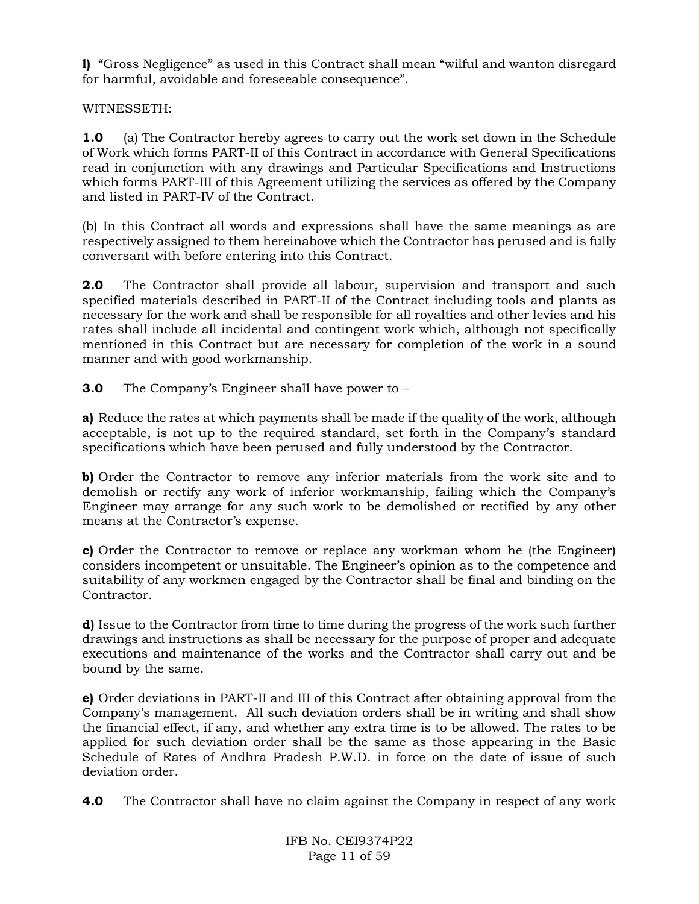**l)** "Gross Negligence" as used in this Contract shall mean "wilful and wanton disregard for harmful, avoidable and foreseeable consequence".

WITNESSETH:

**1.0** (a) The Contractor hereby agrees to carry out the work set down in the Schedule of Work which forms PART-II of this Contract in accordance with General Specifications read in conjunction with any drawings and Particular Specifications and Instructions which forms PART-III of this Agreement utilizing the services as offered by the Company and listed in PART-IV of the Contract.

(b) In this Contract all words and expressions shall have the same meanings as are respectively assigned to them hereinabove which the Contractor has perused and is fully conversant with before entering into this Contract.

**2.0** The Contractor shall provide all labour, supervision and transport and such specified materials described in PART-II of the Contract including tools and plants as necessary for the work and shall be responsible for all royalties and other levies and his rates shall include all incidental and contingent work which, although not specifically mentioned in this Contract but are necessary for completion of the work in a sound manner and with good workmanship.

**3.0** The Company's Engineer shall have power to –

**a)** Reduce the rates at which payments shall be made if the quality of the work, although acceptable, is not up to the required standard, set forth in the Company's standard specifications which have been perused and fully understood by the Contractor.

**b)** Order the Contractor to remove any inferior materials from the work site and to demolish or rectify any work of inferior workmanship, failing which the Company's Engineer may arrange for any such work to be demolished or rectified by any other means at the Contractor's expense.

**c)** Order the Contractor to remove or replace any workman whom he (the Engineer) considers incompetent or unsuitable. The Engineer's opinion as to the competence and suitability of any workmen engaged by the Contractor shall be final and binding on the Contractor.

**d)** Issue to the Contractor from time to time during the progress of the work such further drawings and instructions as shall be necessary for the purpose of proper and adequate executions and maintenance of the works and the Contractor shall carry out and be bound by the same.

**e)** Order deviations in PART-II and III of this Contract after obtaining approval from the Company's management. All such deviation orders shall be in writing and shall show the financial effect, if any, and whether any extra time is to be allowed. The rates to be applied for such deviation order shall be the same as those appearing in the Basic Schedule of Rates of Andhra Pradesh P.W.D. in force on the date of issue of such deviation order.

**4.0** The Contractor shall have no claim against the Company in respect of any work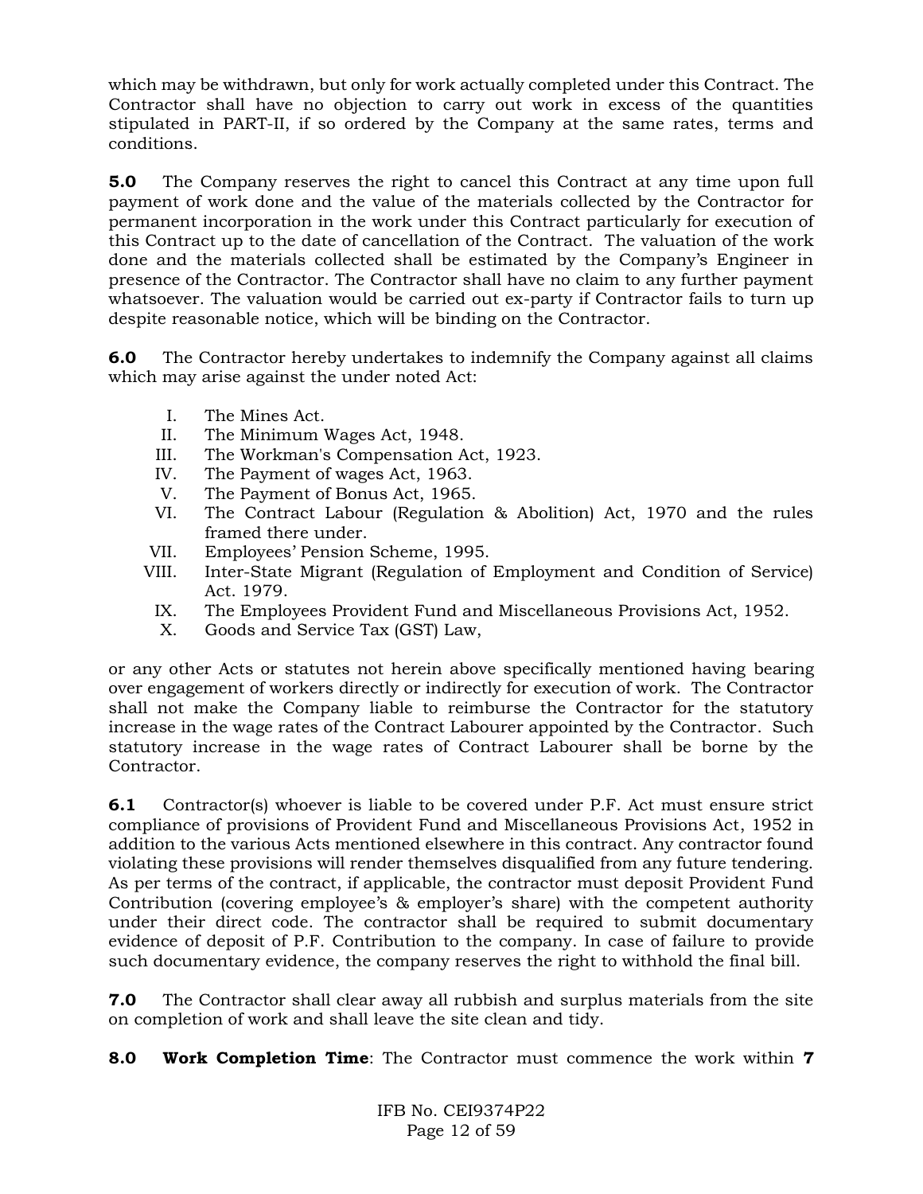which may be withdrawn, but only for work actually completed under this Contract. The Contractor shall have no objection to carry out work in excess of the quantities stipulated in PART-II, if so ordered by the Company at the same rates, terms and conditions.

**5.0** The Company reserves the right to cancel this Contract at any time upon full payment of work done and the value of the materials collected by the Contractor for permanent incorporation in the work under this Contract particularly for execution of this Contract up to the date of cancellation of the Contract. The valuation of the work done and the materials collected shall be estimated by the Company's Engineer in presence of the Contractor. The Contractor shall have no claim to any further payment whatsoever. The valuation would be carried out ex-party if Contractor fails to turn up despite reasonable notice, which will be binding on the Contractor.

**6.0** The Contractor hereby undertakes to indemnify the Company against all claims which may arise against the under noted Act:

I. The Mines Act.
II. The Minimum Wages Act, 1948.
III. The Workman's Compensation Act, 1923.
IV. The Payment of wages Act, 1963.
V. The Payment of Bonus Act, 1965.
VI. The Contract Labour (Regulation & Abolition) Act, 1970 and the rules framed there under.
VII. Employees' Pension Scheme, 1995.
VIII. Inter-State Migrant (Regulation of Employment and Condition of Service) Act. 1979.
IX. The Employees Provident Fund and Miscellaneous Provisions Act, 1952.
X. Goods and Service Tax (GST) Law,

or any other Acts or statutes not herein above specifically mentioned having bearing over engagement of workers directly or indirectly for execution of work. The Contractor shall not make the Company liable to reimburse the Contractor for the statutory increase in the wage rates of the Contract Labourer appointed by the Contractor. Such statutory increase in the wage rates of Contract Labourer shall be borne by the Contractor.

**6.1** Contractor(s) whoever is liable to be covered under P.F. Act must ensure strict compliance of provisions of Provident Fund and Miscellaneous Provisions Act, 1952 in addition to the various Acts mentioned elsewhere in this contract. Any contractor found violating these provisions will render themselves disqualified from any future tendering. As per terms of the contract, if applicable, the contractor must deposit Provident Fund Contribution (covering employee's & employer's share) with the competent authority under their direct code. The contractor shall be required to submit documentary evidence of deposit of P.F. Contribution to the company. In case of failure to provide such documentary evidence, the company reserves the right to withhold the final bill.

**7.0** The Contractor shall clear away all rubbish and surplus materials from the site on completion of work and shall leave the site clean and tidy.

**8.0** **Work Completion Time**: The Contractor must commence the work within **7**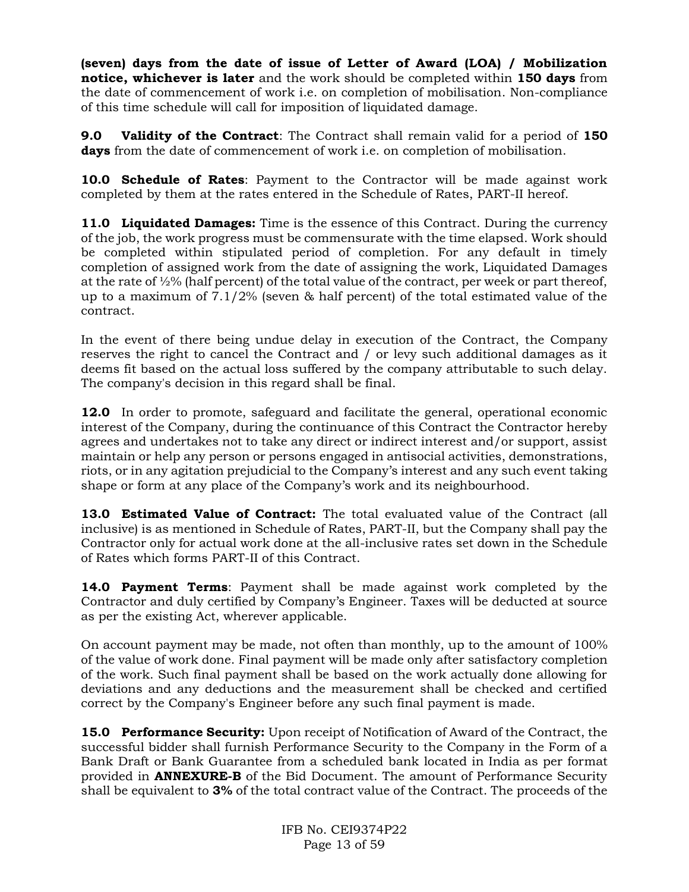**(seven) days from the date of issue of Letter of Award (LOA) / Mobilization notice, whichever is later** and the work should be completed within **150 days** from the date of commencement of work i.e. on completion of mobilisation. Non-compliance of this time schedule will call for imposition of liquidated damage.

**9.0 Validity of the Contract**: The Contract shall remain valid for a period of **150 days** from the date of commencement of work i.e. on completion of mobilisation.

**10.0 Schedule of Rates**: Payment to the Contractor will be made against work completed by them at the rates entered in the Schedule of Rates, PART-II hereof.

**11.0 Liquidated Damages:** Time is the essence of this Contract. During the currency of the job, the work progress must be commensurate with the time elapsed. Work should be completed within stipulated period of completion. For any default in timely completion of assigned work from the date of assigning the work, Liquidated Damages at the rate of ½% (half percent) of the total value of the contract, per week or part thereof, up to a maximum of 7.1/2% (seven & half percent) of the total estimated value of the contract.

In the event of there being undue delay in execution of the Contract, the Company reserves the right to cancel the Contract and / or levy such additional damages as it deems fit based on the actual loss suffered by the company attributable to such delay. The company's decision in this regard shall be final.

**12.0** In order to promote, safeguard and facilitate the general, operational economic interest of the Company, during the continuance of this Contract the Contractor hereby agrees and undertakes not to take any direct or indirect interest and/or support, assist maintain or help any person or persons engaged in antisocial activities, demonstrations, riots, or in any agitation prejudicial to the Company's interest and any such event taking shape or form at any place of the Company's work and its neighbourhood.

**13.0 Estimated Value of Contract:** The total evaluated value of the Contract (all inclusive) is as mentioned in Schedule of Rates, PART-II, but the Company shall pay the Contractor only for actual work done at the all-inclusive rates set down in the Schedule of Rates which forms PART-II of this Contract.

**14.0 Payment Terms**: Payment shall be made against work completed by the Contractor and duly certified by Company's Engineer. Taxes will be deducted at source as per the existing Act, wherever applicable.

On account payment may be made, not often than monthly, up to the amount of 100% of the value of work done. Final payment will be made only after satisfactory completion of the work. Such final payment shall be based on the work actually done allowing for deviations and any deductions and the measurement shall be checked and certified correct by the Company's Engineer before any such final payment is made.

**15.0 Performance Security:** Upon receipt of Notification of Award of the Contract, the successful bidder shall furnish Performance Security to the Company in the Form of a Bank Draft or Bank Guarantee from a scheduled bank located in India as per format provided in **ANNEXURE-B** of the Bid Document. The amount of Performance Security shall be equivalent to **3%** of the total contract value of the Contract. The proceeds of the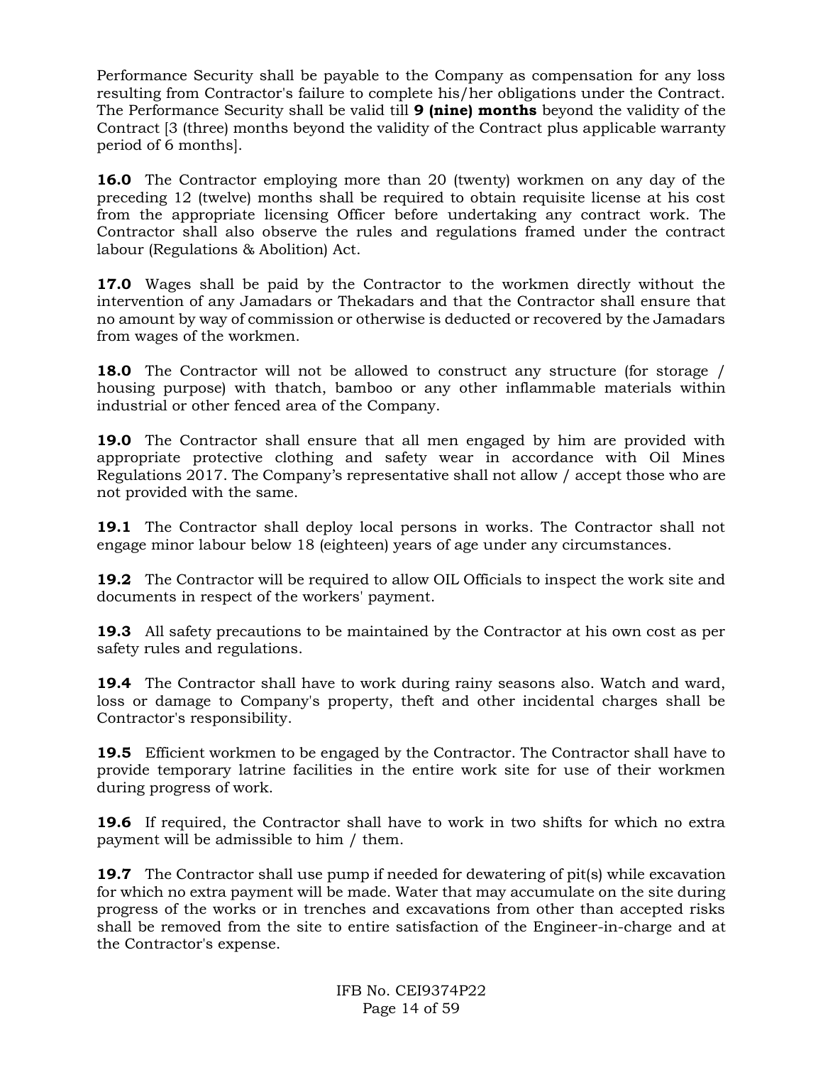Performance Security shall be payable to the Company as compensation for any loss resulting from Contractor's failure to complete his/her obligations under the Contract. The Performance Security shall be valid till **9 (nine) months** beyond the validity of the Contract [3 (three) months beyond the validity of the Contract plus applicable warranty period of 6 months].

**16.0** The Contractor employing more than 20 (twenty) workmen on any day of the preceding 12 (twelve) months shall be required to obtain requisite license at his cost from the appropriate licensing Officer before undertaking any contract work. The Contractor shall also observe the rules and regulations framed under the contract labour (Regulations & Abolition) Act.

**17.0** Wages shall be paid by the Contractor to the workmen directly without the intervention of any Jamadars or Thekadars and that the Contractor shall ensure that no amount by way of commission or otherwise is deducted or recovered by the Jamadars from wages of the workmen.

**18.0** The Contractor will not be allowed to construct any structure (for storage / housing purpose) with thatch, bamboo or any other inflammable materials within industrial or other fenced area of the Company.

**19.0** The Contractor shall ensure that all men engaged by him are provided with appropriate protective clothing and safety wear in accordance with Oil Mines Regulations 2017. The Company's representative shall not allow / accept those who are not provided with the same.

**19.1** The Contractor shall deploy local persons in works. The Contractor shall not engage minor labour below 18 (eighteen) years of age under any circumstances.

**19.2** The Contractor will be required to allow OIL Officials to inspect the work site and documents in respect of the workers' payment.

**19.3** All safety precautions to be maintained by the Contractor at his own cost as per safety rules and regulations.

**19.4** The Contractor shall have to work during rainy seasons also. Watch and ward, loss or damage to Company's property, theft and other incidental charges shall be Contractor's responsibility.

**19.5** Efficient workmen to be engaged by the Contractor. The Contractor shall have to provide temporary latrine facilities in the entire work site for use of their workmen during progress of work.

**19.6** If required, the Contractor shall have to work in two shifts for which no extra payment will be admissible to him / them.

**19.7** The Contractor shall use pump if needed for dewatering of pit(s) while excavation for which no extra payment will be made. Water that may accumulate on the site during progress of the works or in trenches and excavations from other than accepted risks shall be removed from the site to entire satisfaction of the Engineer-in-charge and at the Contractor's expense.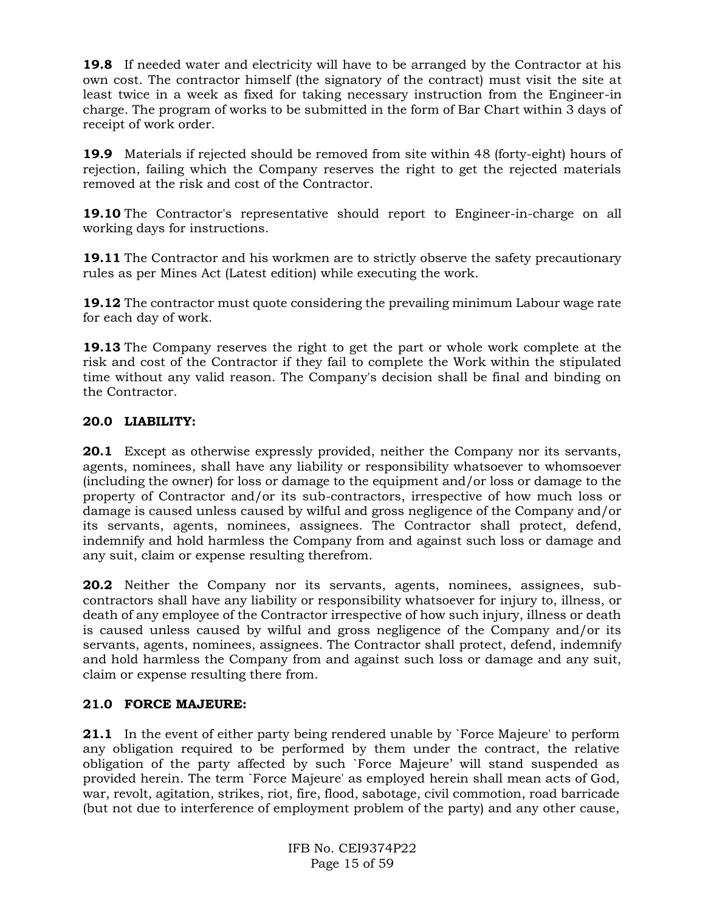**19.8** If needed water and electricity will have to be arranged by the Contractor at his own cost. The contractor himself (the signatory of the contract) must visit the site at least twice in a week as fixed for taking necessary instruction from the Engineer-in charge. The program of works to be submitted in the form of Bar Chart within 3 days of receipt of work order.

**19.9** Materials if rejected should be removed from site within 48 (forty-eight) hours of rejection, failing which the Company reserves the right to get the rejected materials removed at the risk and cost of the Contractor.

**19.10** The Contractor's representative should report to Engineer-in-charge on all working days for instructions.

**19.11** The Contractor and his workmen are to strictly observe the safety precautionary rules as per Mines Act (Latest edition) while executing the work.

**19.12** The contractor must quote considering the prevailing minimum Labour wage rate for each day of work.

**19.13** The Company reserves the right to get the part or whole work complete at the risk and cost of the Contractor if they fail to complete the Work within the stipulated time without any valid reason. The Company's decision shall be final and binding on the Contractor.

**20.0 LIABILITY:**

**20.1** Except as otherwise expressly provided, neither the Company nor its servants, agents, nominees, shall have any liability or responsibility whatsoever to whomsoever (including the owner) for loss or damage to the equipment and/or loss or damage to the property of Contractor and/or its sub-contractors, irrespective of how much loss or damage is caused unless caused by wilful and gross negligence of the Company and/or its servants, agents, nominees, assignees. The Contractor shall protect, defend, indemnify and hold harmless the Company from and against such loss or damage and any suit, claim or expense resulting therefrom.

**20.2** Neither the Company nor its servants, agents, nominees, assignees, sub-contractors shall have any liability or responsibility whatsoever for injury to, illness, or death of any employee of the Contractor irrespective of how such injury, illness or death is caused unless caused by wilful and gross negligence of the Company and/or its servants, agents, nominees, assignees. The Contractor shall protect, defend, indemnify and hold harmless the Company from and against such loss or damage and any suit, claim or expense resulting there from.

**21.0 FORCE MAJEURE:**

**21.1** In the event of either party being rendered unable by `Force Majeure' to perform any obligation required to be performed by them under the contract, the relative obligation of the party affected by such `Force Majeure' will stand suspended as provided herein. The term `Force Majeure' as employed herein shall mean acts of God, war, revolt, agitation, strikes, riot, fire, flood, sabotage, civil commotion, road barricade (but not due to interference of employment problem of the party) and any other cause,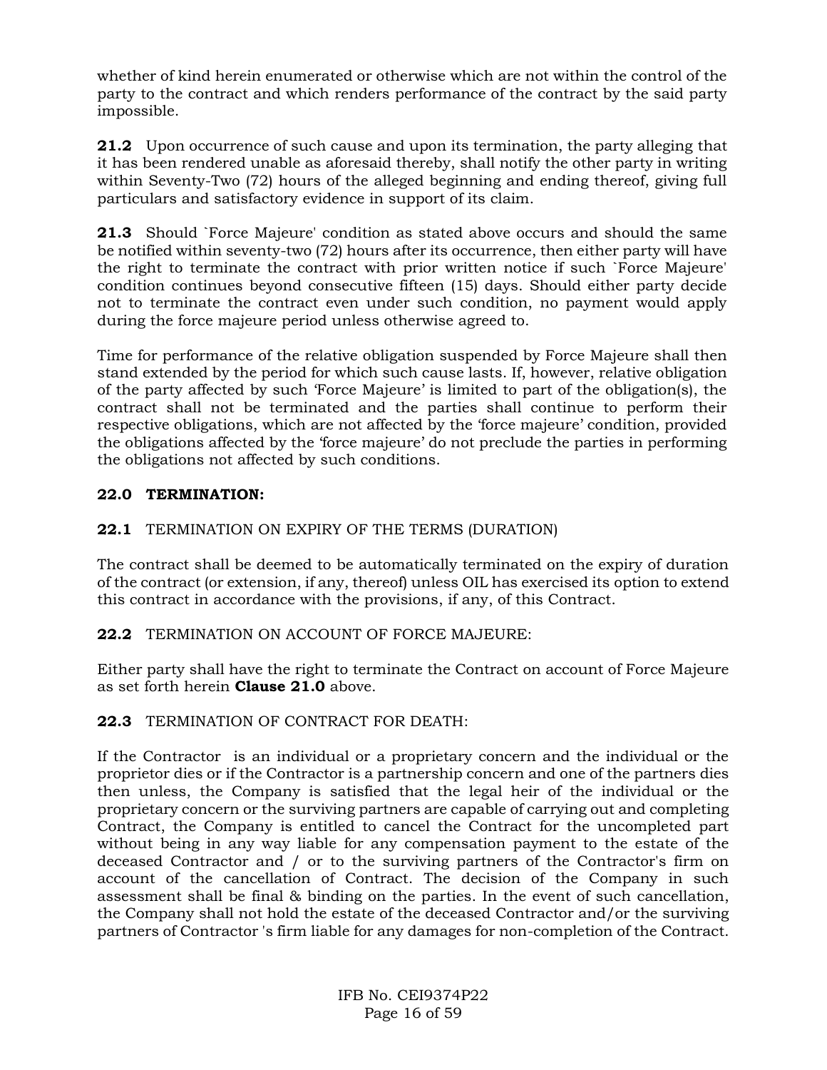whether of kind herein enumerated or otherwise which are not within the control of the party to the contract and which renders performance of the contract by the said party impossible.

**21.2** Upon occurrence of such cause and upon its termination, the party alleging that it has been rendered unable as aforesaid thereby, shall notify the other party in writing within Seventy-Two (72) hours of the alleged beginning and ending thereof, giving full particulars and satisfactory evidence in support of its claim.

**21.3** Should `Force Majeure' condition as stated above occurs and should the same be notified within seventy-two (72) hours after its occurrence, then either party will have the right to terminate the contract with prior written notice if such `Force Majeure' condition continues beyond consecutive fifteen (15) days. Should either party decide not to terminate the contract even under such condition, no payment would apply during the force majeure period unless otherwise agreed to.

Time for performance of the relative obligation suspended by Force Majeure shall then stand extended by the period for which such cause lasts. If, however, relative obligation of the party affected by such 'Force Majeure' is limited to part of the obligation(s), the contract shall not be terminated and the parties shall continue to perform their respective obligations, which are not affected by the 'force majeure' condition, provided the obligations affected by the 'force majeure' do not preclude the parties in performing the obligations not affected by such conditions.

## 22.0 TERMINATION:

**22.1** TERMINATION ON EXPIRY OF THE TERMS (DURATION)

The contract shall be deemed to be automatically terminated on the expiry of duration of the contract (or extension, if any, thereof) unless OIL has exercised its option to extend this contract in accordance with the provisions, if any, of this Contract.

**22.2** TERMINATION ON ACCOUNT OF FORCE MAJEURE:

Either party shall have the right to terminate the Contract on account of Force Majeure as set forth herein **Clause 21.0** above.

**22.3** TERMINATION OF CONTRACT FOR DEATH:

If the Contractor is an individual or a proprietary concern and the individual or the proprietor dies or if the Contractor is a partnership concern and one of the partners dies then unless, the Company is satisfied that the legal heir of the individual or the proprietary concern or the surviving partners are capable of carrying out and completing Contract, the Company is entitled to cancel the Contract for the uncompleted part without being in any way liable for any compensation payment to the estate of the deceased Contractor and / or to the surviving partners of the Contractor's firm on account of the cancellation of Contract. The decision of the Company in such assessment shall be final & binding on the parties. In the event of such cancellation, the Company shall not hold the estate of the deceased Contractor and/or the surviving partners of Contractor 's firm liable for any damages for non-completion of the Contract.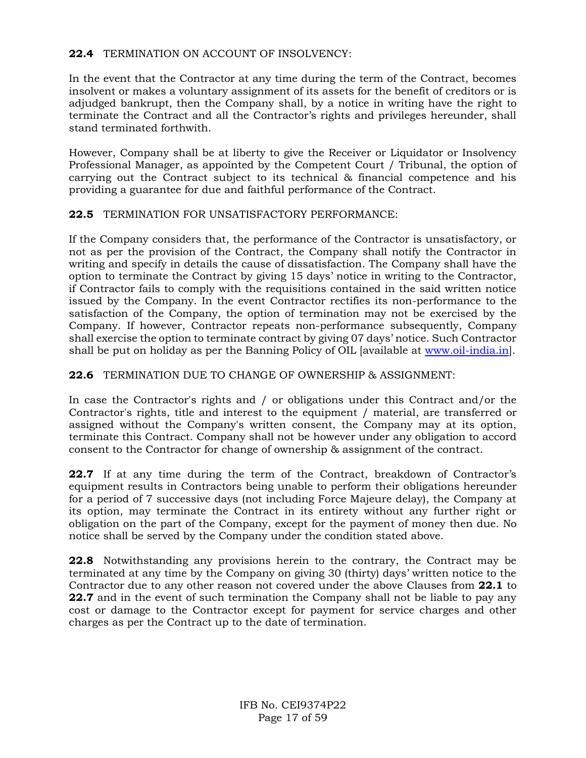**22.4** TERMINATION ON ACCOUNT OF INSOLVENCY:

In the event that the Contractor at any time during the term of the Contract, becomes insolvent or makes a voluntary assignment of its assets for the benefit of creditors or is adjudged bankrupt, then the Company shall, by a notice in writing have the right to terminate the Contract and all the Contractor's rights and privileges hereunder, shall stand terminated forthwith.

However, Company shall be at liberty to give the Receiver or Liquidator or Insolvency Professional Manager, as appointed by the Competent Court / Tribunal, the option of carrying out the Contract subject to its technical & financial competence and his providing a guarantee for due and faithful performance of the Contract.

**22.5** TERMINATION FOR UNSATISFACTORY PERFORMANCE:

If the Company considers that, the performance of the Contractor is unsatisfactory, or not as per the provision of the Contract, the Company shall notify the Contractor in writing and specify in details the cause of dissatisfaction. The Company shall have the option to terminate the Contract by giving 15 days' notice in writing to the Contractor, if Contractor fails to comply with the requisitions contained in the said written notice issued by the Company. In the event Contractor rectifies its non-performance to the satisfaction of the Company, the option of termination may not be exercised by the Company. If however, Contractor repeats non-performance subsequently, Company shall exercise the option to terminate contract by giving 07 days' notice. Such Contractor shall be put on holiday as per the Banning Policy of OIL [available at www.oil-india.in].

**22.6** TERMINATION DUE TO CHANGE OF OWNERSHIP & ASSIGNMENT:

In case the Contractor's rights and / or obligations under this Contract and/or the Contractor's rights, title and interest to the equipment / material, are transferred or assigned without the Company's written consent, the Company may at its option, terminate this Contract. Company shall not be however under any obligation to accord consent to the Contractor for change of ownership & assignment of the contract.

**22.7** If at any time during the term of the Contract, breakdown of Contractor's equipment results in Contractors being unable to perform their obligations hereunder for a period of 7 successive days (not including Force Majeure delay), the Company at its option, may terminate the Contract in its entirety without any further right or obligation on the part of the Company, except for the payment of money then due. No notice shall be served by the Company under the condition stated above.

**22.8** Notwithstanding any provisions herein to the contrary, the Contract may be terminated at any time by the Company on giving 30 (thirty) days' written notice to the Contractor due to any other reason not covered under the above Clauses from **22.1** to **22.7** and in the event of such termination the Company shall not be liable to pay any cost or damage to the Contractor except for payment for service charges and other charges as per the Contract up to the date of termination.

IFB No. CEI9374P22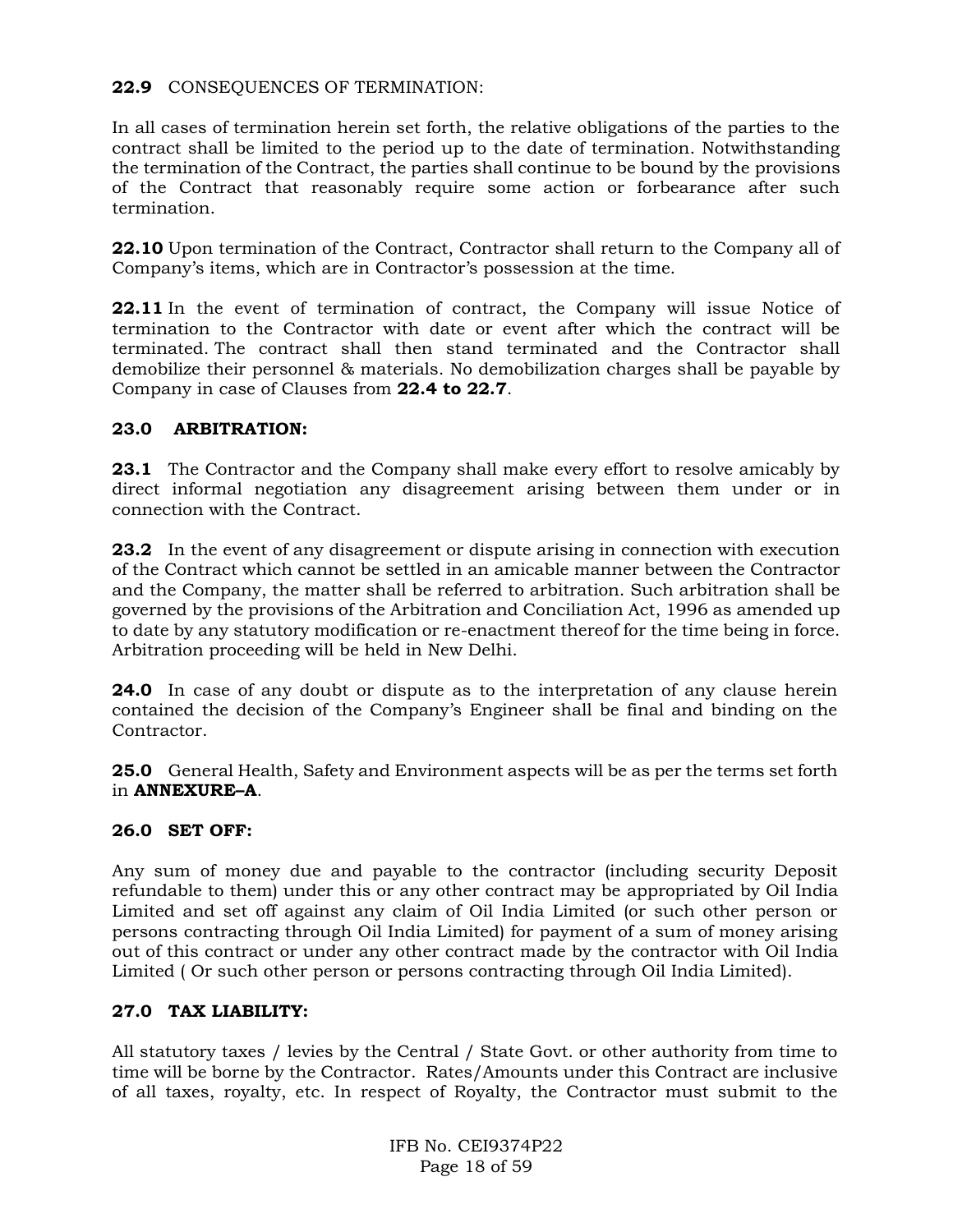**22.9** CONSEQUENCES OF TERMINATION:

In all cases of termination herein set forth, the relative obligations of the parties to the contract shall be limited to the period up to the date of termination. Notwithstanding the termination of the Contract, the parties shall continue to be bound by the provisions of the Contract that reasonably require some action or forbearance after such termination.

**22.10** Upon termination of the Contract, Contractor shall return to the Company all of Company's items, which are in Contractor's possession at the time.

**22.11** In the event of termination of contract, the Company will issue Notice of termination to the Contractor with date or event after which the contract will be terminated. The contract shall then stand terminated and the Contractor shall demobilize their personnel & materials. No demobilization charges shall be payable by Company in case of Clauses from **22.4 to 22.7**.

**23.0 ARBITRATION:**

**23.1** The Contractor and the Company shall make every effort to resolve amicably by direct informal negotiation any disagreement arising between them under or in connection with the Contract.

**23.2** In the event of any disagreement or dispute arising in connection with execution of the Contract which cannot be settled in an amicable manner between the Contractor and the Company, the matter shall be referred to arbitration. Such arbitration shall be governed by the provisions of the Arbitration and Conciliation Act, 1996 as amended up to date by any statutory modification or re-enactment thereof for the time being in force. Arbitration proceeding will be held in New Delhi.

**24.0** In case of any doubt or dispute as to the interpretation of any clause herein contained the decision of the Company's Engineer shall be final and binding on the Contractor.

**25.0** General Health, Safety and Environment aspects will be as per the terms set forth in **ANNEXURE–A**.

**26.0 SET OFF:**

Any sum of money due and payable to the contractor (including security Deposit refundable to them) under this or any other contract may be appropriated by Oil India Limited and set off against any claim of Oil India Limited (or such other person or persons contracting through Oil India Limited) for payment of a sum of money arising out of this contract or under any other contract made by the contractor with Oil India Limited ( Or such other person or persons contracting through Oil India Limited).

**27.0 TAX LIABILITY:**

All statutory taxes / levies by the Central / State Govt. or other authority from time to time will be borne by the Contractor. Rates/Amounts under this Contract are inclusive of all taxes, royalty, etc. In respect of Royalty, the Contractor must submit to the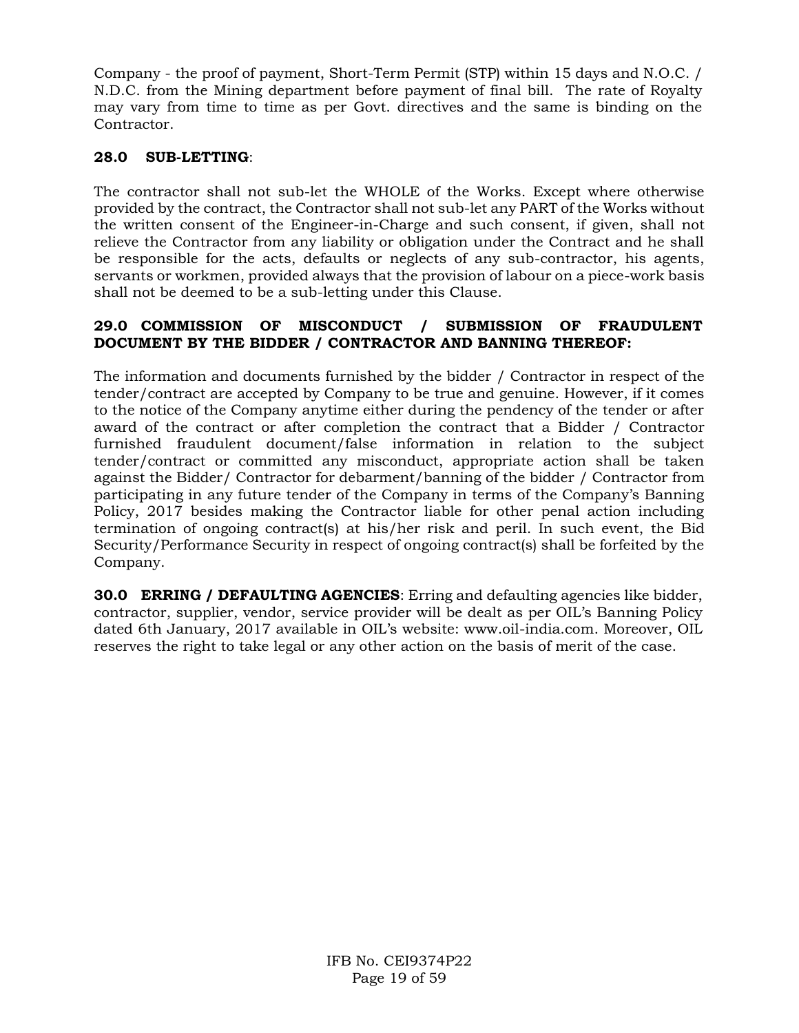Company - the proof of payment, Short-Term Permit (STP) within 15 days and N.O.C. / N.D.C. from the Mining department before payment of final bill. The rate of Royalty may vary from time to time as per Govt. directives and the same is binding on the Contractor.

**28.0 SUB-LETTING**:

The contractor shall not sub-let the WHOLE of the Works. Except where otherwise provided by the contract, the Contractor shall not sub-let any PART of the Works without the written consent of the Engineer-in-Charge and such consent, if given, shall not relieve the Contractor from any liability or obligation under the Contract and he shall be responsible for the acts, defaults or neglects of any sub-contractor, his agents, servants or workmen, provided always that the provision of labour on a piece-work basis shall not be deemed to be a sub-letting under this Clause.

**29.0 COMMISSION OF MISCONDUCT / SUBMISSION OF FRAUDULENT DOCUMENT BY THE BIDDER / CONTRACTOR AND BANNING THEREOF:**

The information and documents furnished by the bidder / Contractor in respect of the tender/contract are accepted by Company to be true and genuine. However, if it comes to the notice of the Company anytime either during the pendency of the tender or after award of the contract or after completion the contract that a Bidder / Contractor furnished fraudulent document/false information in relation to the subject tender/contract or committed any misconduct, appropriate action shall be taken against the Bidder/ Contractor for debarment/banning of the bidder / Contractor from participating in any future tender of the Company in terms of the Company's Banning Policy, 2017 besides making the Contractor liable for other penal action including termination of ongoing contract(s) at his/her risk and peril. In such event, the Bid Security/Performance Security in respect of ongoing contract(s) shall be forfeited by the Company.

**30.0 ERRING / DEFAULTING AGENCIES**: Erring and defaulting agencies like bidder, contractor, supplier, vendor, service provider will be dealt as per OIL's Banning Policy dated 6th January, 2017 available in OIL's website: www.oil-india.com. Moreover, OIL reserves the right to take legal or any other action on the basis of merit of the case.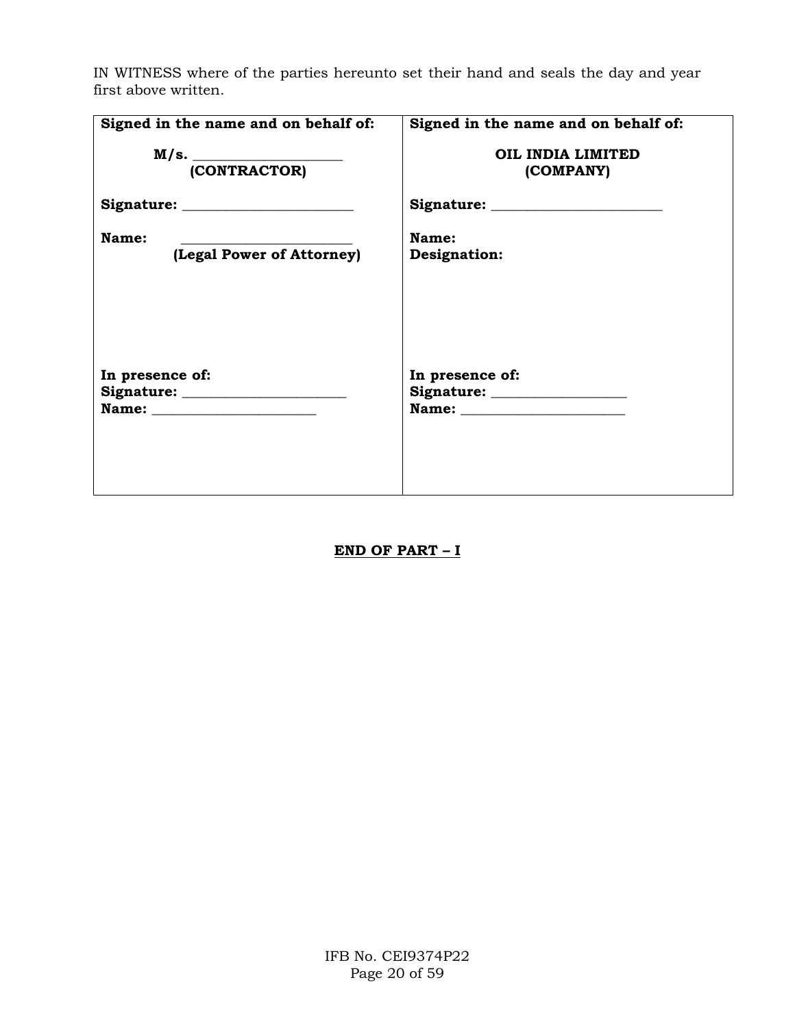IN WITNESS where of the parties hereunto set their hand and seals the day and year first above written.

| **Signed in the name and on behalf of:**<br><br>**M/s. ____________________**<br>**(CONTRACTOR)**<br><br>**Signature: ________________________**<br><br>**Name: ________________________**<br>**(Legal Power of Attorney)**<br><br><br><br>**In presence of:**<br>**Signature: ______________________**<br>**Name: ______________________** | **Signed in the name and on behalf of:**<br><br>**OIL INDIA LIMITED**<br>**(COMPANY)**<br><br>**Signature: ________________________**<br><br>**Name:**<br>**Designation:**<br><br><br><br>**In presence of:**<br>**Signature: __________________**<br>**Name: ______________________** |
|---|---|

**END OF PART – I**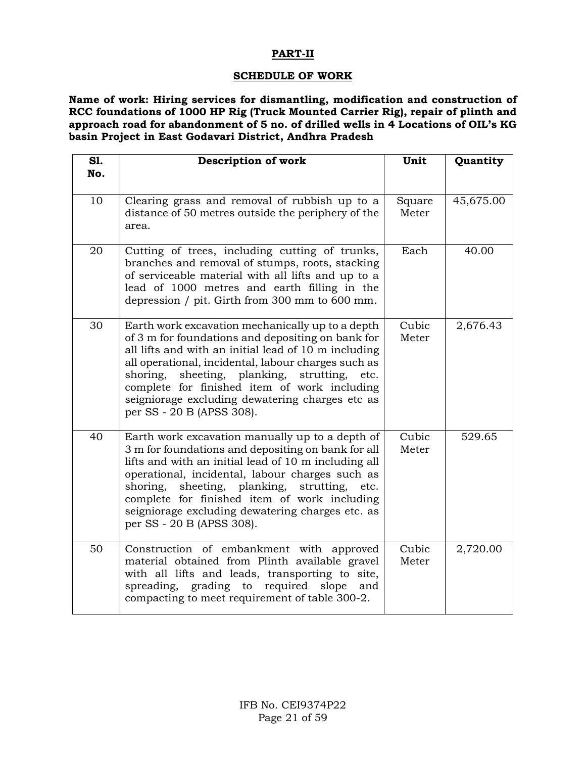## PART-II

## SCHEDULE OF WORK

**Name of work: Hiring services for dismantling, modification and construction of RCC foundations of 1000 HP Rig (Truck Mounted Carrier Rig), repair of plinth and approach road for abandonment of 5 no. of drilled wells in 4 Locations of OIL's KG basin Project in East Godavari District, Andhra Pradesh**

| Sl. No. | Description of work | Unit | Quantity |
|---|---|---|---|
| 10 | Clearing grass and removal of rubbish up to a distance of 50 metres outside the periphery of the area. | Square Meter | 45,675.00 |
| 20 | Cutting of trees, including cutting of trunks, branches and removal of stumps, roots, stacking of serviceable material with all lifts and up to a lead of 1000 metres and earth filling in the depression / pit. Girth from 300 mm to 600 mm. | Each | 40.00 |
| 30 | Earth work excavation mechanically up to a depth of 3 m for foundations and depositing on bank for all lifts and with an initial lead of 10 m including all operational, incidental, labour charges such as shoring, sheeting, planking, strutting, etc. complete for finished item of work including seigniorage excluding dewatering charges etc as per SS - 20 B (APSS 308). | Cubic Meter | 2,676.43 |
| 40 | Earth work excavation manually up to a depth of 3 m for foundations and depositing on bank for all lifts and with an initial lead of 10 m including all operational, incidental, labour charges such as shoring, sheeting, planking, strutting, etc. complete for finished item of work including seigniorage excluding dewatering charges etc. as per SS - 20 B (APSS 308). | Cubic Meter | 529.65 |
| 50 | Construction of embankment with approved material obtained from Plinth available gravel with all lifts and leads, transporting to site, spreading, grading to required slope and compacting to meet requirement of table 300-2. | Cubic Meter | 2,720.00 |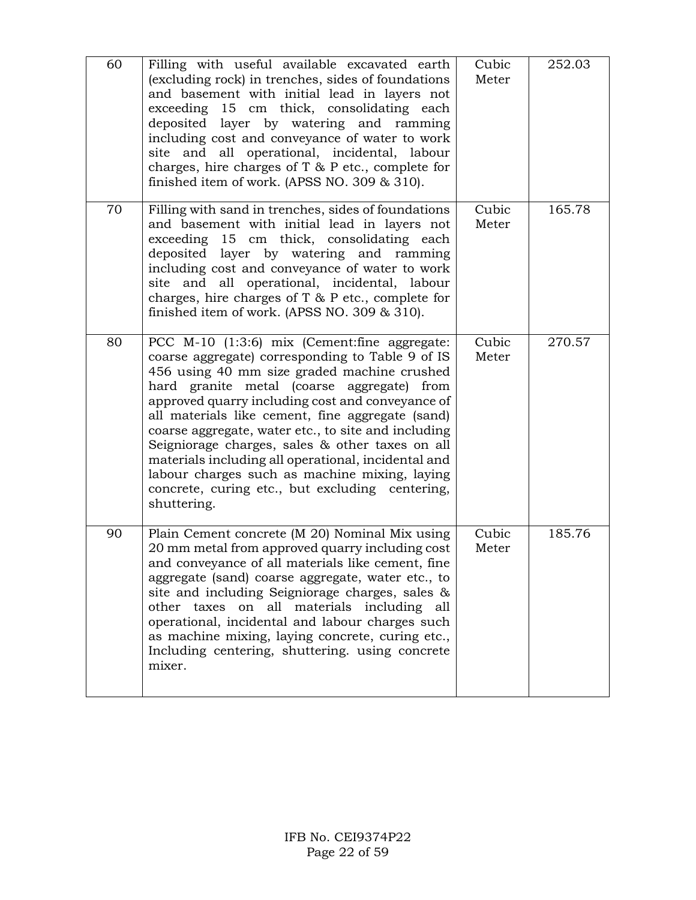| 60 | Filling with useful available excavated earth (excluding rock) in trenches, sides of foundations and basement with initial lead in layers not exceeding 15 cm thick, consolidating each deposited layer by watering and ramming including cost and conveyance of water to work site and all operational, incidental, labour charges, hire charges of T & P etc., complete for finished item of work. (APSS NO. 309 & 310). | Cubic Meter | 252.03 |
|---|---|---|---|
| 70 | Filling with sand in trenches, sides of foundations and basement with initial lead in layers not exceeding 15 cm thick, consolidating each deposited layer by watering and ramming including cost and conveyance of water to work site and all operational, incidental, labour charges, hire charges of T & P etc., complete for finished item of work. (APSS NO. 309 & 310). | Cubic Meter | 165.78 |
| 80 | PCC M-10 (1:3:6) mix (Cement:fine aggregate: coarse aggregate) corresponding to Table 9 of IS 456 using 40 mm size graded machine crushed hard granite metal (coarse aggregate) from approved quarry including cost and conveyance of all materials like cement, fine aggregate (sand) coarse aggregate, water etc., to site and including Seigniorage charges, sales & other taxes on all materials including all operational, incidental and labour charges such as machine mixing, laying concrete, curing etc., but excluding centering, shuttering. | Cubic Meter | 270.57 |
| 90 | Plain Cement concrete (M 20) Nominal Mix using 20 mm metal from approved quarry including cost and conveyance of all materials like cement, fine aggregate (sand) coarse aggregate, water etc., to site and including Seigniorage charges, sales & other taxes on all materials including all operational, incidental and labour charges such as machine mixing, laying concrete, curing etc., Including centering, shuttering. using concrete mixer. | Cubic Meter | 185.76 |

IFB No. CEI9374P22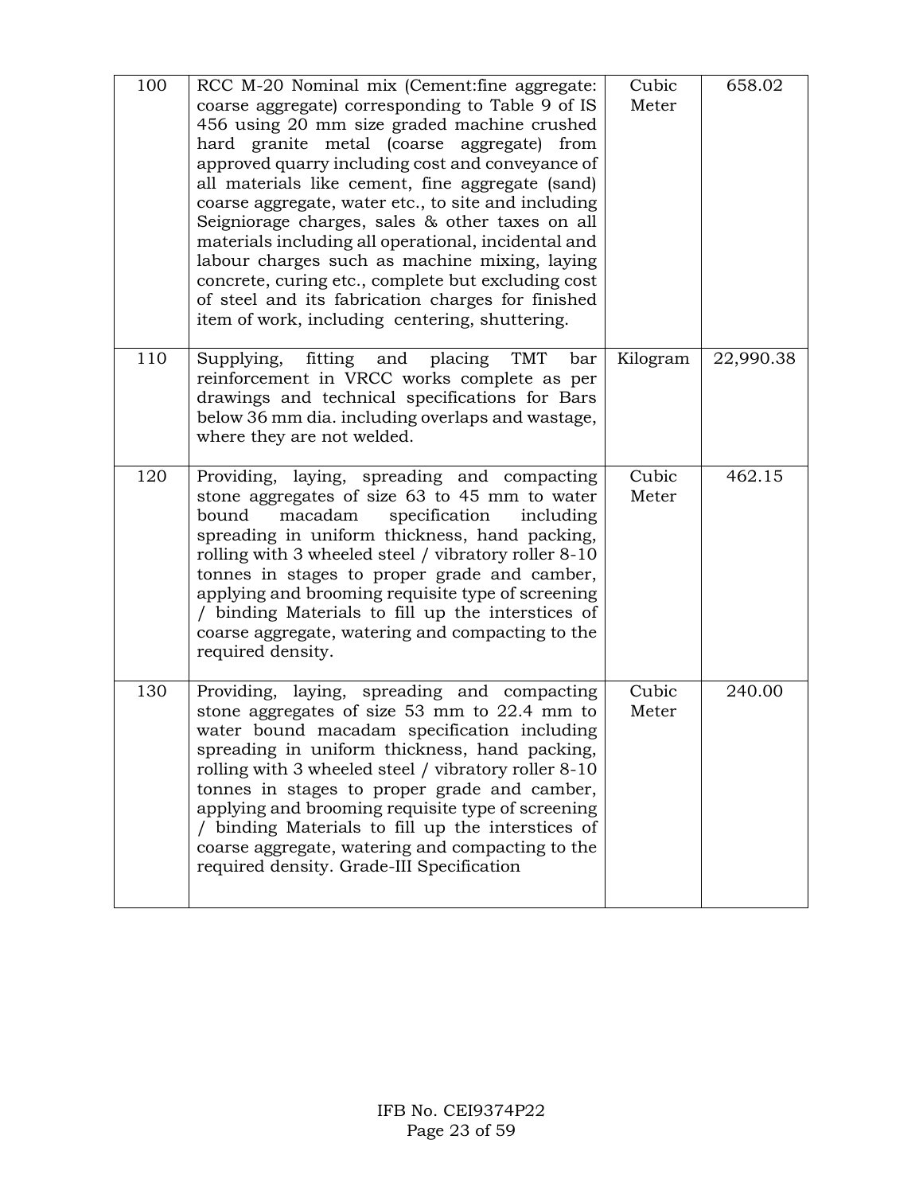| 100 | RCC M-20 Nominal mix (Cement:fine aggregate: coarse aggregate) corresponding to Table 9 of IS 456 using 20 mm size graded machine crushed hard granite metal (coarse aggregate) from approved quarry including cost and conveyance of all materials like cement, fine aggregate (sand) coarse aggregate, water etc., to site and including Seigniorage charges, sales & other taxes on all materials including all operational, incidental and labour charges such as machine mixing, laying concrete, curing etc., complete but excluding cost of steel and its fabrication charges for finished item of work, including centering, shuttering. | Cubic Meter | 658.02 |
|---|---|---|---|
| 110 | Supplying, fitting and placing TMT bar reinforcement in VRCC works complete as per drawings and technical specifications for Bars below 36 mm dia. including overlaps and wastage, where they are not welded. | Kilogram | 22,990.38 |
| 120 | Providing, laying, spreading and compacting stone aggregates of size 63 to 45 mm to water bound macadam specification including spreading in uniform thickness, hand packing, rolling with 3 wheeled steel / vibratory roller 8-10 tonnes in stages to proper grade and camber, applying and brooming requisite type of screening / binding Materials to fill up the interstices of coarse aggregate, watering and compacting to the required density. | Cubic Meter | 462.15 |
| 130 | Providing, laying, spreading and compacting stone aggregates of size 53 mm to 22.4 mm to water bound macadam specification including spreading in uniform thickness, hand packing, rolling with 3 wheeled steel / vibratory roller 8-10 tonnes in stages to proper grade and camber, applying and brooming requisite type of screening / binding Materials to fill up the interstices of coarse aggregate, watering and compacting to the required density. Grade-III Specification | Cubic Meter | 240.00 |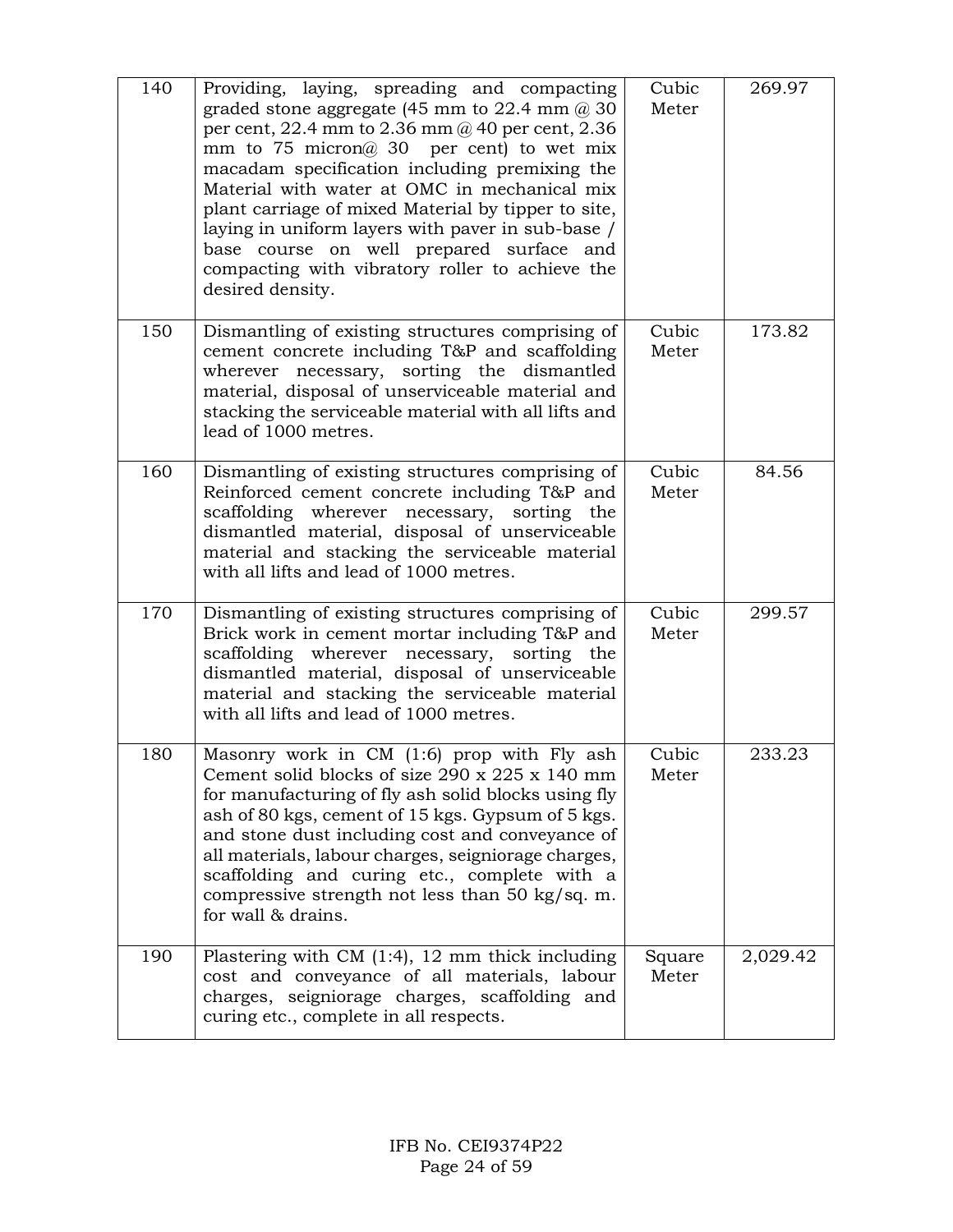| | | | |
|---|---|---|---|
| 140 | Providing, laying, spreading and compacting graded stone aggregate (45 mm to 22.4 mm @ 30 per cent, 22.4 mm to 2.36 mm @ 40 per cent, 2.36 mm to 75 micron@ 30 per cent) to wet mix macadam specification including premixing the Material with water at OMC in mechanical mix plant carriage of mixed Material by tipper to site, laying in uniform layers with paver in sub-base / base course on well prepared surface and compacting with vibratory roller to achieve the desired density. | Cubic Meter | 269.97 |
| 150 | Dismantling of existing structures comprising of cement concrete including T&P and scaffolding wherever necessary, sorting the dismantled material, disposal of unserviceable material and stacking the serviceable material with all lifts and lead of 1000 metres. | Cubic Meter | 173.82 |
| 160 | Dismantling of existing structures comprising of Reinforced cement concrete including T&P and scaffolding wherever necessary, sorting the dismantled material, disposal of unserviceable material and stacking the serviceable material with all lifts and lead of 1000 metres. | Cubic Meter | 84.56 |
| 170 | Dismantling of existing structures comprising of Brick work in cement mortar including T&P and scaffolding wherever necessary, sorting the dismantled material, disposal of unserviceable material and stacking the serviceable material with all lifts and lead of 1000 metres. | Cubic Meter | 299.57 |
| 180 | Masonry work in CM (1:6) prop with Fly ash Cement solid blocks of size 290 x 225 x 140 mm for manufacturing of fly ash solid blocks using fly ash of 80 kgs, cement of 15 kgs. Gypsum of 5 kgs. and stone dust including cost and conveyance of all materials, labour charges, seigniorage charges, scaffolding and curing etc., complete with a compressive strength not less than 50 kg/sq. m. for wall & drains. | Cubic Meter | 233.23 |
| 190 | Plastering with CM (1:4), 12 mm thick including cost and conveyance of all materials, labour charges, seigniorage charges, scaffolding and curing etc., complete in all respects. | Square Meter | 2,029.42 |

IFB No. CEI9374P22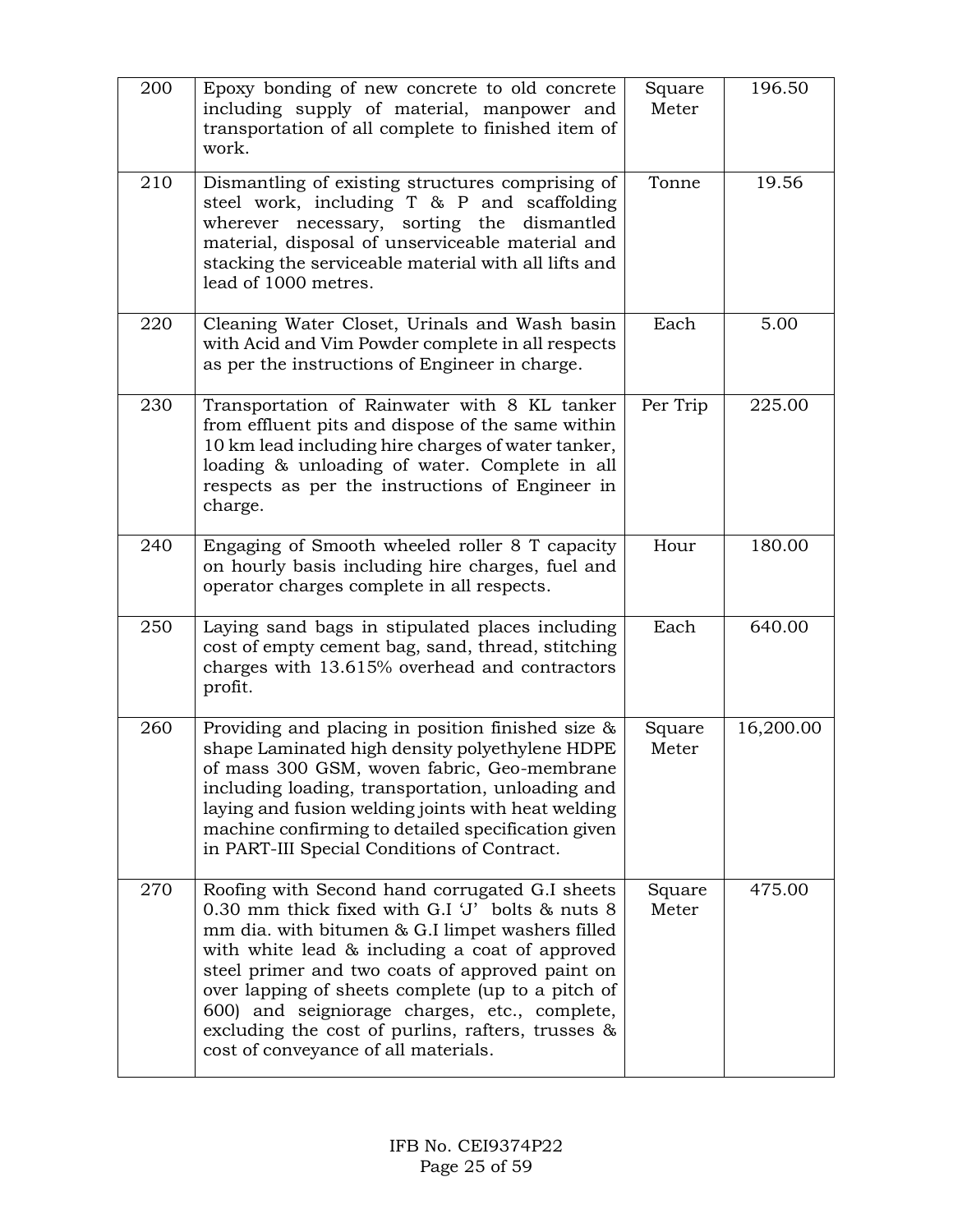| 200 | Epoxy bonding of new concrete to old concrete including supply of material, manpower and transportation of all complete to finished item of work. | Square Meter | 196.50 |
|---|---|---|---|
| 210 | Dismantling of existing structures comprising of steel work, including T & P and scaffolding wherever necessary, sorting the dismantled material, disposal of unserviceable material and stacking the serviceable material with all lifts and lead of 1000 metres. | Tonne | 19.56 |
| 220 | Cleaning Water Closet, Urinals and Wash basin with Acid and Vim Powder complete in all respects as per the instructions of Engineer in charge. | Each | 5.00 |
| 230 | Transportation of Rainwater with 8 KL tanker from effluent pits and dispose of the same within 10 km lead including hire charges of water tanker, loading & unloading of water. Complete in all respects as per the instructions of Engineer in charge. | Per Trip | 225.00 |
| 240 | Engaging of Smooth wheeled roller 8 T capacity on hourly basis including hire charges, fuel and operator charges complete in all respects. | Hour | 180.00 |
| 250 | Laying sand bags in stipulated places including cost of empty cement bag, sand, thread, stitching charges with 13.615% overhead and contractors profit. | Each | 640.00 |
| 260 | Providing and placing in position finished size & shape Laminated high density polyethylene HDPE of mass 300 GSM, woven fabric, Geo-membrane including loading, transportation, unloading and laying and fusion welding joints with heat welding machine confirming to detailed specification given in PART-III Special Conditions of Contract. | Square Meter | 16,200.00 |
| 270 | Roofing with Second hand corrugated G.I sheets 0.30 mm thick fixed with G.I 'J' bolts & nuts 8 mm dia. with bitumen & G.I limpet washers filled with white lead & including a coat of approved steel primer and two coats of approved paint on over lapping of sheets complete (up to a pitch of 600) and seigniorage charges, etc., complete, excluding the cost of purlins, rafters, trusses & cost of conveyance of all materials. | Square Meter | 475.00 |

IFB No. CEI9374P22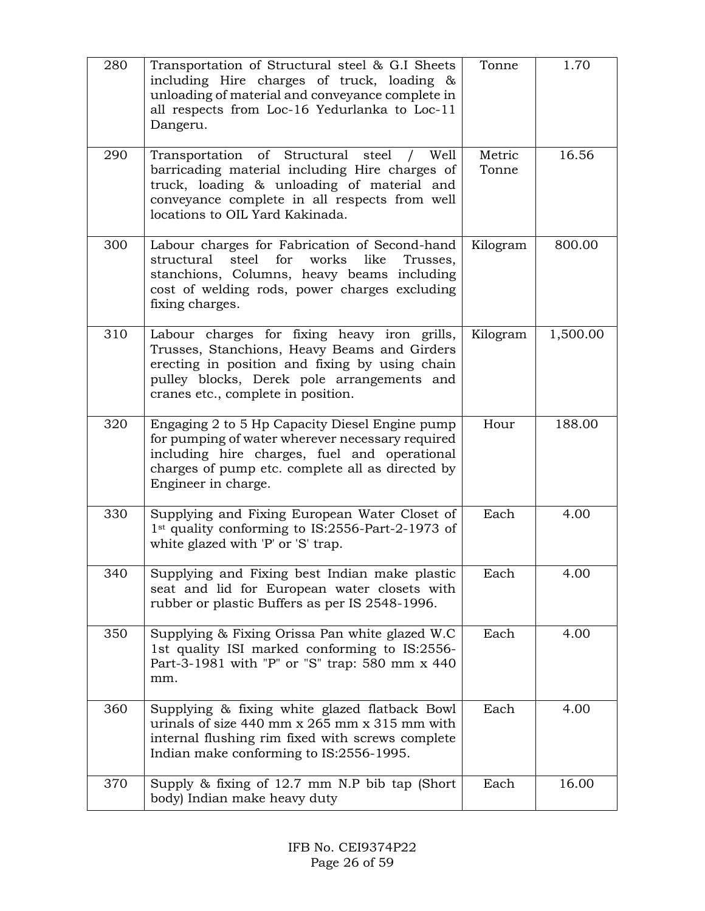| 280 | Transportation of Structural steel & G.I Sheets including Hire charges of truck, loading & unloading of material and conveyance complete in all respects from Loc-16 Yedurlanka to Loc-11 Dangeru. | Tonne | 1.70 |
|---|---|---|---|
| 290 | Transportation of Structural steel / Well barricading material including Hire charges of truck, loading & unloading of material and conveyance complete in all respects from well locations to OIL Yard Kakinada. | Metric Tonne | 16.56 |
| 300 | Labour charges for Fabrication of Second-hand structural steel for works like Trusses, stanchions, Columns, heavy beams including cost of welding rods, power charges excluding fixing charges. | Kilogram | 800.00 |
| 310 | Labour charges for fixing heavy iron grills, Trusses, Stanchions, Heavy Beams and Girders erecting in position and fixing by using chain pulley blocks, Derek pole arrangements and cranes etc., complete in position. | Kilogram | 1,500.00 |
| 320 | Engaging 2 to 5 Hp Capacity Diesel Engine pump for pumping of water wherever necessary required including hire charges, fuel and operational charges of pump etc. complete all as directed by Engineer in charge. | Hour | 188.00 |
| 330 | Supplying and Fixing European Water Closet of 1st quality conforming to IS:2556-Part-2-1973 of white glazed with 'P' or 'S' trap. | Each | 4.00 |
| 340 | Supplying and Fixing best Indian make plastic seat and lid for European water closets with rubber or plastic Buffers as per IS 2548-1996. | Each | 4.00 |
| 350 | Supplying & Fixing Orissa Pan white glazed W.C 1st quality ISI marked conforming to IS:2556-Part-3-1981 with "P" or "S" trap: 580 mm x 440 mm. | Each | 4.00 |
| 360 | Supplying & fixing white glazed flatback Bowl urinals of size 440 mm x 265 mm x 315 mm with internal flushing rim fixed with screws complete Indian make conforming to IS:2556-1995. | Each | 4.00 |
| 370 | Supply & fixing of 12.7 mm N.P bib tap (Short body) Indian make heavy duty | Each | 16.00 |

IFB No. CEI9374P22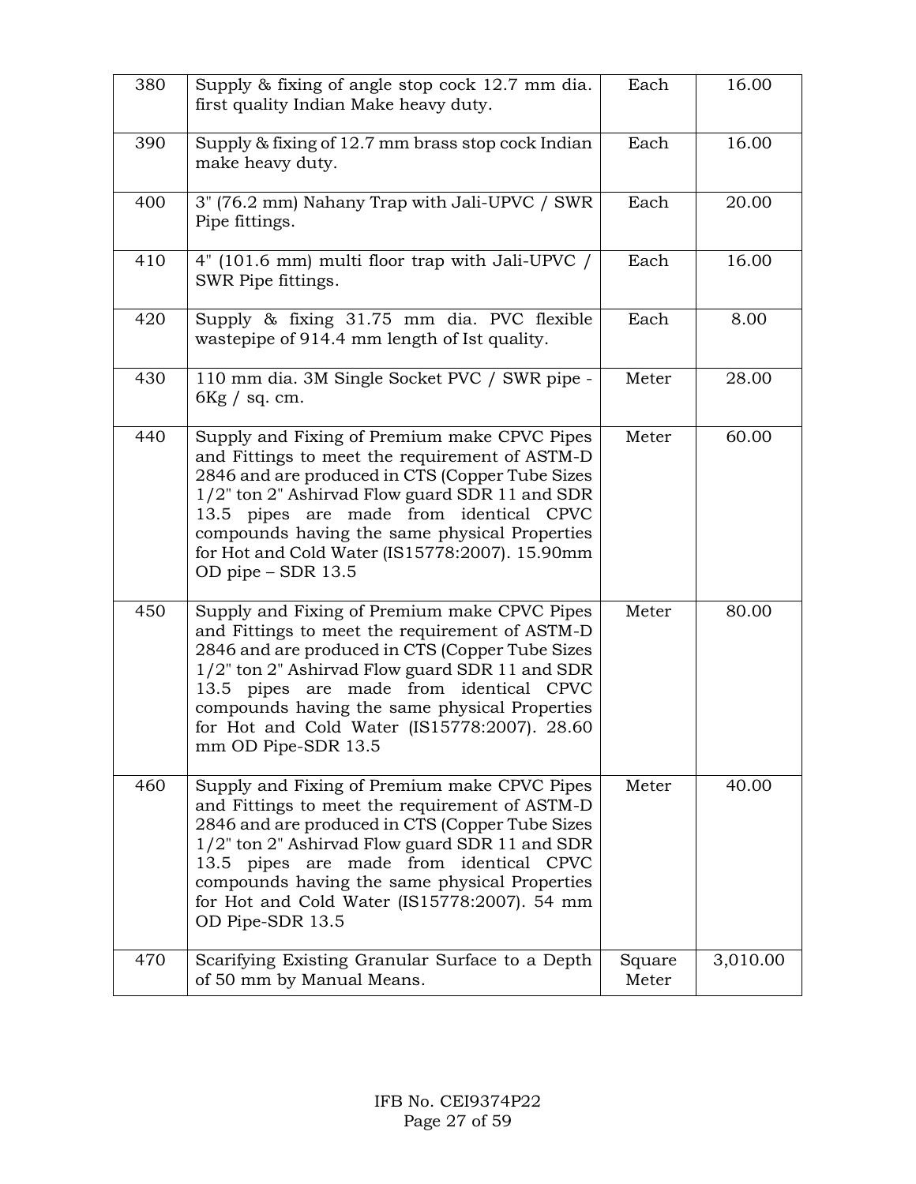| 380 | Supply & fixing of angle stop cock 12.7 mm dia. first quality Indian Make heavy duty. | Each | 16.00 |
|---|---|---|---|
| 390 | Supply & fixing of 12.7 mm brass stop cock Indian make heavy duty. | Each | 16.00 |
| 400 | 3" (76.2 mm) Nahany Trap with Jali-UPVC / SWR Pipe fittings. | Each | 20.00 |
| 410 | 4" (101.6 mm) multi floor trap with Jali-UPVC / SWR Pipe fittings. | Each | 16.00 |
| 420 | Supply & fixing 31.75 mm dia. PVC flexible wastepipe of 914.4 mm length of Ist quality. | Each | 8.00 |
| 430 | 110 mm dia. 3M Single Socket PVC / SWR pipe - 6Kg / sq. cm. | Meter | 28.00 |
| 440 | Supply and Fixing of Premium make CPVC Pipes and Fittings to meet the requirement of ASTM-D 2846 and are produced in CTS (Copper Tube Sizes 1/2" ton 2" Ashirvad Flow guard SDR 11 and SDR 13.5 pipes are made from identical CPVC compounds having the same physical Properties for Hot and Cold Water (IS15778:2007). 15.90mm OD pipe – SDR 13.5 | Meter | 60.00 |
| 450 | Supply and Fixing of Premium make CPVC Pipes and Fittings to meet the requirement of ASTM-D 2846 and are produced in CTS (Copper Tube Sizes 1/2" ton 2" Ashirvad Flow guard SDR 11 and SDR 13.5 pipes are made from identical CPVC compounds having the same physical Properties for Hot and Cold Water (IS15778:2007). 28.60 mm OD Pipe-SDR 13.5 | Meter | 80.00 |
| 460 | Supply and Fixing of Premium make CPVC Pipes and Fittings to meet the requirement of ASTM-D 2846 and are produced in CTS (Copper Tube Sizes 1/2" ton 2" Ashirvad Flow guard SDR 11 and SDR 13.5 pipes are made from identical CPVC compounds having the same physical Properties for Hot and Cold Water (IS15778:2007). 54 mm OD Pipe-SDR 13.5 | Meter | 40.00 |
| 470 | Scarifying Existing Granular Surface to a Depth of 50 mm by Manual Means. | Square Meter | 3,010.00 |

IFB No. CEI9374P22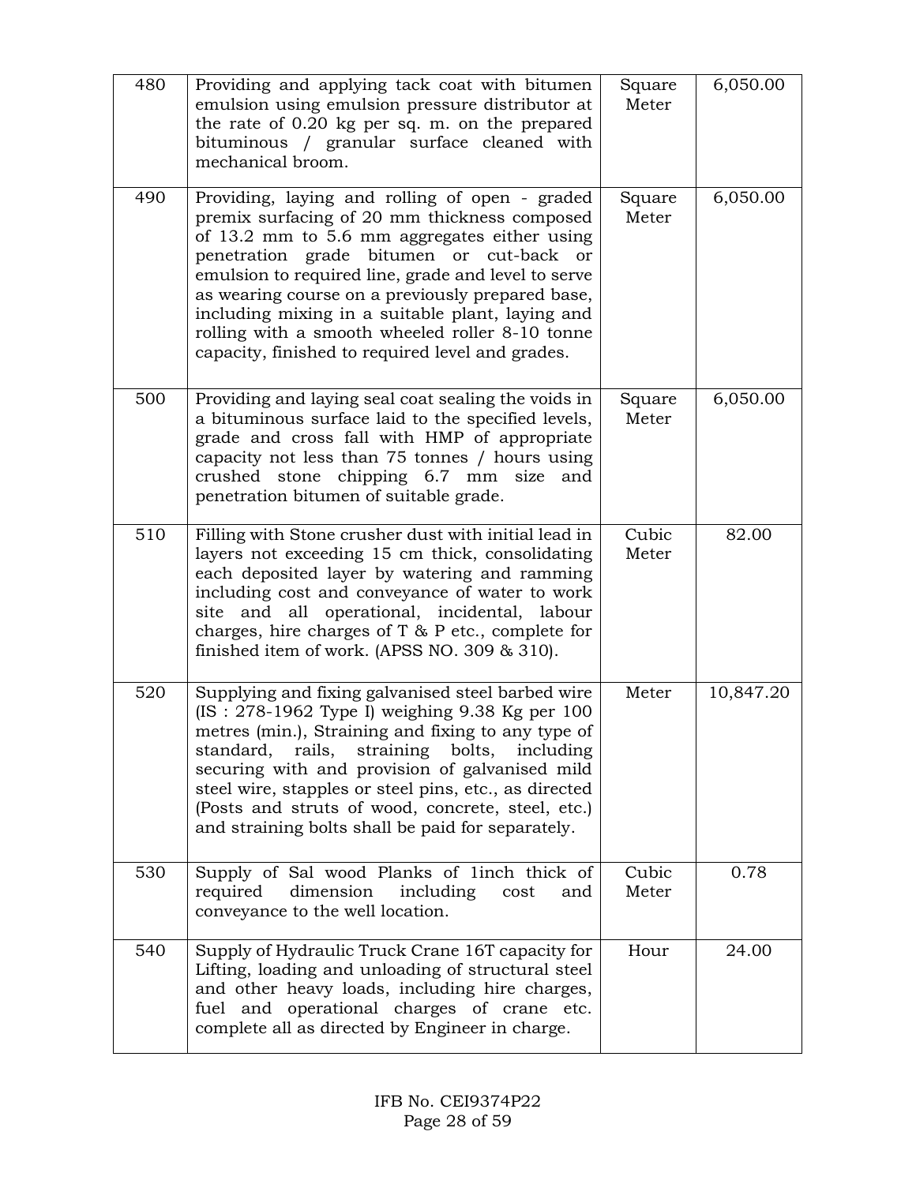| 480 | Providing and applying tack coat with bitumen emulsion using emulsion pressure distributor at the rate of 0.20 kg per sq. m. on the prepared bituminous / granular surface cleaned with mechanical broom. | Square Meter | 6,050.00 |
|---|---|---|---|
| 490 | Providing, laying and rolling of open - graded premix surfacing of 20 mm thickness composed of 13.2 mm to 5.6 mm aggregates either using penetration grade bitumen or cut-back or emulsion to required line, grade and level to serve as wearing course on a previously prepared base, including mixing in a suitable plant, laying and rolling with a smooth wheeled roller 8-10 tonne capacity, finished to required level and grades. | Square Meter | 6,050.00 |
| 500 | Providing and laying seal coat sealing the voids in a bituminous surface laid to the specified levels, grade and cross fall with HMP of appropriate capacity not less than 75 tonnes / hours using crushed stone chipping 6.7 mm size and penetration bitumen of suitable grade. | Square Meter | 6,050.00 |
| 510 | Filling with Stone crusher dust with initial lead in layers not exceeding 15 cm thick, consolidating each deposited layer by watering and ramming including cost and conveyance of water to work site and all operational, incidental, labour charges, hire charges of T & P etc., complete for finished item of work. (APSS NO. 309 & 310). | Cubic Meter | 82.00 |
| 520 | Supplying and fixing galvanised steel barbed wire (IS : 278-1962 Type I) weighing 9.38 Kg per 100 metres (min.), Straining and fixing to any type of standard, rails, straining bolts, including securing with and provision of galvanised mild steel wire, stapples or steel pins, etc., as directed (Posts and struts of wood, concrete, steel, etc.) and straining bolts shall be paid for separately. | Meter | 10,847.20 |
| 530 | Supply of Sal wood Planks of 1inch thick of required dimension including cost and conveyance to the well location. | Cubic Meter | 0.78 |
| 540 | Supply of Hydraulic Truck Crane 16T capacity for Lifting, loading and unloading of structural steel and other heavy loads, including hire charges, fuel and operational charges of crane etc. complete all as directed by Engineer in charge. | Hour | 24.00 |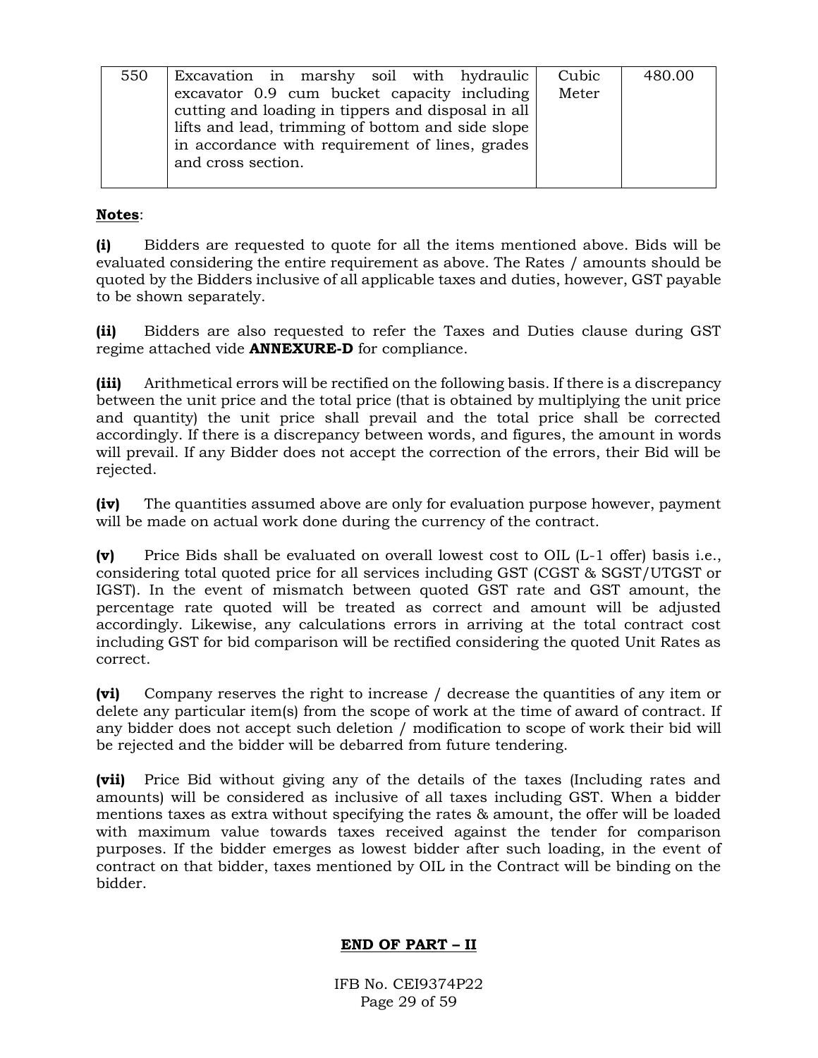| 550 | Excavation in marshy soil with hydraulic excavator 0.9 cum bucket capacity including cutting and loading in tippers and disposal in all lifts and lead, trimming of bottom and side slope in accordance with requirement of lines, grades and cross section. | Cubic Meter | 480.00 |
|---|---|---|---|

**Notes**:

**(i)** Bidders are requested to quote for all the items mentioned above. Bids will be evaluated considering the entire requirement as above. The Rates / amounts should be quoted by the Bidders inclusive of all applicable taxes and duties, however, GST payable to be shown separately.

**(ii)** Bidders are also requested to refer the Taxes and Duties clause during GST regime attached vide **ANNEXURE-D** for compliance.

**(iii)** Arithmetical errors will be rectified on the following basis. If there is a discrepancy between the unit price and the total price (that is obtained by multiplying the unit price and quantity) the unit price shall prevail and the total price shall be corrected accordingly. If there is a discrepancy between words, and figures, the amount in words will prevail. If any Bidder does not accept the correction of the errors, their Bid will be rejected.

**(iv)** The quantities assumed above are only for evaluation purpose however, payment will be made on actual work done during the currency of the contract.

**(v)** Price Bids shall be evaluated on overall lowest cost to OIL (L-1 offer) basis i.e., considering total quoted price for all services including GST (CGST & SGST/UTGST or IGST). In the event of mismatch between quoted GST rate and GST amount, the percentage rate quoted will be treated as correct and amount will be adjusted accordingly. Likewise, any calculations errors in arriving at the total contract cost including GST for bid comparison will be rectified considering the quoted Unit Rates as correct.

**(vi)** Company reserves the right to increase / decrease the quantities of any item or delete any particular item(s) from the scope of work at the time of award of contract. If any bidder does not accept such deletion / modification to scope of work their bid will be rejected and the bidder will be debarred from future tendering.

**(vii)** Price Bid without giving any of the details of the taxes (Including rates and amounts) will be considered as inclusive of all taxes including GST. When a bidder mentions taxes as extra without specifying the rates & amount, the offer will be loaded with maximum value towards taxes received against the tender for comparison purposes. If the bidder emerges as lowest bidder after such loading, in the event of contract on that bidder, taxes mentioned by OIL in the Contract will be binding on the bidder.

**END OF PART – II**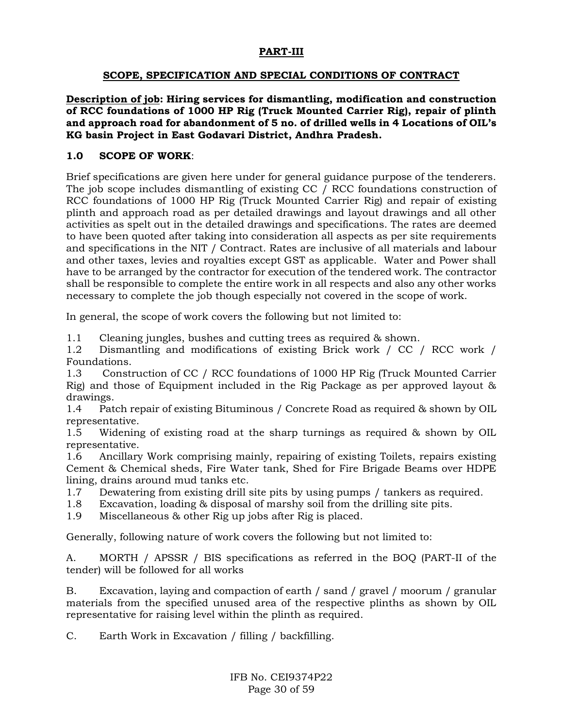## PART-III

## SCOPE, SPECIFICATION AND SPECIAL CONDITIONS OF CONTRACT

**Description of job: Hiring services for dismantling, modification and construction of RCC foundations of 1000 HP Rig (Truck Mounted Carrier Rig), repair of plinth and approach road for abandonment of 5 no. of drilled wells in 4 Locations of OIL's KG basin Project in East Godavari District, Andhra Pradesh.**

### 1.0 SCOPE OF WORK:

Brief specifications are given here under for general guidance purpose of the tenderers. The job scope includes dismantling of existing CC / RCC foundations construction of RCC foundations of 1000 HP Rig (Truck Mounted Carrier Rig) and repair of existing plinth and approach road as per detailed drawings and layout drawings and all other activities as spelt out in the detailed drawings and specifications. The rates are deemed to have been quoted after taking into consideration all aspects as per site requirements and specifications in the NIT / Contract. Rates are inclusive of all materials and labour and other taxes, levies and royalties except GST as applicable. Water and Power shall have to be arranged by the contractor for execution of the tendered work. The contractor shall be responsible to complete the entire work in all respects and also any other works necessary to complete the job though especially not covered in the scope of work.

In general, the scope of work covers the following but not limited to:

1.1 Cleaning jungles, bushes and cutting trees as required & shown.
1.2 Dismantling and modifications of existing Brick work / CC / RCC work / Foundations.
1.3 Construction of CC / RCC foundations of 1000 HP Rig (Truck Mounted Carrier Rig) and those of Equipment included in the Rig Package as per approved layout & drawings.
1.4 Patch repair of existing Bituminous / Concrete Road as required & shown by OIL representative.
1.5 Widening of existing road at the sharp turnings as required & shown by OIL representative.
1.6 Ancillary Work comprising mainly, repairing of existing Toilets, repairs existing Cement & Chemical sheds, Fire Water tank, Shed for Fire Brigade Beams over HDPE lining, drains around mud tanks etc.
1.7 Dewatering from existing drill site pits by using pumps / tankers as required.
1.8 Excavation, loading & disposal of marshy soil from the drilling site pits.
1.9 Miscellaneous & other Rig up jobs after Rig is placed.

Generally, following nature of work covers the following but not limited to:

A. MORTH / APSSR / BIS specifications as referred in the BOQ (PART-II of the tender) will be followed for all works

B. Excavation, laying and compaction of earth / sand / gravel / moorum / granular materials from the specified unused area of the respective plinths as shown by OIL representative for raising level within the plinth as required.

C. Earth Work in Excavation / filling / backfilling.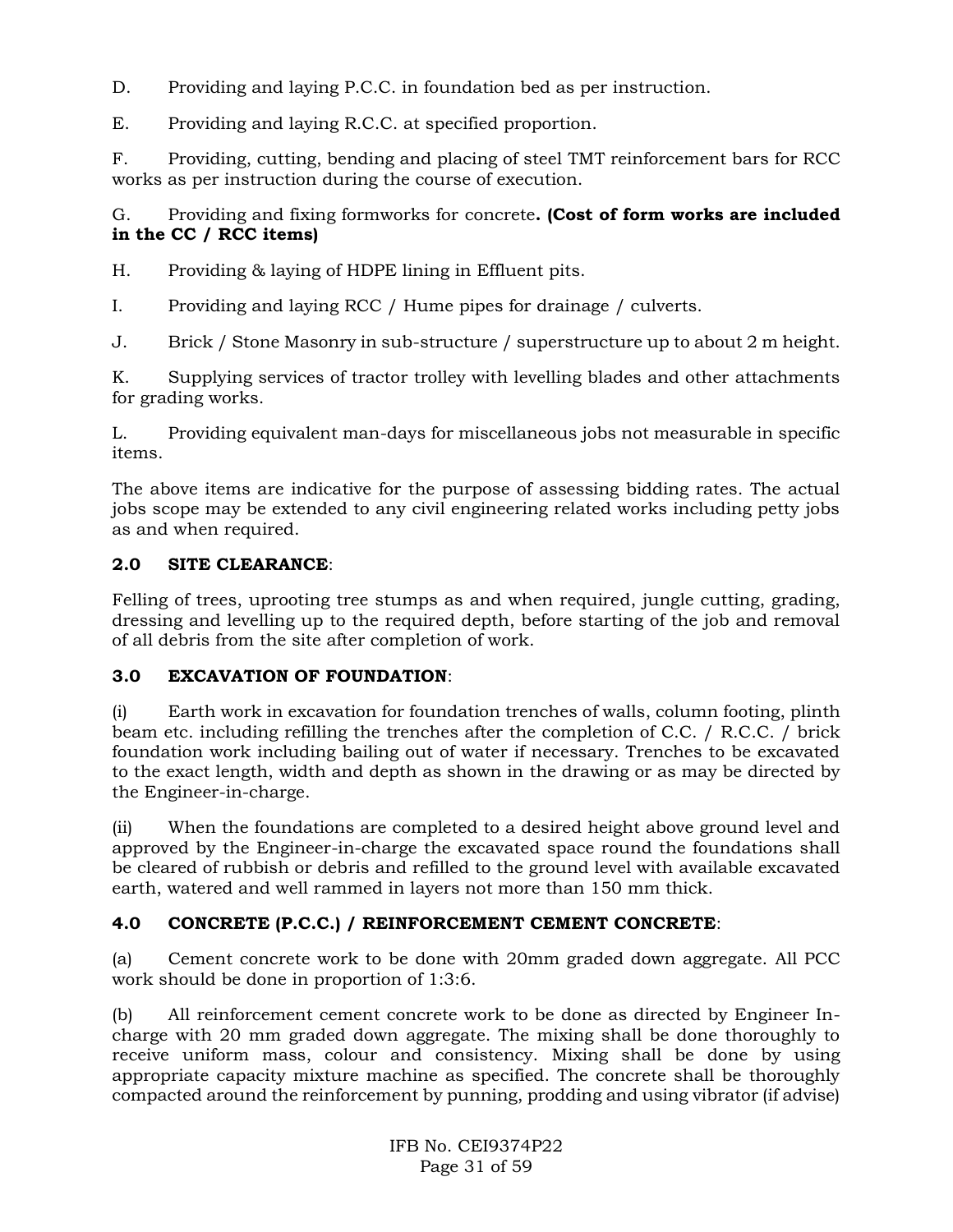D. Providing and laying P.C.C. in foundation bed as per instruction.

E. Providing and laying R.C.C. at specified proportion.

F. Providing, cutting, bending and placing of steel TMT reinforcement bars for RCC works as per instruction during the course of execution.

G. Providing and fixing formworks for concrete**. (Cost of form works are included in the CC / RCC items)**

H. Providing & laying of HDPE lining in Effluent pits.

I. Providing and laying RCC / Hume pipes for drainage / culverts.

J. Brick / Stone Masonry in sub-structure / superstructure up to about 2 m height.

K. Supplying services of tractor trolley with levelling blades and other attachments for grading works.

L. Providing equivalent man-days for miscellaneous jobs not measurable in specific items.

The above items are indicative for the purpose of assessing bidding rates. The actual jobs scope may be extended to any civil engineering related works including petty jobs as and when required.

**2.0 SITE CLEARANCE**:

Felling of trees, uprooting tree stumps as and when required, jungle cutting, grading, dressing and levelling up to the required depth, before starting of the job and removal of all debris from the site after completion of work.

**3.0 EXCAVATION OF FOUNDATION**:

(i) Earth work in excavation for foundation trenches of walls, column footing, plinth beam etc. including refilling the trenches after the completion of C.C. / R.C.C. / brick foundation work including bailing out of water if necessary. Trenches to be excavated to the exact length, width and depth as shown in the drawing or as may be directed by the Engineer-in-charge.

(ii) When the foundations are completed to a desired height above ground level and approved by the Engineer-in-charge the excavated space round the foundations shall be cleared of rubbish or debris and refilled to the ground level with available excavated earth, watered and well rammed in layers not more than 150 mm thick.

**4.0 CONCRETE (P.C.C.) / REINFORCEMENT CEMENT CONCRETE**:

(a) Cement concrete work to be done with 20mm graded down aggregate. All PCC work should be done in proportion of 1:3:6.

(b) All reinforcement cement concrete work to be done as directed by Engineer In-charge with 20 mm graded down aggregate. The mixing shall be done thoroughly to receive uniform mass, colour and consistency. Mixing shall be done by using appropriate capacity mixture machine as specified. The concrete shall be thoroughly compacted around the reinforcement by punning, prodding and using vibrator (if advise)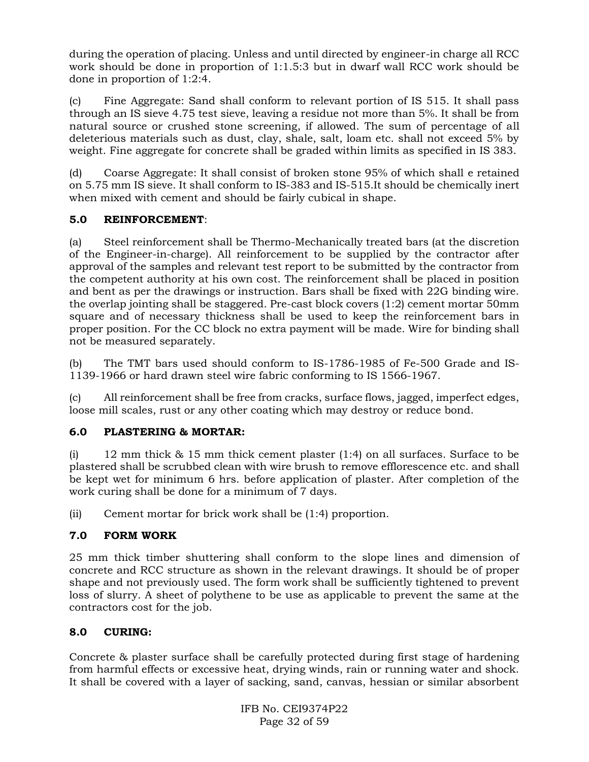during the operation of placing. Unless and until directed by engineer-in charge all RCC work should be done in proportion of 1:1.5:3 but in dwarf wall RCC work should be done in proportion of 1:2:4.

(c) Fine Aggregate: Sand shall conform to relevant portion of IS 515. It shall pass through an IS sieve 4.75 test sieve, leaving a residue not more than 5%. It shall be from natural source or crushed stone screening, if allowed. The sum of percentage of all deleterious materials such as dust, clay, shale, salt, loam etc. shall not exceed 5% by weight. Fine aggregate for concrete shall be graded within limits as specified in IS 383.

(d) Coarse Aggregate: It shall consist of broken stone 95% of which shall e retained on 5.75 mm IS sieve. It shall conform to IS-383 and IS-515.It should be chemically inert when mixed with cement and should be fairly cubical in shape.

## 5.0 REINFORCEMENT:

(a) Steel reinforcement shall be Thermo-Mechanically treated bars (at the discretion of the Engineer-in-charge). All reinforcement to be supplied by the contractor after approval of the samples and relevant test report to be submitted by the contractor from the competent authority at his own cost. The reinforcement shall be placed in position and bent as per the drawings or instruction. Bars shall be fixed with 22G binding wire. the overlap jointing shall be staggered. Pre-cast block covers (1:2) cement mortar 50mm square and of necessary thickness shall be used to keep the reinforcement bars in proper position. For the CC block no extra payment will be made. Wire for binding shall not be measured separately.

(b) The TMT bars used should conform to IS-1786-1985 of Fe-500 Grade and IS-1139-1966 or hard drawn steel wire fabric conforming to IS 1566-1967.

(c) All reinforcement shall be free from cracks, surface flows, jagged, imperfect edges, loose mill scales, rust or any other coating which may destroy or reduce bond.

## 6.0 PLASTERING & MORTAR:

(i) 12 mm thick & 15 mm thick cement plaster (1:4) on all surfaces. Surface to be plastered shall be scrubbed clean with wire brush to remove efflorescence etc. and shall be kept wet for minimum 6 hrs. before application of plaster. After completion of the work curing shall be done for a minimum of 7 days.

(ii) Cement mortar for brick work shall be (1:4) proportion.

## 7.0 FORM WORK

25 mm thick timber shuttering shall conform to the slope lines and dimension of concrete and RCC structure as shown in the relevant drawings. It should be of proper shape and not previously used. The form work shall be sufficiently tightened to prevent loss of slurry. A sheet of polythene to be use as applicable to prevent the same at the contractors cost for the job.

## 8.0 CURING:

Concrete & plaster surface shall be carefully protected during first stage of hardening from harmful effects or excessive heat, drying winds, rain or running water and shock. It shall be covered with a layer of sacking, sand, canvas, hessian or similar absorbent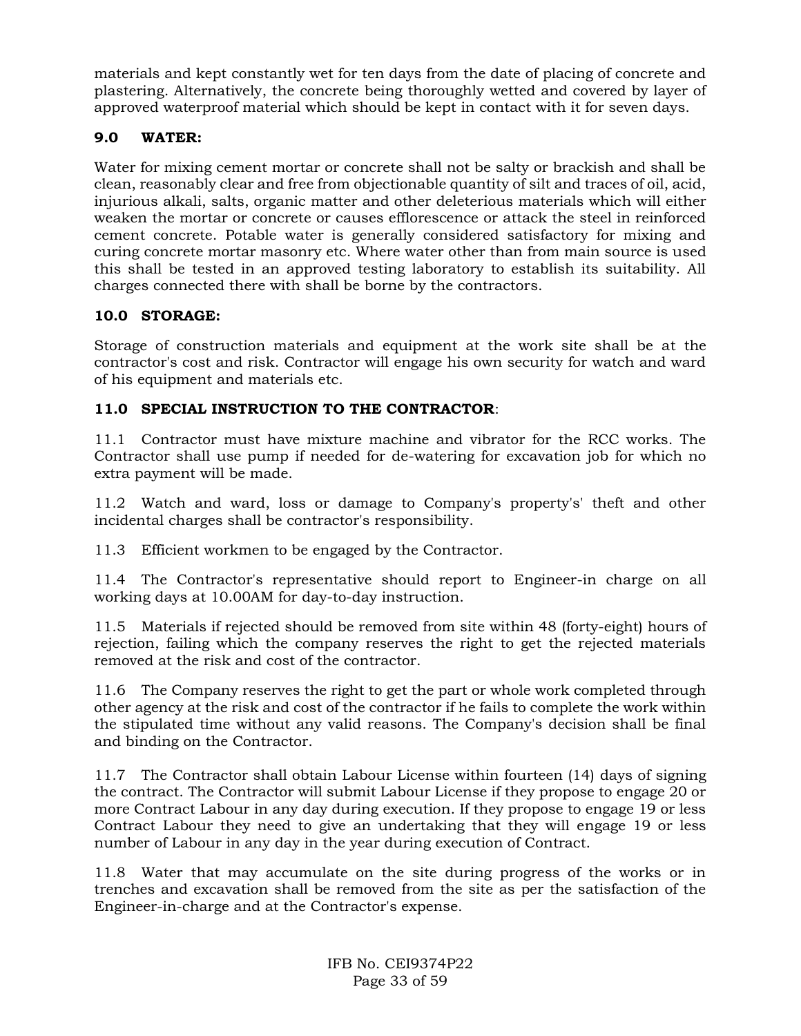materials and kept constantly wet for ten days from the date of placing of concrete and plastering. Alternatively, the concrete being thoroughly wetted and covered by layer of approved waterproof material which should be kept in contact with it for seven days.

### 9.0 WATER:

Water for mixing cement mortar or concrete shall not be salty or brackish and shall be clean, reasonably clear and free from objectionable quantity of silt and traces of oil, acid, injurious alkali, salts, organic matter and other deleterious materials which will either weaken the mortar or concrete or causes efflorescence or attack the steel in reinforced cement concrete. Potable water is generally considered satisfactory for mixing and curing concrete mortar masonry etc. Where water other than from main source is used this shall be tested in an approved testing laboratory to establish its suitability. All charges connected there with shall be borne by the contractors.

### 10.0 STORAGE:

Storage of construction materials and equipment at the work site shall be at the contractor's cost and risk. Contractor will engage his own security for watch and ward of his equipment and materials etc.

### 11.0 SPECIAL INSTRUCTION TO THE CONTRACTOR:

11.1 Contractor must have mixture machine and vibrator for the RCC works. The Contractor shall use pump if needed for de-watering for excavation job for which no extra payment will be made.

11.2 Watch and ward, loss or damage to Company's property's' theft and other incidental charges shall be contractor's responsibility.

11.3 Efficient workmen to be engaged by the Contractor.

11.4 The Contractor's representative should report to Engineer-in charge on all working days at 10.00AM for day-to-day instruction.

11.5 Materials if rejected should be removed from site within 48 (forty-eight) hours of rejection, failing which the company reserves the right to get the rejected materials removed at the risk and cost of the contractor.

11.6 The Company reserves the right to get the part or whole work completed through other agency at the risk and cost of the contractor if he fails to complete the work within the stipulated time without any valid reasons. The Company's decision shall be final and binding on the Contractor.

11.7 The Contractor shall obtain Labour License within fourteen (14) days of signing the contract. The Contractor will submit Labour License if they propose to engage 20 or more Contract Labour in any day during execution. If they propose to engage 19 or less Contract Labour they need to give an undertaking that they will engage 19 or less number of Labour in any day in the year during execution of Contract.

11.8 Water that may accumulate on the site during progress of the works or in trenches and excavation shall be removed from the site as per the satisfaction of the Engineer-in-charge and at the Contractor's expense.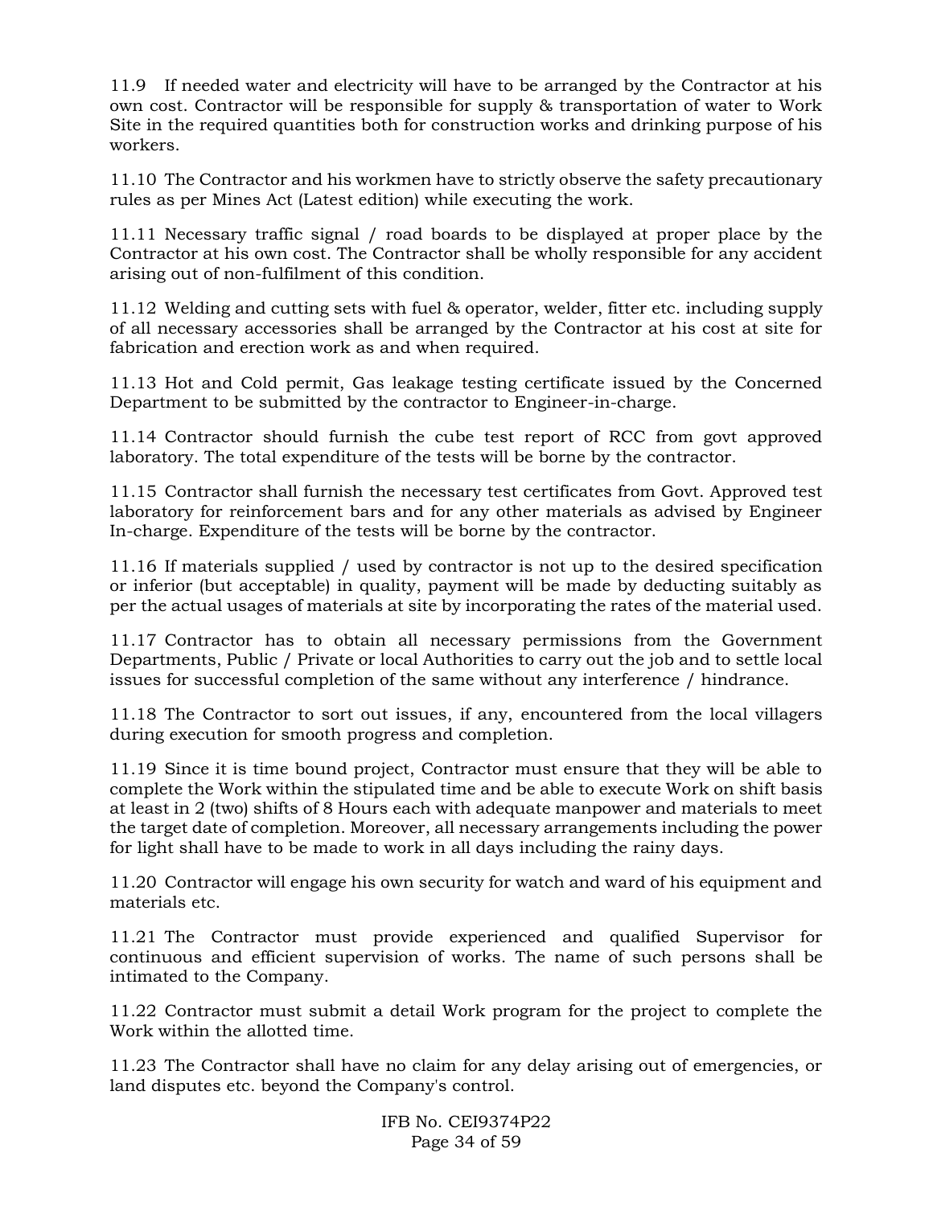11.9 If needed water and electricity will have to be arranged by the Contractor at his own cost. Contractor will be responsible for supply & transportation of water to Work Site in the required quantities both for construction works and drinking purpose of his workers.

11.10 The Contractor and his workmen have to strictly observe the safety precautionary rules as per Mines Act (Latest edition) while executing the work.

11.11 Necessary traffic signal / road boards to be displayed at proper place by the Contractor at his own cost. The Contractor shall be wholly responsible for any accident arising out of non-fulfilment of this condition.

11.12 Welding and cutting sets with fuel & operator, welder, fitter etc. including supply of all necessary accessories shall be arranged by the Contractor at his cost at site for fabrication and erection work as and when required.

11.13 Hot and Cold permit, Gas leakage testing certificate issued by the Concerned Department to be submitted by the contractor to Engineer-in-charge.

11.14 Contractor should furnish the cube test report of RCC from govt approved laboratory. The total expenditure of the tests will be borne by the contractor.

11.15 Contractor shall furnish the necessary test certificates from Govt. Approved test laboratory for reinforcement bars and for any other materials as advised by Engineer In-charge. Expenditure of the tests will be borne by the contractor.

11.16 If materials supplied / used by contractor is not up to the desired specification or inferior (but acceptable) in quality, payment will be made by deducting suitably as per the actual usages of materials at site by incorporating the rates of the material used.

11.17 Contractor has to obtain all necessary permissions from the Government Departments, Public / Private or local Authorities to carry out the job and to settle local issues for successful completion of the same without any interference / hindrance.

11.18 The Contractor to sort out issues, if any, encountered from the local villagers during execution for smooth progress and completion.

11.19 Since it is time bound project, Contractor must ensure that they will be able to complete the Work within the stipulated time and be able to execute Work on shift basis at least in 2 (two) shifts of 8 Hours each with adequate manpower and materials to meet the target date of completion. Moreover, all necessary arrangements including the power for light shall have to be made to work in all days including the rainy days.

11.20 Contractor will engage his own security for watch and ward of his equipment and materials etc.

11.21 The Contractor must provide experienced and qualified Supervisor for continuous and efficient supervision of works. The name of such persons shall be intimated to the Company.

11.22 Contractor must submit a detail Work program for the project to complete the Work within the allotted time.

11.23 The Contractor shall have no claim for any delay arising out of emergencies, or land disputes etc. beyond the Company's control.

IFB No. CEI9374P22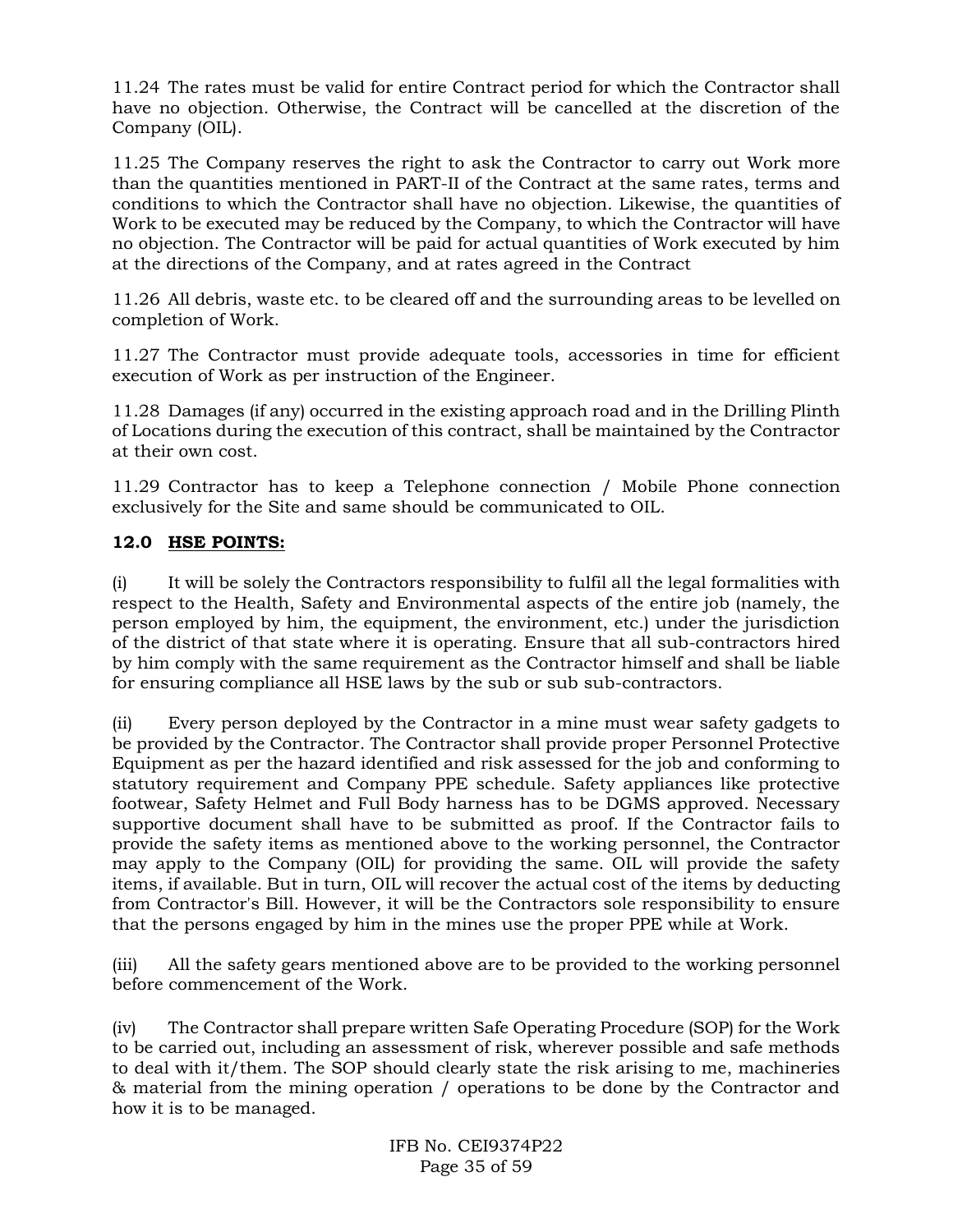11.24 The rates must be valid for entire Contract period for which the Contractor shall have no objection. Otherwise, the Contract will be cancelled at the discretion of the Company (OIL).

11.25 The Company reserves the right to ask the Contractor to carry out Work more than the quantities mentioned in PART-II of the Contract at the same rates, terms and conditions to which the Contractor shall have no objection. Likewise, the quantities of Work to be executed may be reduced by the Company, to which the Contractor will have no objection. The Contractor will be paid for actual quantities of Work executed by him at the directions of the Company, and at rates agreed in the Contract

11.26 All debris, waste etc. to be cleared off and the surrounding areas to be levelled on completion of Work.

11.27 The Contractor must provide adequate tools, accessories in time for efficient execution of Work as per instruction of the Engineer.

11.28 Damages (if any) occurred in the existing approach road and in the Drilling Plinth of Locations during the execution of this contract, shall be maintained by the Contractor at their own cost.

11.29 Contractor has to keep a Telephone connection / Mobile Phone connection exclusively for the Site and same should be communicated to OIL.

## 12.0 <u>HSE POINTS:</u>

(i) It will be solely the Contractors responsibility to fulfil all the legal formalities with respect to the Health, Safety and Environmental aspects of the entire job (namely, the person employed by him, the equipment, the environment, etc.) under the jurisdiction of the district of that state where it is operating. Ensure that all sub-contractors hired by him comply with the same requirement as the Contractor himself and shall be liable for ensuring compliance all HSE laws by the sub or sub sub-contractors.

(ii) Every person deployed by the Contractor in a mine must wear safety gadgets to be provided by the Contractor. The Contractor shall provide proper Personnel Protective Equipment as per the hazard identified and risk assessed for the job and conforming to statutory requirement and Company PPE schedule. Safety appliances like protective footwear, Safety Helmet and Full Body harness has to be DGMS approved. Necessary supportive document shall have to be submitted as proof. If the Contractor fails to provide the safety items as mentioned above to the working personnel, the Contractor may apply to the Company (OIL) for providing the same. OIL will provide the safety items, if available. But in turn, OIL will recover the actual cost of the items by deducting from Contractor's Bill. However, it will be the Contractors sole responsibility to ensure that the persons engaged by him in the mines use the proper PPE while at Work.

(iii) All the safety gears mentioned above are to be provided to the working personnel before commencement of the Work.

(iv) The Contractor shall prepare written Safe Operating Procedure (SOP) for the Work to be carried out, including an assessment of risk, wherever possible and safe methods to deal with it/them. The SOP should clearly state the risk arising to me, machineries & material from the mining operation / operations to be done by the Contractor and how it is to be managed.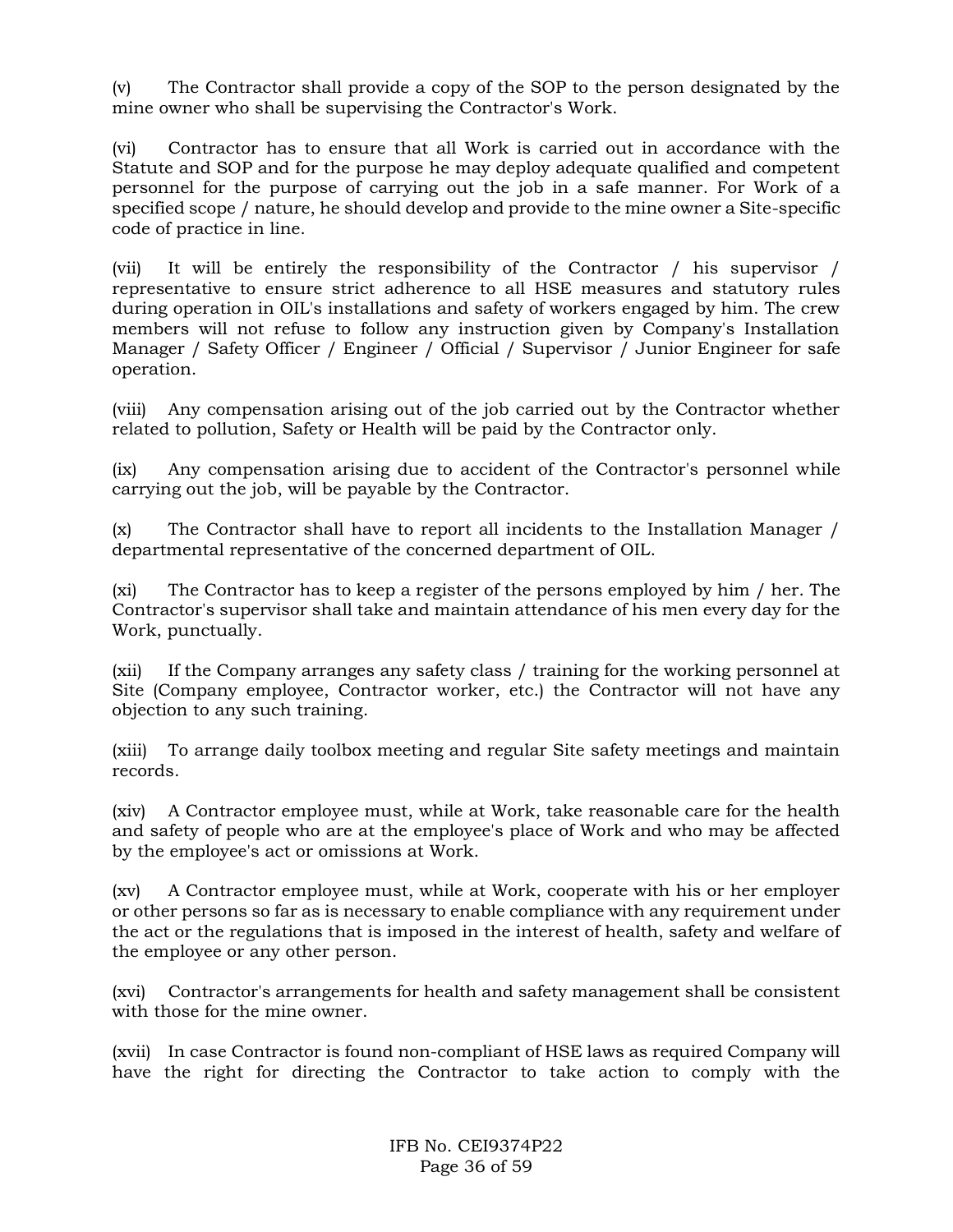(v) The Contractor shall provide a copy of the SOP to the person designated by the mine owner who shall be supervising the Contractor's Work.

(vi) Contractor has to ensure that all Work is carried out in accordance with the Statute and SOP and for the purpose he may deploy adequate qualified and competent personnel for the purpose of carrying out the job in a safe manner. For Work of a specified scope / nature, he should develop and provide to the mine owner a Site-specific code of practice in line.

(vii) It will be entirely the responsibility of the Contractor / his supervisor / representative to ensure strict adherence to all HSE measures and statutory rules during operation in OIL's installations and safety of workers engaged by him. The crew members will not refuse to follow any instruction given by Company's Installation Manager / Safety Officer / Engineer / Official / Supervisor / Junior Engineer for safe operation.

(viii) Any compensation arising out of the job carried out by the Contractor whether related to pollution, Safety or Health will be paid by the Contractor only.

(ix) Any compensation arising due to accident of the Contractor's personnel while carrying out the job, will be payable by the Contractor.

(x) The Contractor shall have to report all incidents to the Installation Manager / departmental representative of the concerned department of OIL.

(xi) The Contractor has to keep a register of the persons employed by him / her. The Contractor's supervisor shall take and maintain attendance of his men every day for the Work, punctually.

(xii) If the Company arranges any safety class / training for the working personnel at Site (Company employee, Contractor worker, etc.) the Contractor will not have any objection to any such training.

(xiii) To arrange daily toolbox meeting and regular Site safety meetings and maintain records.

(xiv) A Contractor employee must, while at Work, take reasonable care for the health and safety of people who are at the employee's place of Work and who may be affected by the employee's act or omissions at Work.

(xv) A Contractor employee must, while at Work, cooperate with his or her employer or other persons so far as is necessary to enable compliance with any requirement under the act or the regulations that is imposed in the interest of health, safety and welfare of the employee or any other person.

(xvi) Contractor's arrangements for health and safety management shall be consistent with those for the mine owner.

(xvii) In case Contractor is found non-compliant of HSE laws as required Company will have the right for directing the Contractor to take action to comply with the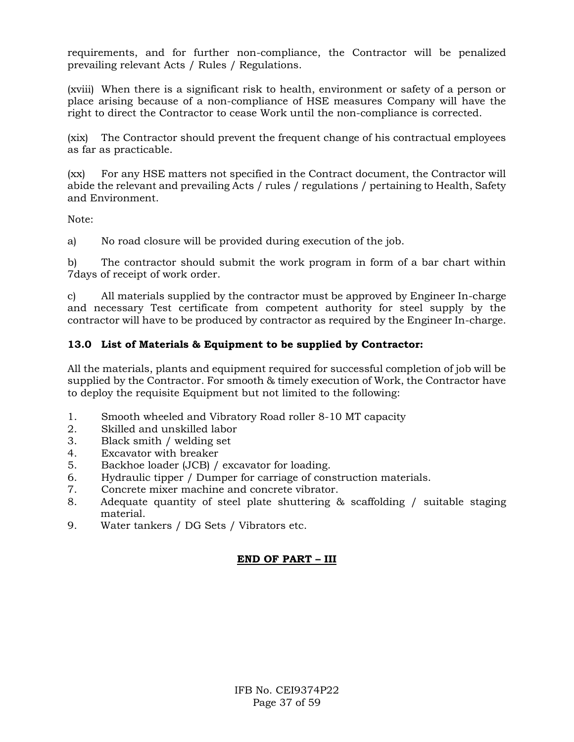requirements, and for further non-compliance, the Contractor will be penalized prevailing relevant Acts / Rules / Regulations.

(xviii) When there is a significant risk to health, environment or safety of a person or place arising because of a non-compliance of HSE measures Company will have the right to direct the Contractor to cease Work until the non-compliance is corrected.

(xix) The Contractor should prevent the frequent change of his contractual employees as far as practicable.

(xx) For any HSE matters not specified in the Contract document, the Contractor will abide the relevant and prevailing Acts / rules / regulations / pertaining to Health, Safety and Environment.

Note:

a) No road closure will be provided during execution of the job.

b) The contractor should submit the work program in form of a bar chart within 7days of receipt of work order.

c) All materials supplied by the contractor must be approved by Engineer In-charge and necessary Test certificate from competent authority for steel supply by the contractor will have to be produced by contractor as required by the Engineer In-charge.

**13.0 List of Materials & Equipment to be supplied by Contractor:**

All the materials, plants and equipment required for successful completion of job will be supplied by the Contractor. For smooth & timely execution of Work, the Contractor have to deploy the requisite Equipment but not limited to the following:

1. Smooth wheeled and Vibratory Road roller 8-10 MT capacity
2. Skilled and unskilled labor
3. Black smith / welding set
4. Excavator with breaker
5. Backhoe loader (JCB) / excavator for loading.
6. Hydraulic tipper / Dumper for carriage of construction materials.
7. Concrete mixer machine and concrete vibrator.
8. Adequate quantity of steel plate shuttering & scaffolding / suitable staging material.
9. Water tankers / DG Sets / Vibrators etc.

**<u>END OF PART – III</u>**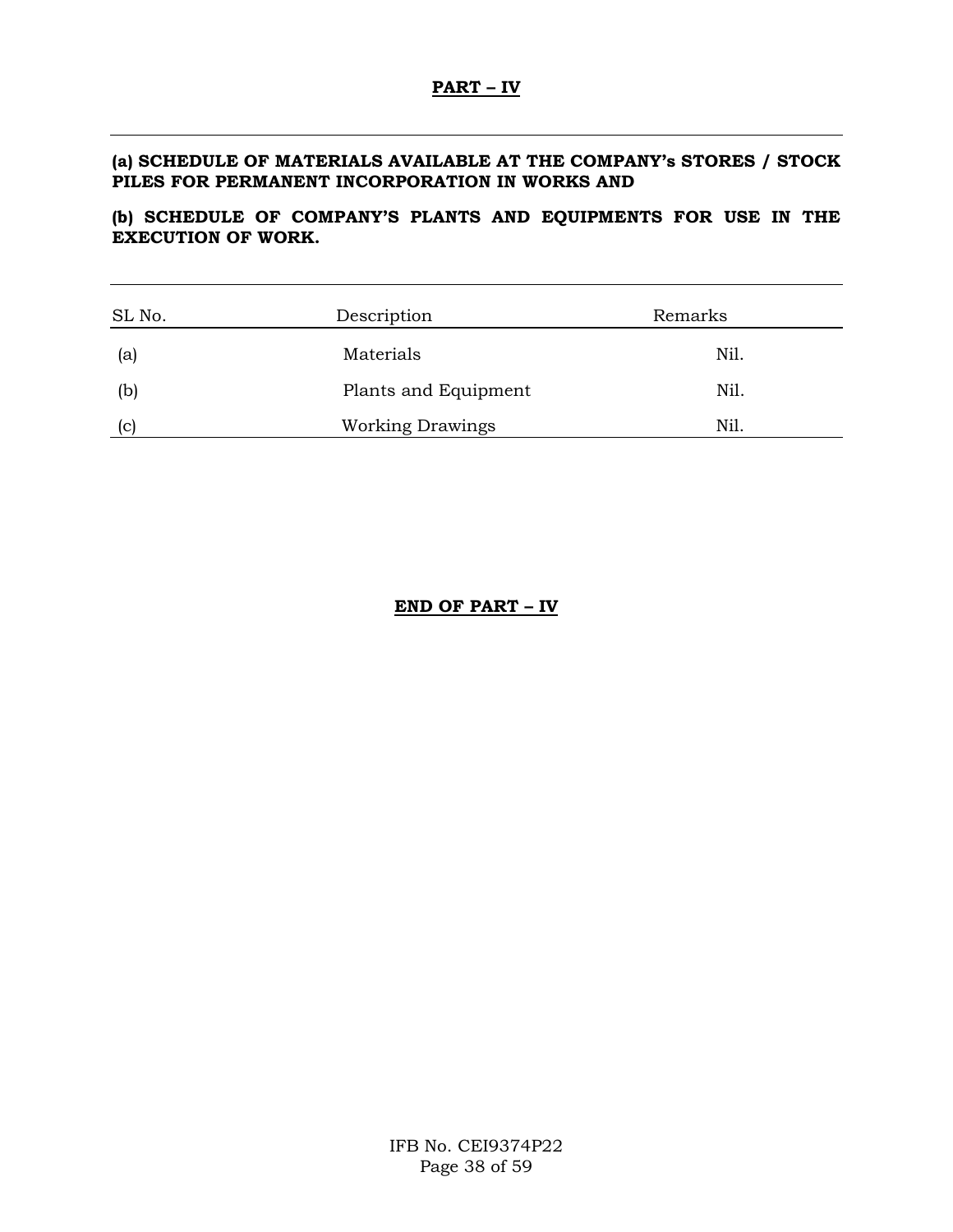## PART – IV

**(a) SCHEDULE OF MATERIALS AVAILABLE AT THE COMPANY's STORES / STOCK PILES FOR PERMANENT INCORPORATION IN WORKS AND**

**(b) SCHEDULE OF COMPANY'S PLANTS AND EQUIPMENTS FOR USE IN THE EXECUTION OF WORK.**

| SL No. | Description | Remarks |
|---|---|---|
| (a) | Materials | Nil. |
| (b) | Plants and Equipment | Nil. |
| (c) | Working Drawings | Nil. |

**END OF PART – IV**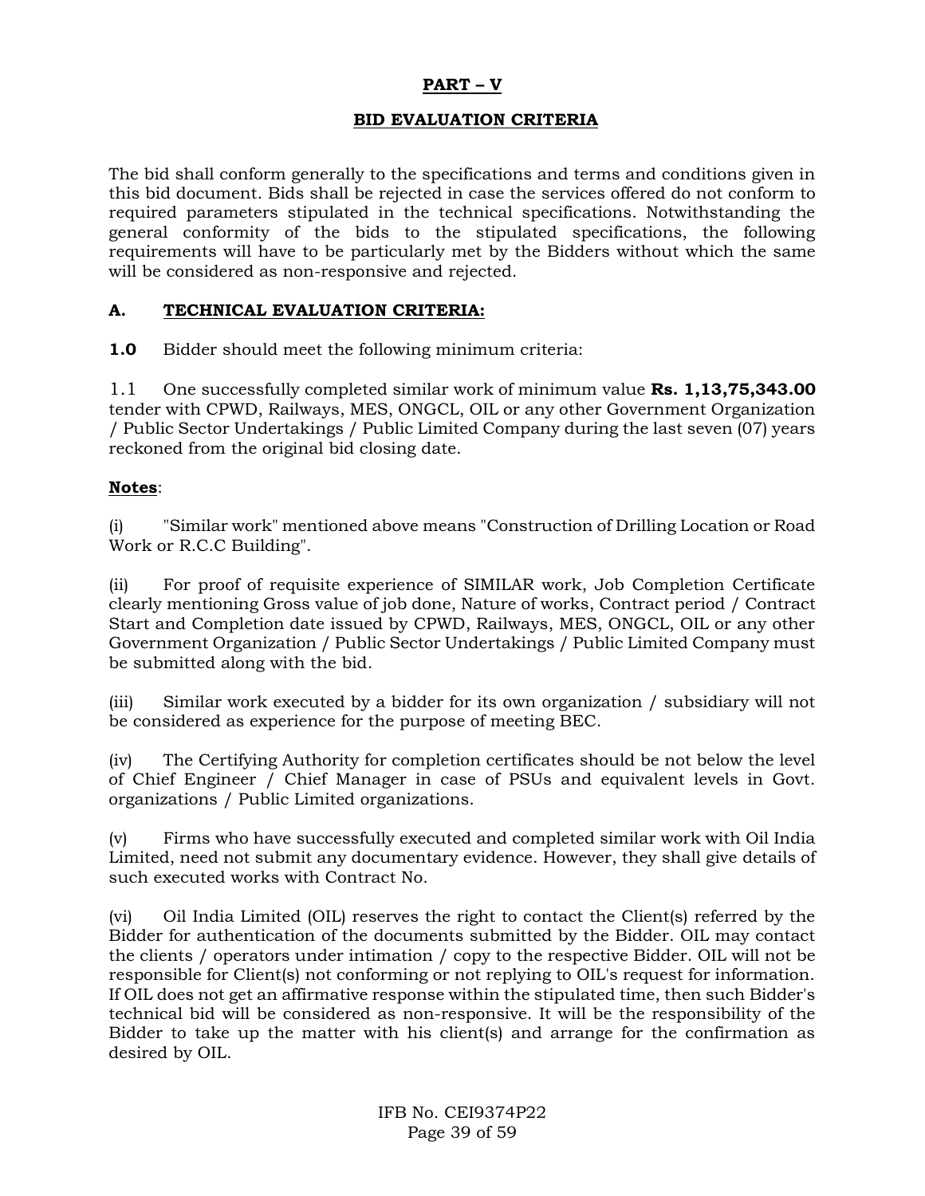# PART – V

## BID EVALUATION CRITERIA

The bid shall conform generally to the specifications and terms and conditions given in this bid document. Bids shall be rejected in case the services offered do not conform to required parameters stipulated in the technical specifications. Notwithstanding the general conformity of the bids to the stipulated specifications, the following requirements will have to be particularly met by the Bidders without which the same will be considered as non-responsive and rejected.

### A. TECHNICAL EVALUATION CRITERIA:

**1.0** Bidder should meet the following minimum criteria:

1.1 One successfully completed similar work of minimum value **Rs. 1,13,75,343.00** tender with CPWD, Railways, MES, ONGCL, OIL or any other Government Organization / Public Sector Undertakings / Public Limited Company during the last seven (07) years reckoned from the original bid closing date.

**Notes**:

(i) "Similar work" mentioned above means "Construction of Drilling Location or Road Work or R.C.C Building".

(ii) For proof of requisite experience of SIMILAR work, Job Completion Certificate clearly mentioning Gross value of job done, Nature of works, Contract period / Contract Start and Completion date issued by CPWD, Railways, MES, ONGCL, OIL or any other Government Organization / Public Sector Undertakings / Public Limited Company must be submitted along with the bid.

(iii) Similar work executed by a bidder for its own organization / subsidiary will not be considered as experience for the purpose of meeting BEC.

(iv) The Certifying Authority for completion certificates should be not below the level of Chief Engineer / Chief Manager in case of PSUs and equivalent levels in Govt. organizations / Public Limited organizations.

(v) Firms who have successfully executed and completed similar work with Oil India Limited, need not submit any documentary evidence. However, they shall give details of such executed works with Contract No.

(vi) Oil India Limited (OIL) reserves the right to contact the Client(s) referred by the Bidder for authentication of the documents submitted by the Bidder. OIL may contact the clients / operators under intimation / copy to the respective Bidder. OIL will not be responsible for Client(s) not conforming or not replying to OIL's request for information. If OIL does not get an affirmative response within the stipulated time, then such Bidder's technical bid will be considered as non-responsive. It will be the responsibility of the Bidder to take up the matter with his client(s) and arrange for the confirmation as desired by OIL.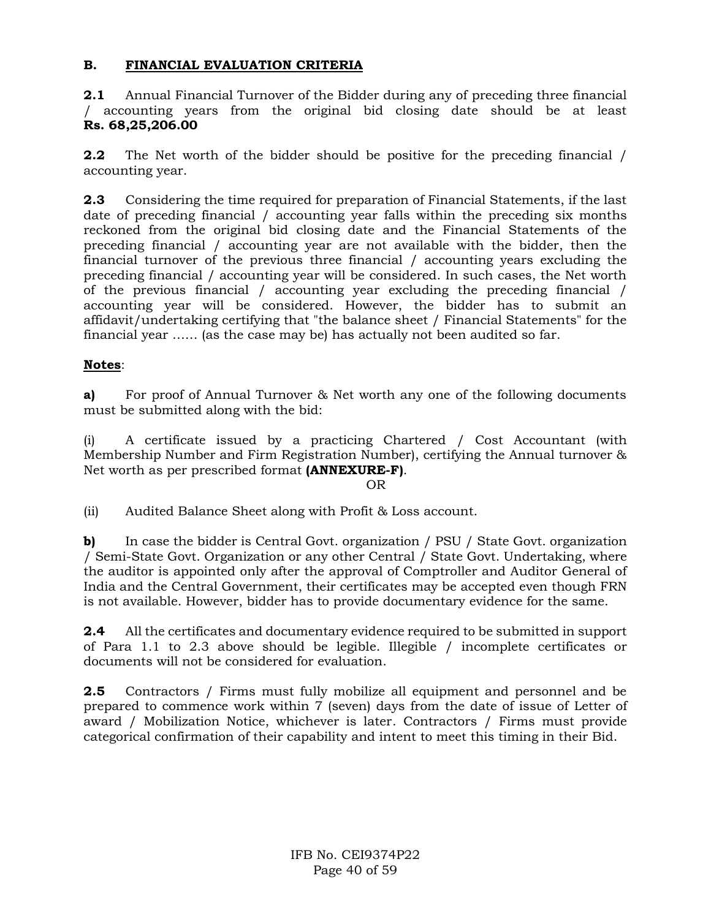## B. FINANCIAL EVALUATION CRITERIA

**2.1** Annual Financial Turnover of the Bidder during any of preceding three financial / accounting years from the original bid closing date should be at least **Rs. 68,25,206.00**

**2.2** The Net worth of the bidder should be positive for the preceding financial / accounting year.

**2.3** Considering the time required for preparation of Financial Statements, if the last date of preceding financial / accounting year falls within the preceding six months reckoned from the original bid closing date and the Financial Statements of the preceding financial / accounting year are not available with the bidder, then the financial turnover of the previous three financial / accounting years excluding the preceding financial / accounting year will be considered. In such cases, the Net worth of the previous financial / accounting year excluding the preceding financial / accounting year will be considered. However, the bidder has to submit an affidavit/undertaking certifying that "the balance sheet / Financial Statements" for the financial year …... (as the case may be) has actually not been audited so far.

**Notes**:

**a)** For proof of Annual Turnover & Net worth any one of the following documents must be submitted along with the bid:

(i) A certificate issued by a practicing Chartered / Cost Accountant (with Membership Number and Firm Registration Number), certifying the Annual turnover & Net worth as per prescribed format **(ANNEXURE-F)**.

OR

(ii) Audited Balance Sheet along with Profit & Loss account.

**b)** In case the bidder is Central Govt. organization / PSU / State Govt. organization / Semi-State Govt. Organization or any other Central / State Govt. Undertaking, where the auditor is appointed only after the approval of Comptroller and Auditor General of India and the Central Government, their certificates may be accepted even though FRN is not available. However, bidder has to provide documentary evidence for the same.

**2.4** All the certificates and documentary evidence required to be submitted in support of Para 1.1 to 2.3 above should be legible. Illegible / incomplete certificates or documents will not be considered for evaluation.

**2.5** Contractors / Firms must fully mobilize all equipment and personnel and be prepared to commence work within 7 (seven) days from the date of issue of Letter of award / Mobilization Notice, whichever is later. Contractors / Firms must provide categorical confirmation of their capability and intent to meet this timing in their Bid.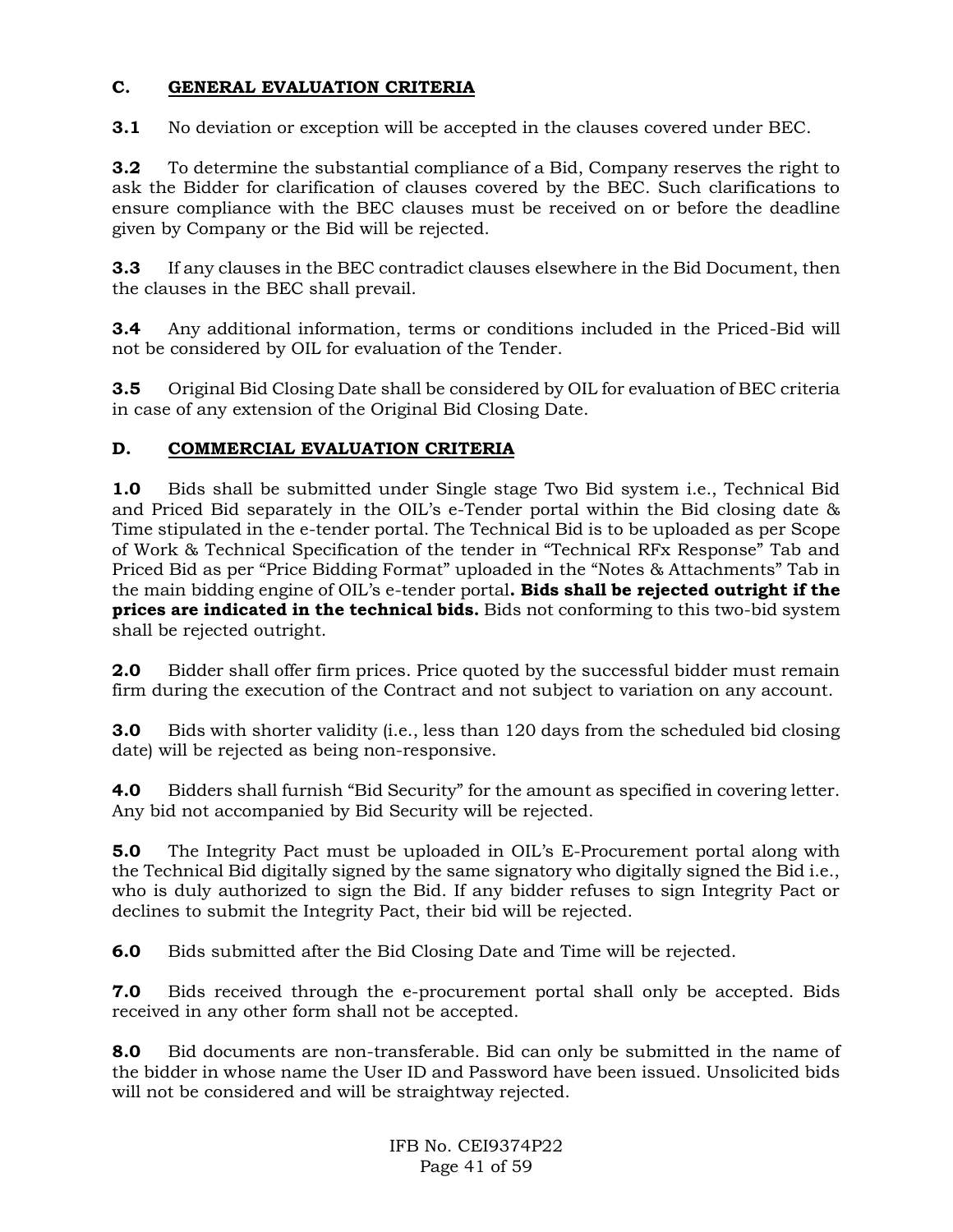## C. GENERAL EVALUATION CRITERIA

**3.1** No deviation or exception will be accepted in the clauses covered under BEC.

**3.2** To determine the substantial compliance of a Bid, Company reserves the right to ask the Bidder for clarification of clauses covered by the BEC. Such clarifications to ensure compliance with the BEC clauses must be received on or before the deadline given by Company or the Bid will be rejected.

**3.3** If any clauses in the BEC contradict clauses elsewhere in the Bid Document, then the clauses in the BEC shall prevail.

**3.4** Any additional information, terms or conditions included in the Priced-Bid will not be considered by OIL for evaluation of the Tender.

**3.5** Original Bid Closing Date shall be considered by OIL for evaluation of BEC criteria in case of any extension of the Original Bid Closing Date.

## D. COMMERCIAL EVALUATION CRITERIA

**1.0** Bids shall be submitted under Single stage Two Bid system i.e., Technical Bid and Priced Bid separately in the OIL's e-Tender portal within the Bid closing date & Time stipulated in the e-tender portal. The Technical Bid is to be uploaded as per Scope of Work & Technical Specification of the tender in "Technical RFx Response" Tab and Priced Bid as per "Price Bidding Format" uploaded in the "Notes & Attachments" Tab in the main bidding engine of OIL's e-tender portal**. Bids shall be rejected outright if the prices are indicated in the technical bids.** Bids not conforming to this two-bid system shall be rejected outright.

**2.0** Bidder shall offer firm prices. Price quoted by the successful bidder must remain firm during the execution of the Contract and not subject to variation on any account.

**3.0** Bids with shorter validity (i.e., less than 120 days from the scheduled bid closing date) will be rejected as being non-responsive.

**4.0** Bidders shall furnish "Bid Security" for the amount as specified in covering letter. Any bid not accompanied by Bid Security will be rejected.

**5.0** The Integrity Pact must be uploaded in OIL's E-Procurement portal along with the Technical Bid digitally signed by the same signatory who digitally signed the Bid i.e., who is duly authorized to sign the Bid. If any bidder refuses to sign Integrity Pact or declines to submit the Integrity Pact, their bid will be rejected.

**6.0** Bids submitted after the Bid Closing Date and Time will be rejected.

**7.0** Bids received through the e-procurement portal shall only be accepted. Bids received in any other form shall not be accepted.

**8.0** Bid documents are non-transferable. Bid can only be submitted in the name of the bidder in whose name the User ID and Password have been issued. Unsolicited bids will not be considered and will be straightway rejected.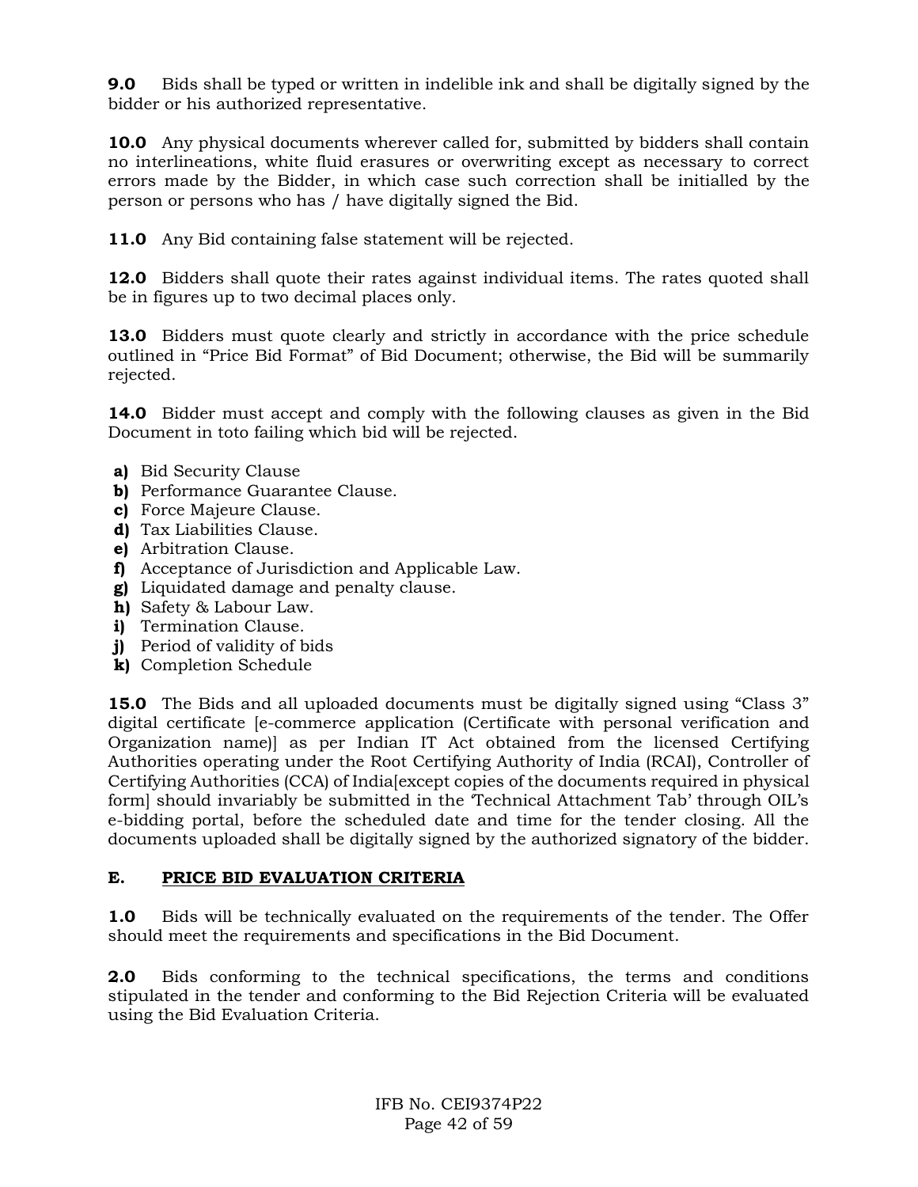**9.0** Bids shall be typed or written in indelible ink and shall be digitally signed by the bidder or his authorized representative.

**10.0** Any physical documents wherever called for, submitted by bidders shall contain no interlineations, white fluid erasures or overwriting except as necessary to correct errors made by the Bidder, in which case such correction shall be initialled by the person or persons who has / have digitally signed the Bid.

**11.0** Any Bid containing false statement will be rejected.

**12.0** Bidders shall quote their rates against individual items. The rates quoted shall be in figures up to two decimal places only.

**13.0** Bidders must quote clearly and strictly in accordance with the price schedule outlined in "Price Bid Format" of Bid Document; otherwise, the Bid will be summarily rejected.

**14.0** Bidder must accept and comply with the following clauses as given in the Bid Document in toto failing which bid will be rejected.

- **a)** Bid Security Clause
- **b)** Performance Guarantee Clause.
- **c)** Force Majeure Clause.
- **d)** Tax Liabilities Clause.
- **e)** Arbitration Clause.
- **f)** Acceptance of Jurisdiction and Applicable Law.
- **g)** Liquidated damage and penalty clause.
- **h)** Safety & Labour Law.
- **i)** Termination Clause.
- **j)** Period of validity of bids
- **k)** Completion Schedule

**15.0** The Bids and all uploaded documents must be digitally signed using "Class 3" digital certificate [e-commerce application (Certificate with personal verification and Organization name)] as per Indian IT Act obtained from the licensed Certifying Authorities operating under the Root Certifying Authority of India (RCAI), Controller of Certifying Authorities (CCA) of India[except copies of the documents required in physical form] should invariably be submitted in the 'Technical Attachment Tab' through OIL's e-bidding portal, before the scheduled date and time for the tender closing. All the documents uploaded shall be digitally signed by the authorized signatory of the bidder.

## E. PRICE BID EVALUATION CRITERIA

**1.0** Bids will be technically evaluated on the requirements of the tender. The Offer should meet the requirements and specifications in the Bid Document.

**2.0** Bids conforming to the technical specifications, the terms and conditions stipulated in the tender and conforming to the Bid Rejection Criteria will be evaluated using the Bid Evaluation Criteria.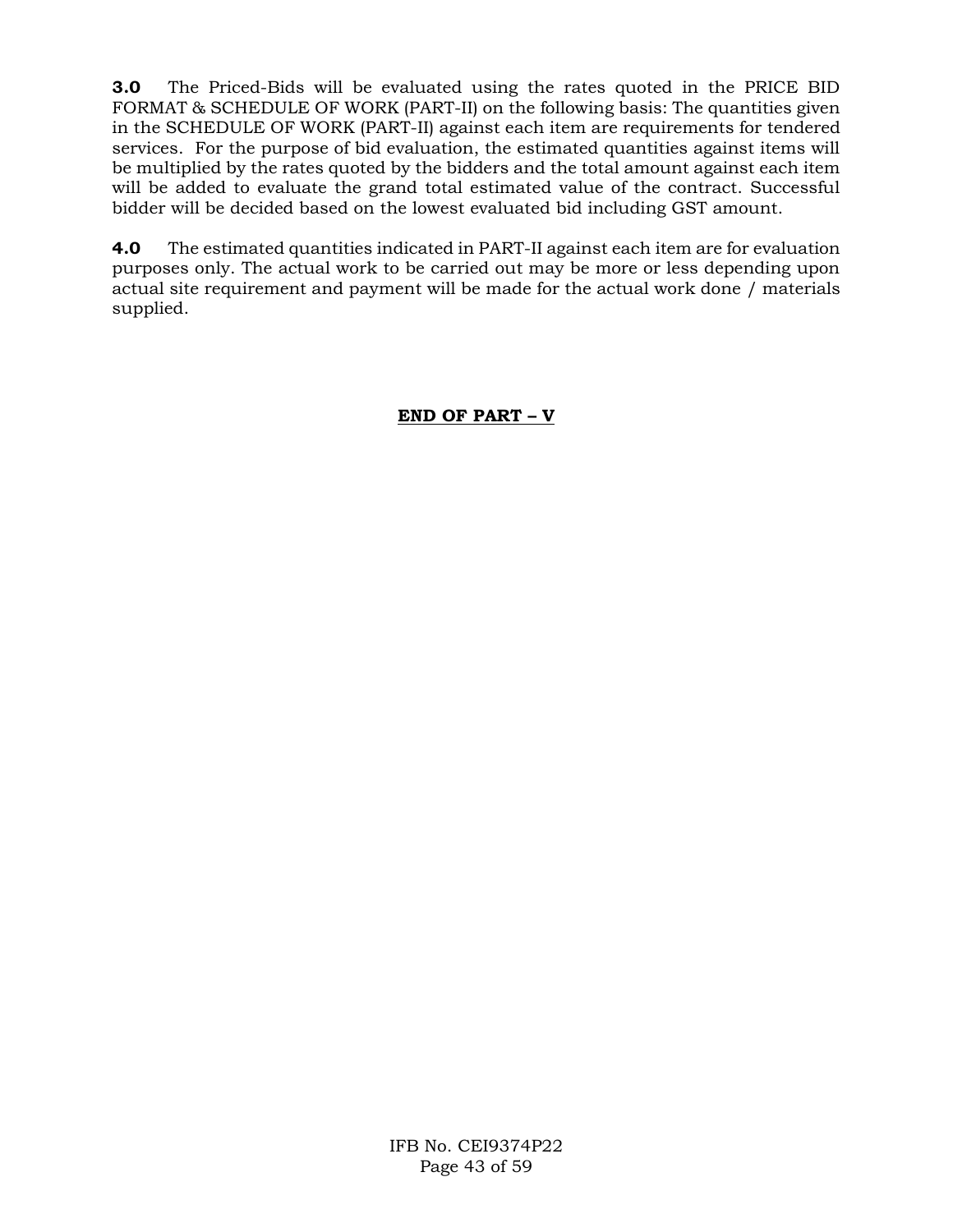**3.0** The Priced-Bids will be evaluated using the rates quoted in the PRICE BID FORMAT & SCHEDULE OF WORK (PART-II) on the following basis: The quantities given in the SCHEDULE OF WORK (PART-II) against each item are requirements for tendered services. For the purpose of bid evaluation, the estimated quantities against items will be multiplied by the rates quoted by the bidders and the total amount against each item will be added to evaluate the grand total estimated value of the contract. Successful bidder will be decided based on the lowest evaluated bid including GST amount.

**4.0** The estimated quantities indicated in PART-II against each item are for evaluation purposes only. The actual work to be carried out may be more or less depending upon actual site requirement and payment will be made for the actual work done / materials supplied.

**END OF PART – V**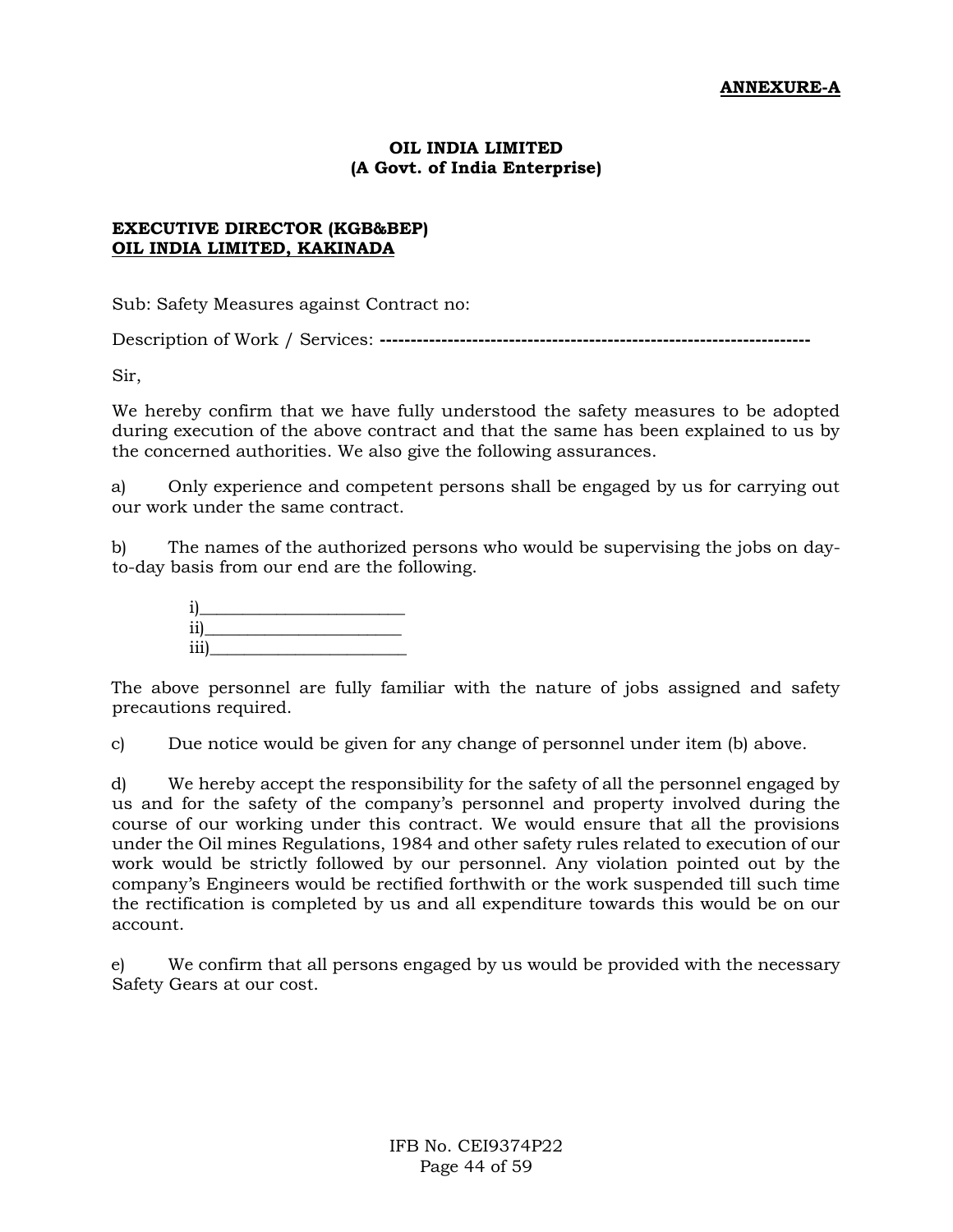**ANNEXURE-A**

**OIL INDIA LIMITED**
**(A Govt. of India Enterprise)**

**EXECUTIVE DIRECTOR (KGB&BEP)**
**OIL INDIA LIMITED, KAKINADA**

Sub: Safety Measures against Contract no:

Description of Work / Services: ----------------------------------------------------------------------

Sir,

We hereby confirm that we have fully understood the safety measures to be adopted during execution of the above contract and that the same has been explained to us by the concerned authorities. We also give the following assurances.

a) Only experience and competent persons shall be engaged by us for carrying out our work under the same contract.

b) The names of the authorized persons who would be supervising the jobs on day-to-day basis from our end are the following.

i)________________________
ii)_______________________
iii)_______________________

The above personnel are fully familiar with the nature of jobs assigned and safety precautions required.

c) Due notice would be given for any change of personnel under item (b) above.

d) We hereby accept the responsibility for the safety of all the personnel engaged by us and for the safety of the company's personnel and property involved during the course of our working under this contract. We would ensure that all the provisions under the Oil mines Regulations, 1984 and other safety rules related to execution of our work would be strictly followed by our personnel. Any violation pointed out by the company's Engineers would be rectified forthwith or the work suspended till such time the rectification is completed by us and all expenditure towards this would be on our account.

e) We confirm that all persons engaged by us would be provided with the necessary Safety Gears at our cost.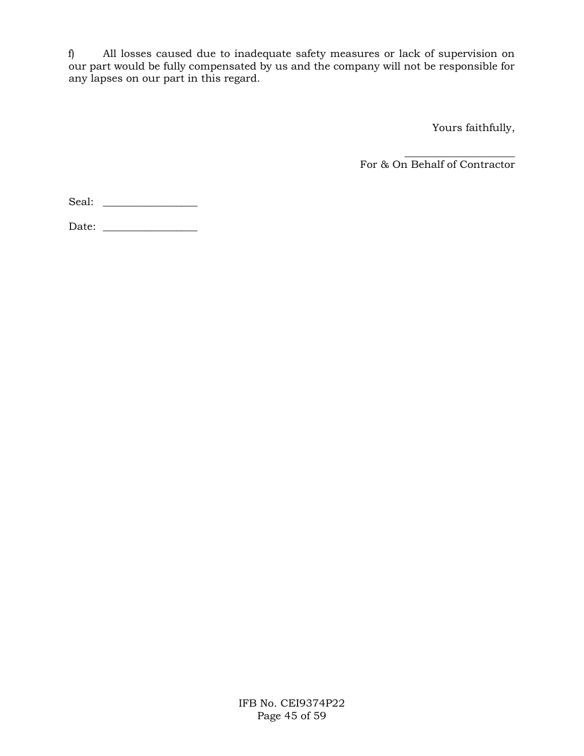f) All losses caused due to inadequate safety measures or lack of supervision on our part would be fully compensated by us and the company will not be responsible for any lapses on our part in this regard.

Yours faithfully,

____________________
For & On Behalf of Contractor

Seal: _________________

Date: _________________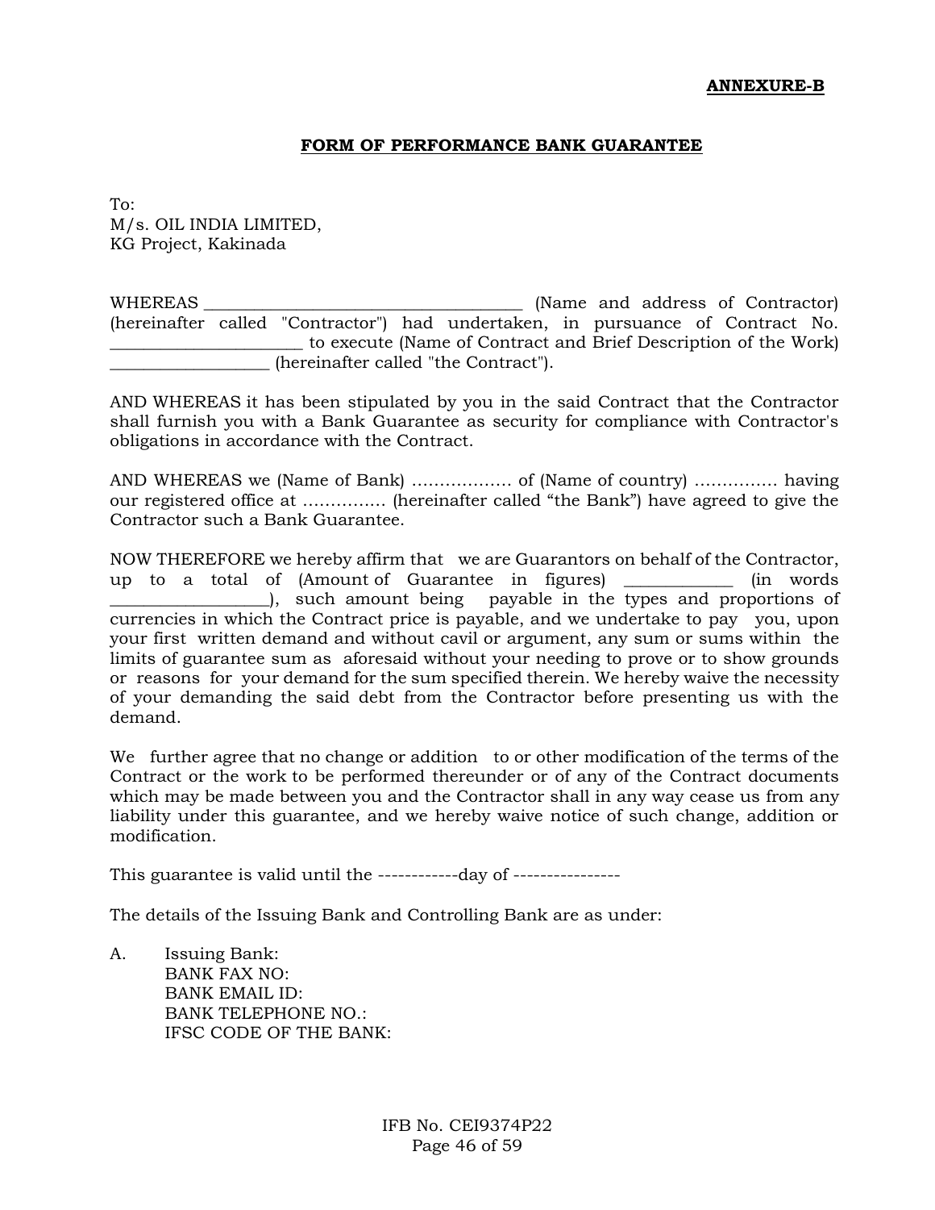**ANNEXURE-B**

**FORM OF PERFORMANCE BANK GUARANTEE**

To:
M/s. OIL INDIA LIMITED,
KG Project, Kakinada

WHEREAS _______________________________________ (Name and address of Contractor) (hereinafter called "Contractor") had undertaken, in pursuance of Contract No. _______________________ to execute (Name of Contract and Brief Description of the Work) ___________________ (hereinafter called "the Contract").

AND WHEREAS it has been stipulated by you in the said Contract that the Contractor shall furnish you with a Bank Guarantee as security for compliance with Contractor's obligations in accordance with the Contract.

AND WHEREAS we (Name of Bank) ……………… of (Name of country) …………… having our registered office at …………… (hereinafter called "the Bank") have agreed to give the Contractor such a Bank Guarantee.

NOW THEREFORE we hereby affirm that we are Guarantors on behalf of the Contractor, up to a total of (Amount of Guarantee in figures) _____________ (in words ___________________), such amount being payable in the types and proportions of currencies in which the Contract price is payable, and we undertake to pay you, upon your first written demand and without cavil or argument, any sum or sums within the limits of guarantee sum as aforesaid without your needing to prove or to show grounds or reasons for your demand for the sum specified therein. We hereby waive the necessity of your demanding the said debt from the Contractor before presenting us with the demand.

We further agree that no change or addition to or other modification of the terms of the Contract or the work to be performed thereunder or of any of the Contract documents which may be made between you and the Contractor shall in any way cease us from any liability under this guarantee, and we hereby waive notice of such change, addition or modification.

This guarantee is valid until the ------------day of ----------------

The details of the Issuing Bank and Controlling Bank are as under:

A. Issuing Bank:
BANK FAX NO:
BANK EMAIL ID:
BANK TELEPHONE NO.:
IFSC CODE OF THE BANK: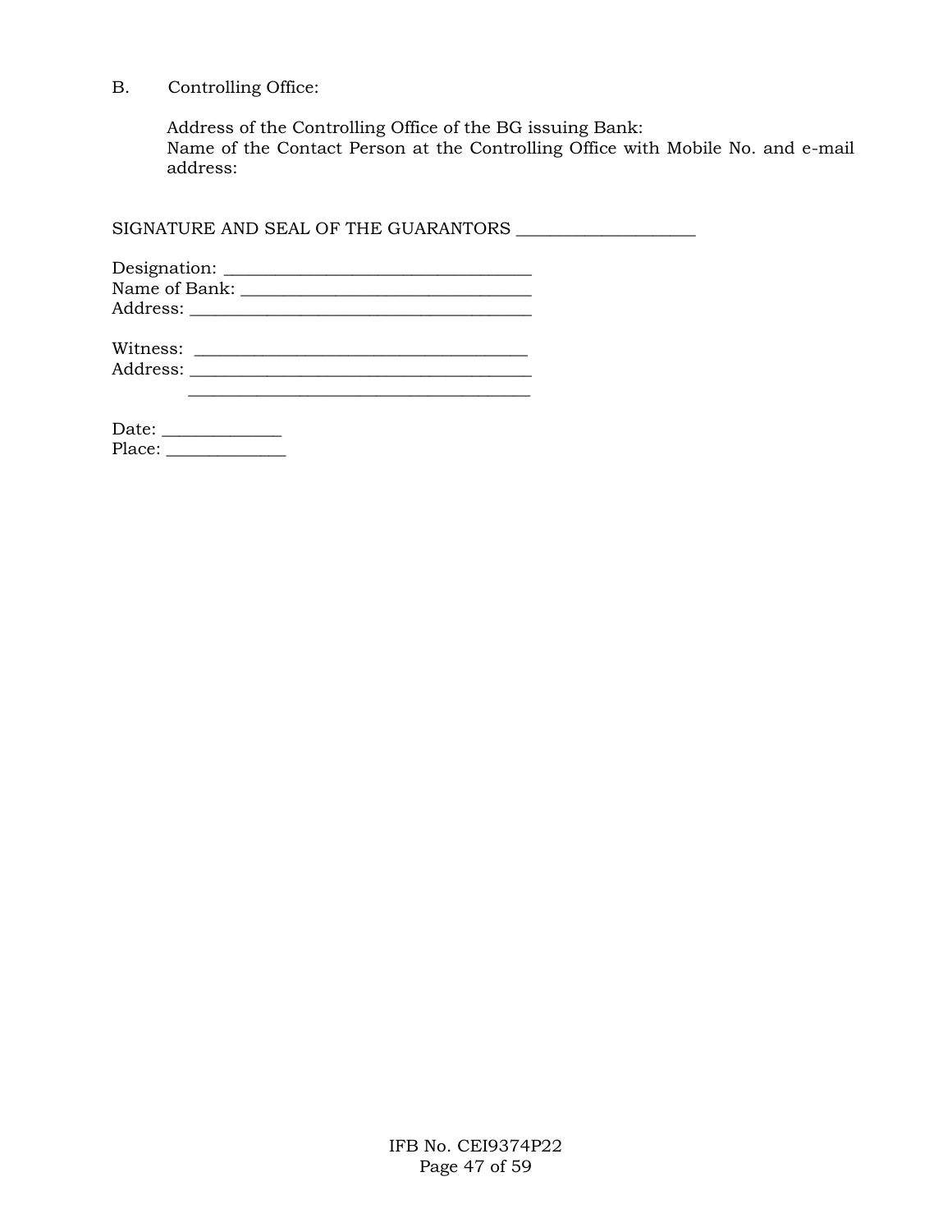B. Controlling Office:

Address of the Controlling Office of the BG issuing Bank:
Name of the Contact Person at the Controlling Office with Mobile No. and e-mail address:

SIGNATURE AND SEAL OF THE GUARANTORS ____________________

Designation: ___________________________________
Name of Bank: _________________________________
Address: ______________________________________

Witness: ____________________________________
Address: ______________________________________
______________________________________

Date: _____________
Place: _____________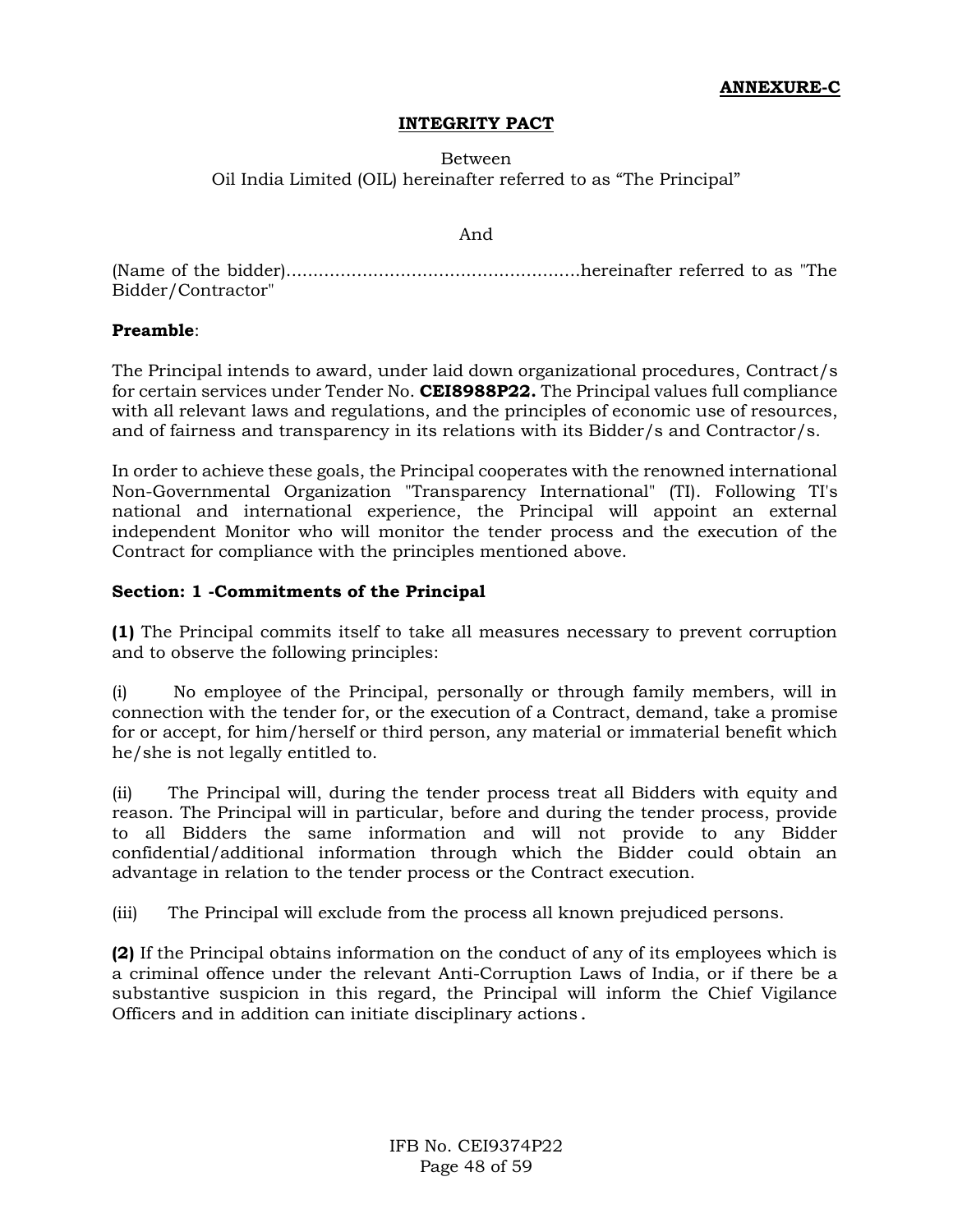**ANNEXURE-C**

# INTEGRITY PACT

Between

Oil India Limited (OIL) hereinafter referred to as "The Principal"

And

(Name of the bidder).....................................................hereinafter referred to as "The Bidder/Contractor"

**Preamble**:

The Principal intends to award, under laid down organizational procedures, Contract/s for certain services under Tender No. **CEI8988P22.** The Principal values full compliance with all relevant laws and regulations, and the principles of economic use of resources, and of fairness and transparency in its relations with its Bidder/s and Contractor/s.

In order to achieve these goals, the Principal cooperates with the renowned international Non-Governmental Organization "Transparency International" (TI). Following TI's national and international experience, the Principal will appoint an external independent Monitor who will monitor the tender process and the execution of the Contract for compliance with the principles mentioned above.

**Section: 1 -Commitments of the Principal**

**(1)** The Principal commits itself to take all measures necessary to prevent corruption and to observe the following principles:

(i) No employee of the Principal, personally or through family members, will in connection with the tender for, or the execution of a Contract, demand, take a promise for or accept, for him/herself or third person, any material or immaterial benefit which he/she is not legally entitled to.

(ii) The Principal will, during the tender process treat all Bidders with equity and reason. The Principal will in particular, before and during the tender process, provide to all Bidders the same information and will not provide to any Bidder confidential/additional information through which the Bidder could obtain an advantage in relation to the tender process or the Contract execution.

(iii) The Principal will exclude from the process all known prejudiced persons.

**(2)** If the Principal obtains information on the conduct of any of its employees which is a criminal offence under the relevant Anti-Corruption Laws of India, or if there be a substantive suspicion in this regard, the Principal will inform the Chief Vigilance Officers and in addition can initiate disciplinary actions.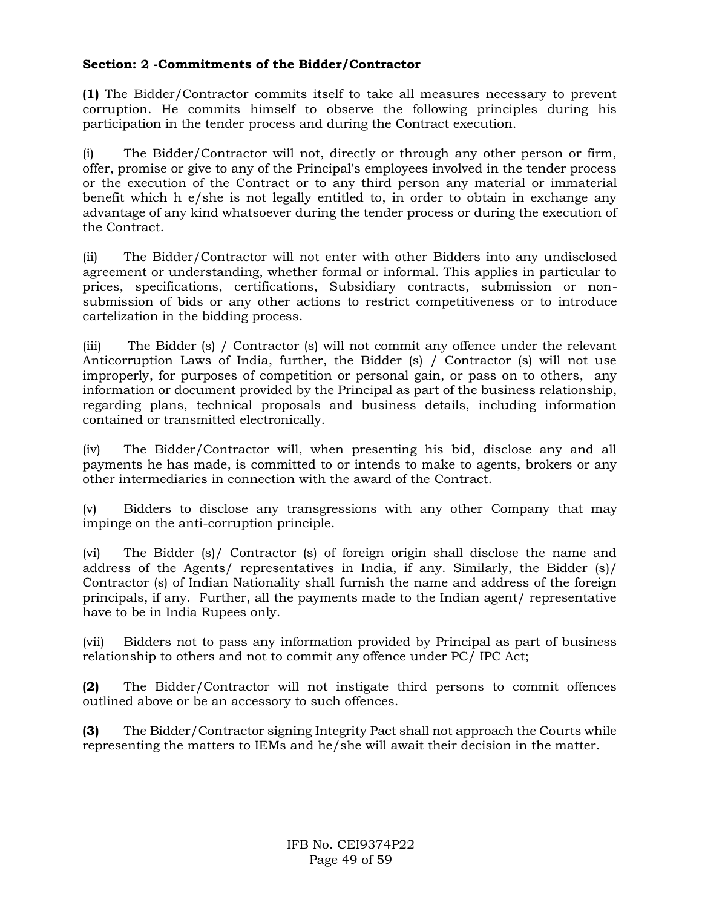### Section: 2 -Commitments of the Bidder/Contractor

**(1)** The Bidder/Contractor commits itself to take all measures necessary to prevent corruption. He commits himself to observe the following principles during his participation in the tender process and during the Contract execution.

(i) The Bidder/Contractor will not, directly or through any other person or firm, offer, promise or give to any of the Principal's employees involved in the tender process or the execution of the Contract or to any third person any material or immaterial benefit which h e/she is not legally entitled to, in order to obtain in exchange any advantage of any kind whatsoever during the tender process or during the execution of the Contract.

(ii) The Bidder/Contractor will not enter with other Bidders into any undisclosed agreement or understanding, whether formal or informal. This applies in particular to prices, specifications, certifications, Subsidiary contracts, submission or non-submission of bids or any other actions to restrict competitiveness or to introduce cartelization in the bidding process.

(iii) The Bidder (s) / Contractor (s) will not commit any offence under the relevant Anticorruption Laws of India, further, the Bidder (s) / Contractor (s) will not use improperly, for purposes of competition or personal gain, or pass on to others, any information or document provided by the Principal as part of the business relationship, regarding plans, technical proposals and business details, including information contained or transmitted electronically.

(iv) The Bidder/Contractor will, when presenting his bid, disclose any and all payments he has made, is committed to or intends to make to agents, brokers or any other intermediaries in connection with the award of the Contract.

(v) Bidders to disclose any transgressions with any other Company that may impinge on the anti-corruption principle.

(vi) The Bidder (s)/ Contractor (s) of foreign origin shall disclose the name and address of the Agents/ representatives in India, if any. Similarly, the Bidder (s)/ Contractor (s) of Indian Nationality shall furnish the name and address of the foreign principals, if any. Further, all the payments made to the Indian agent/ representative have to be in India Rupees only.

(vii) Bidders not to pass any information provided by Principal as part of business relationship to others and not to commit any offence under PC/ IPC Act;

**(2)** The Bidder/Contractor will not instigate third persons to commit offences outlined above or be an accessory to such offences.

**(3)** The Bidder/Contractor signing Integrity Pact shall not approach the Courts while representing the matters to IEMs and he/she will await their decision in the matter.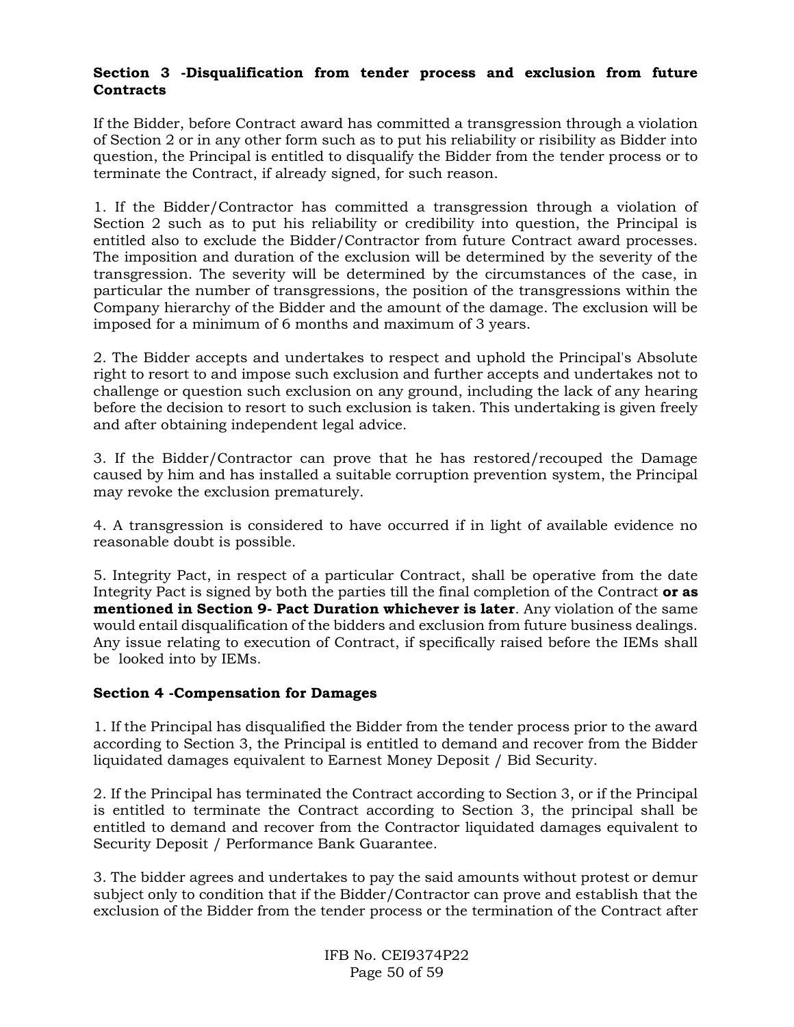**Section 3 -Disqualification from tender process and exclusion from future Contracts**

If the Bidder, before Contract award has committed a transgression through a violation of Section 2 or in any other form such as to put his reliability or risibility as Bidder into question, the Principal is entitled to disqualify the Bidder from the tender process or to terminate the Contract, if already signed, for such reason.

1. If the Bidder/Contractor has committed a transgression through a violation of Section 2 such as to put his reliability or credibility into question, the Principal is entitled also to exclude the Bidder/Contractor from future Contract award processes. The imposition and duration of the exclusion will be determined by the severity of the transgression. The severity will be determined by the circumstances of the case, in particular the number of transgressions, the position of the transgressions within the Company hierarchy of the Bidder and the amount of the damage. The exclusion will be imposed for a minimum of 6 months and maximum of 3 years.

2. The Bidder accepts and undertakes to respect and uphold the Principal's Absolute right to resort to and impose such exclusion and further accepts and undertakes not to challenge or question such exclusion on any ground, including the lack of any hearing before the decision to resort to such exclusion is taken. This undertaking is given freely and after obtaining independent legal advice.

3. If the Bidder/Contractor can prove that he has restored/recouped the Damage caused by him and has installed a suitable corruption prevention system, the Principal may revoke the exclusion prematurely.

4. A transgression is considered to have occurred if in light of available evidence no reasonable doubt is possible.

5. Integrity Pact, in respect of a particular Contract, shall be operative from the date Integrity Pact is signed by both the parties till the final completion of the Contract **or as mentioned in Section 9- Pact Duration whichever is later**. Any violation of the same would entail disqualification of the bidders and exclusion from future business dealings. Any issue relating to execution of Contract, if specifically raised before the IEMs shall be looked into by IEMs.

**Section 4 -Compensation for Damages**

1. If the Principal has disqualified the Bidder from the tender process prior to the award according to Section 3, the Principal is entitled to demand and recover from the Bidder liquidated damages equivalent to Earnest Money Deposit / Bid Security.

2. If the Principal has terminated the Contract according to Section 3, or if the Principal is entitled to terminate the Contract according to Section 3, the principal shall be entitled to demand and recover from the Contractor liquidated damages equivalent to Security Deposit / Performance Bank Guarantee.

3. The bidder agrees and undertakes to pay the said amounts without protest or demur subject only to condition that if the Bidder/Contractor can prove and establish that the exclusion of the Bidder from the tender process or the termination of the Contract after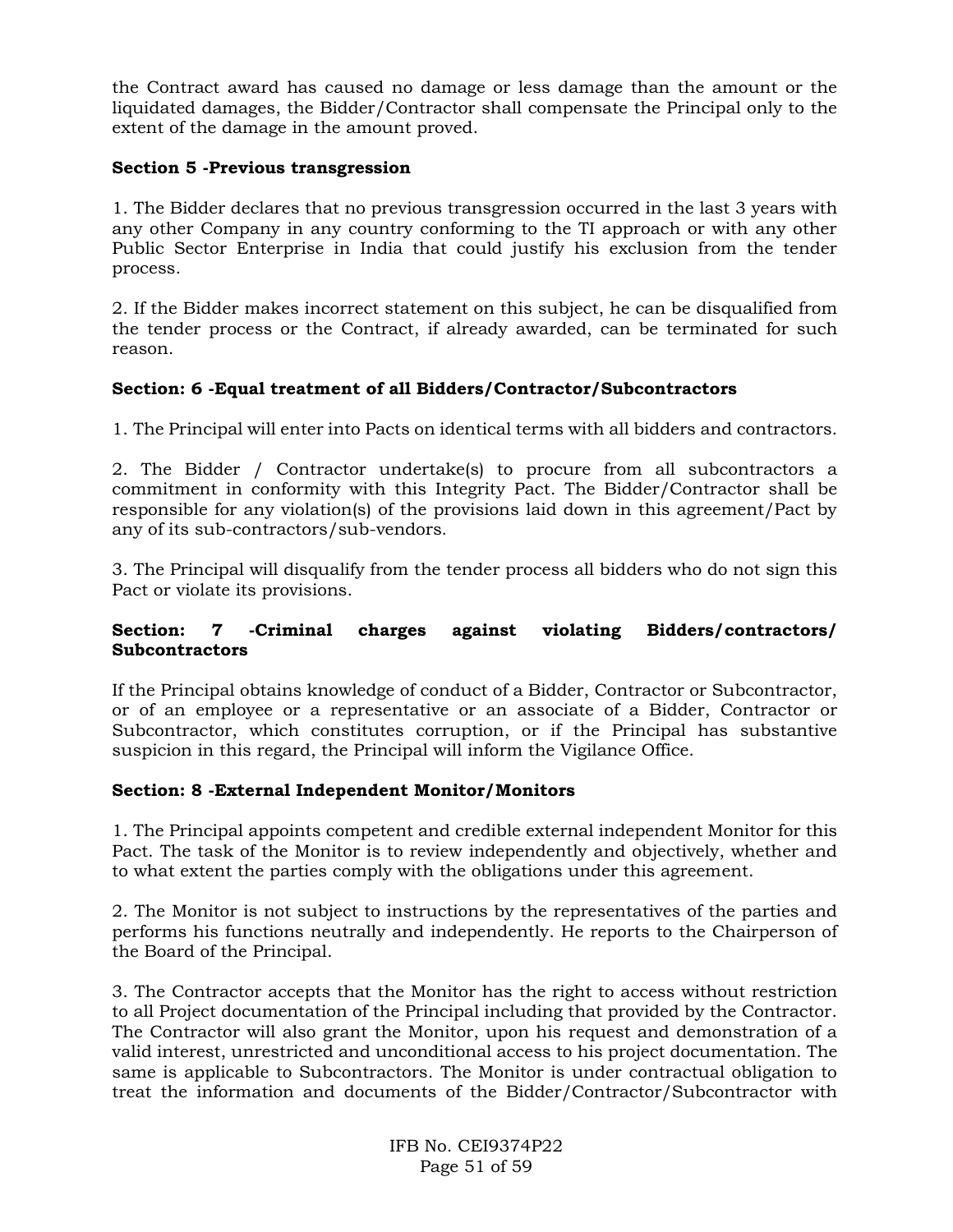the Contract award has caused no damage or less damage than the amount or the liquidated damages, the Bidder/Contractor shall compensate the Principal only to the extent of the damage in the amount proved.

**Section 5 -Previous transgression**

1. The Bidder declares that no previous transgression occurred in the last 3 years with any other Company in any country conforming to the TI approach or with any other Public Sector Enterprise in India that could justify his exclusion from the tender process.

2. If the Bidder makes incorrect statement on this subject, he can be disqualified from the tender process or the Contract, if already awarded, can be terminated for such reason.

**Section: 6 -Equal treatment of all Bidders/Contractor/Subcontractors**

1. The Principal will enter into Pacts on identical terms with all bidders and contractors.

2. The Bidder / Contractor undertake(s) to procure from all subcontractors a commitment in conformity with this Integrity Pact. The Bidder/Contractor shall be responsible for any violation(s) of the provisions laid down in this agreement/Pact by any of its sub-contractors/sub-vendors.

3. The Principal will disqualify from the tender process all bidders who do not sign this Pact or violate its provisions.

**Section: 7 -Criminal charges against violating Bidders/contractors/ Subcontractors**

If the Principal obtains knowledge of conduct of a Bidder, Contractor or Subcontractor, or of an employee or a representative or an associate of a Bidder, Contractor or Subcontractor, which constitutes corruption, or if the Principal has substantive suspicion in this regard, the Principal will inform the Vigilance Office.

**Section: 8 -External Independent Monitor/Monitors**

1. The Principal appoints competent and credible external independent Monitor for this Pact. The task of the Monitor is to review independently and objectively, whether and to what extent the parties comply with the obligations under this agreement.

2. The Monitor is not subject to instructions by the representatives of the parties and performs his functions neutrally and independently. He reports to the Chairperson of the Board of the Principal.

3. The Contractor accepts that the Monitor has the right to access without restriction to all Project documentation of the Principal including that provided by the Contractor. The Contractor will also grant the Monitor, upon his request and demonstration of a valid interest, unrestricted and unconditional access to his project documentation. The same is applicable to Subcontractors. The Monitor is under contractual obligation to treat the information and documents of the Bidder/Contractor/Subcontractor with

IFB No. CEI9374P22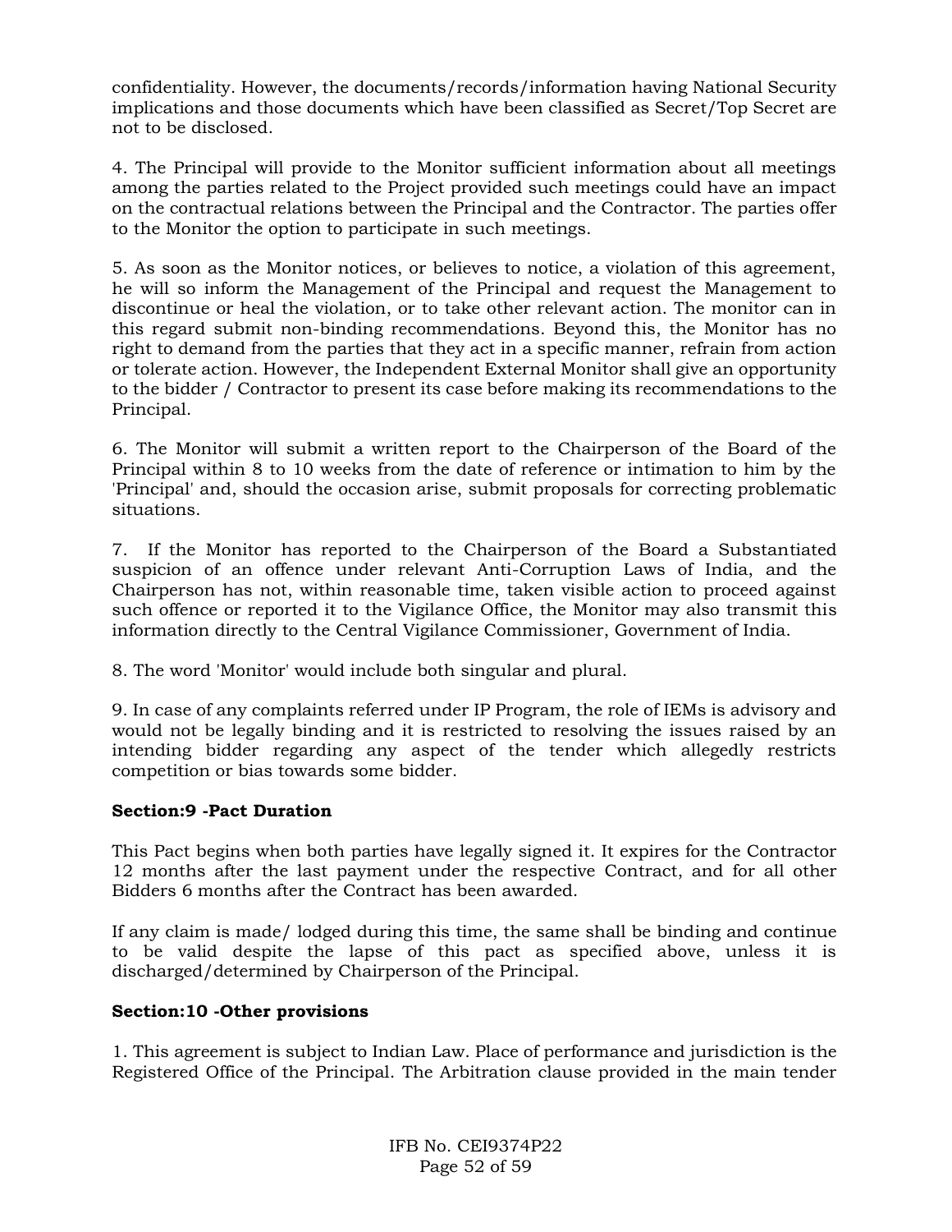confidentiality. However, the documents/records/information having National Security implications and those documents which have been classified as Secret/Top Secret are not to be disclosed.

4. The Principal will provide to the Monitor sufficient information about all meetings among the parties related to the Project provided such meetings could have an impact on the contractual relations between the Principal and the Contractor. The parties offer to the Monitor the option to participate in such meetings.

5. As soon as the Monitor notices, or believes to notice, a violation of this agreement, he will so inform the Management of the Principal and request the Management to discontinue or heal the violation, or to take other relevant action. The monitor can in this regard submit non-binding recommendations. Beyond this, the Monitor has no right to demand from the parties that they act in a specific manner, refrain from action or tolerate action. However, the Independent External Monitor shall give an opportunity to the bidder / Contractor to present its case before making its recommendations to the Principal.

6. The Monitor will submit a written report to the Chairperson of the Board of the Principal within 8 to 10 weeks from the date of reference or intimation to him by the 'Principal' and, should the occasion arise, submit proposals for correcting problematic situations.

7. If the Monitor has reported to the Chairperson of the Board a Substantiated suspicion of an offence under relevant Anti-Corruption Laws of India, and the Chairperson has not, within reasonable time, taken visible action to proceed against such offence or reported it to the Vigilance Office, the Monitor may also transmit this information directly to the Central Vigilance Commissioner, Government of India.

8. The word 'Monitor' would include both singular and plural.

9. In case of any complaints referred under IP Program, the role of IEMs is advisory and would not be legally binding and it is restricted to resolving the issues raised by an intending bidder regarding any aspect of the tender which allegedly restricts competition or bias towards some bidder.

**Section:9 -Pact Duration**

This Pact begins when both parties have legally signed it. It expires for the Contractor 12 months after the last payment under the respective Contract, and for all other Bidders 6 months after the Contract has been awarded.

If any claim is made/ lodged during this time, the same shall be binding and continue to be valid despite the lapse of this pact as specified above, unless it is discharged/determined by Chairperson of the Principal.

**Section:10 -Other provisions**

1. This agreement is subject to Indian Law. Place of performance and jurisdiction is the Registered Office of the Principal. The Arbitration clause provided in the main tender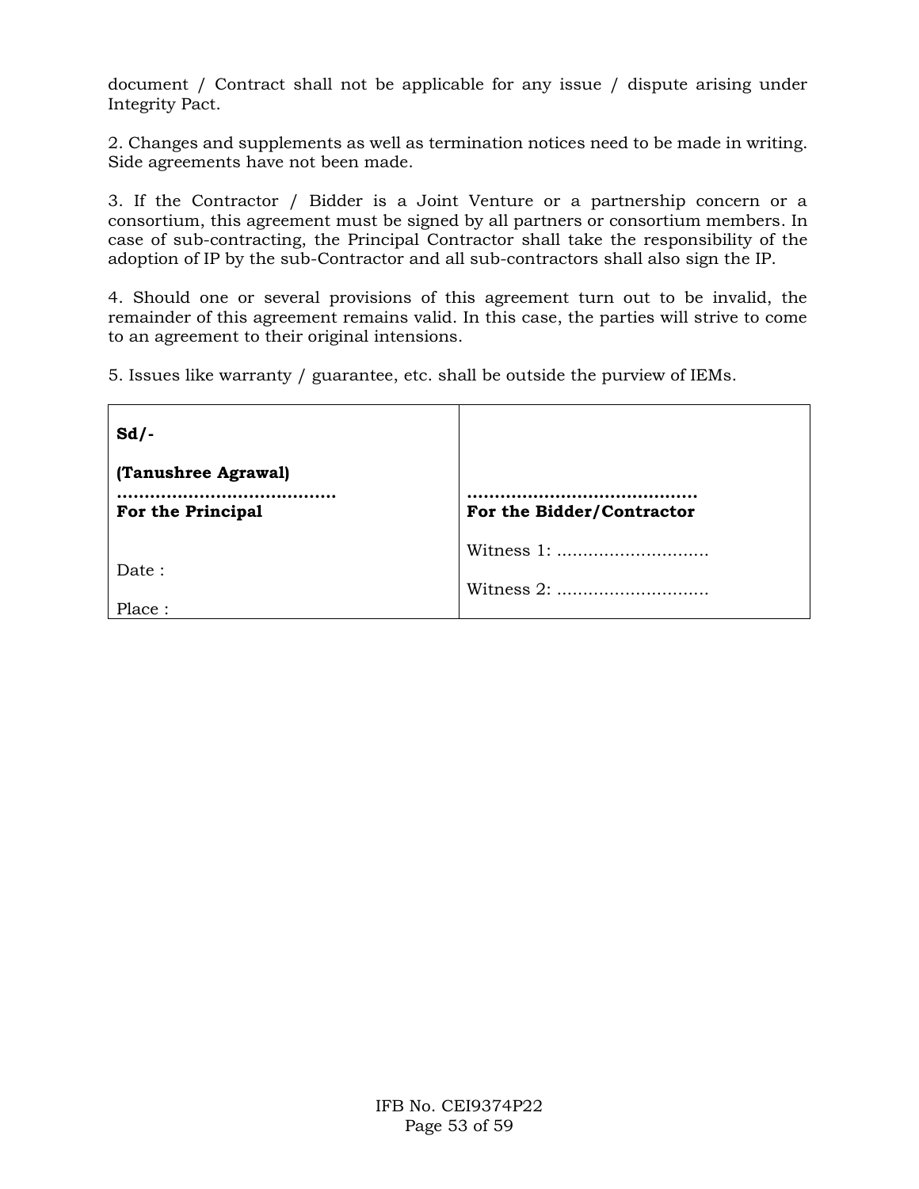document / Contract shall not be applicable for any issue / dispute arising under Integrity Pact.

2. Changes and supplements as well as termination notices need to be made in writing. Side agreements have not been made.

3. If the Contractor / Bidder is a Joint Venture or a partnership concern or a consortium, this agreement must be signed by all partners or consortium members. In case of sub-contracting, the Principal Contractor shall take the responsibility of the adoption of IP by the sub-Contractor and all sub-contractors shall also sign the IP.

4. Should one or several provisions of this agreement turn out to be invalid, the remainder of this agreement remains valid. In this case, the parties will strive to come to an agreement to their original intensions.

5. Issues like warranty / guarantee, etc. shall be outside the purview of IEMs.

| | |
|---|---|
| **Sd/-**<br><br>**(Tanushree Agrawal)**<br>**……………………………….**<br>**For the Principal**<br><br>Date :<br><br>Place : | **……………………………….**<br>**For the Bidder/Contractor**<br><br>Witness 1: ……………………….<br><br>Witness 2: ………………………. |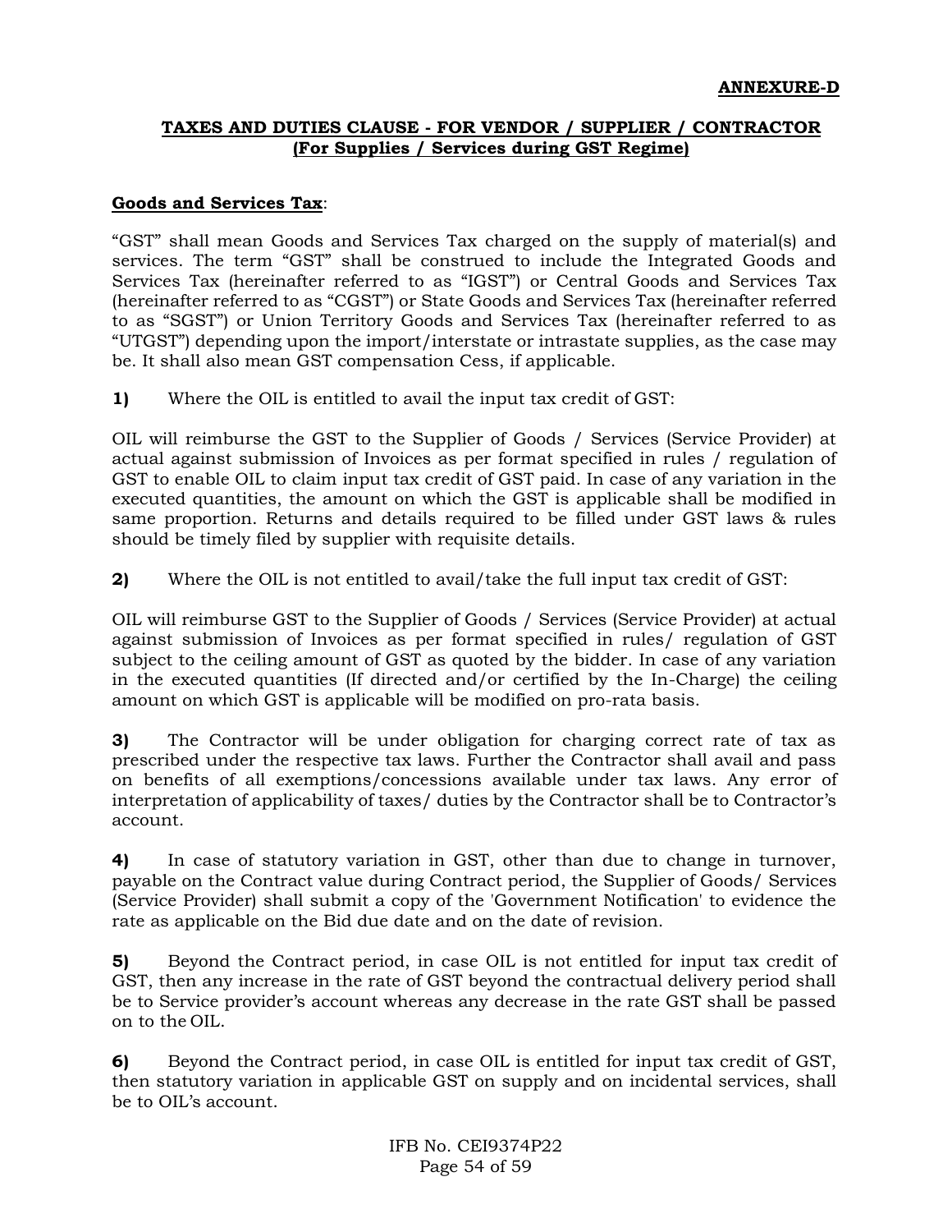**ANNEXURE-D**

## TAXES AND DUTIES CLAUSE - FOR VENDOR / SUPPLIER / CONTRACTOR (For Supplies / Services during GST Regime)

**Goods and Services Tax**:

"GST" shall mean Goods and Services Tax charged on the supply of material(s) and services. The term "GST" shall be construed to include the Integrated Goods and Services Tax (hereinafter referred to as "IGST") or Central Goods and Services Tax (hereinafter referred to as "CGST") or State Goods and Services Tax (hereinafter referred to as "SGST") or Union Territory Goods and Services Tax (hereinafter referred to as "UTGST") depending upon the import/interstate or intrastate supplies, as the case may be. It shall also mean GST compensation Cess, if applicable.

**1)** Where the OIL is entitled to avail the input tax credit of GST:

OIL will reimburse the GST to the Supplier of Goods / Services (Service Provider) at actual against submission of Invoices as per format specified in rules / regulation of GST to enable OIL to claim input tax credit of GST paid. In case of any variation in the executed quantities, the amount on which the GST is applicable shall be modified in same proportion. Returns and details required to be filled under GST laws & rules should be timely filed by supplier with requisite details.

**2)** Where the OIL is not entitled to avail/take the full input tax credit of GST:

OIL will reimburse GST to the Supplier of Goods / Services (Service Provider) at actual against submission of Invoices as per format specified in rules/ regulation of GST subject to the ceiling amount of GST as quoted by the bidder. In case of any variation in the executed quantities (If directed and/or certified by the In-Charge) the ceiling amount on which GST is applicable will be modified on pro-rata basis.

**3)** The Contractor will be under obligation for charging correct rate of tax as prescribed under the respective tax laws. Further the Contractor shall avail and pass on benefits of all exemptions/concessions available under tax laws. Any error of interpretation of applicability of taxes/ duties by the Contractor shall be to Contractor's account.

**4)** In case of statutory variation in GST, other than due to change in turnover, payable on the Contract value during Contract period, the Supplier of Goods/ Services (Service Provider) shall submit a copy of the 'Government Notification' to evidence the rate as applicable on the Bid due date and on the date of revision.

**5)** Beyond the Contract period, in case OIL is not entitled for input tax credit of GST, then any increase in the rate of GST beyond the contractual delivery period shall be to Service provider's account whereas any decrease in the rate GST shall be passed on to the OIL.

**6)** Beyond the Contract period, in case OIL is entitled for input tax credit of GST, then statutory variation in applicable GST on supply and on incidental services, shall be to OIL's account.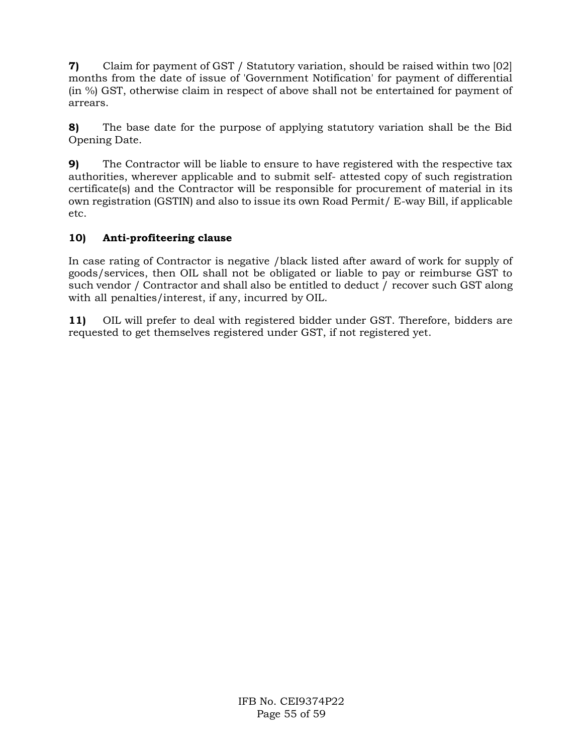**7)** Claim for payment of GST / Statutory variation, should be raised within two [02] months from the date of issue of 'Government Notification' for payment of differential (in %) GST, otherwise claim in respect of above shall not be entertained for payment of arrears.

**8)** The base date for the purpose of applying statutory variation shall be the Bid Opening Date.

**9)** The Contractor will be liable to ensure to have registered with the respective tax authorities, wherever applicable and to submit self- attested copy of such registration certificate(s) and the Contractor will be responsible for procurement of material in its own registration (GSTIN) and also to issue its own Road Permit/ E-way Bill, if applicable etc.

**10) Anti-profiteering clause**

In case rating of Contractor is negative /black listed after award of work for supply of goods/services, then OIL shall not be obligated or liable to pay or reimburse GST to such vendor / Contractor and shall also be entitled to deduct / recover such GST along with all penalties/interest, if any, incurred by OIL.

**11)** OIL will prefer to deal with registered bidder under GST. Therefore, bidders are requested to get themselves registered under GST, if not registered yet.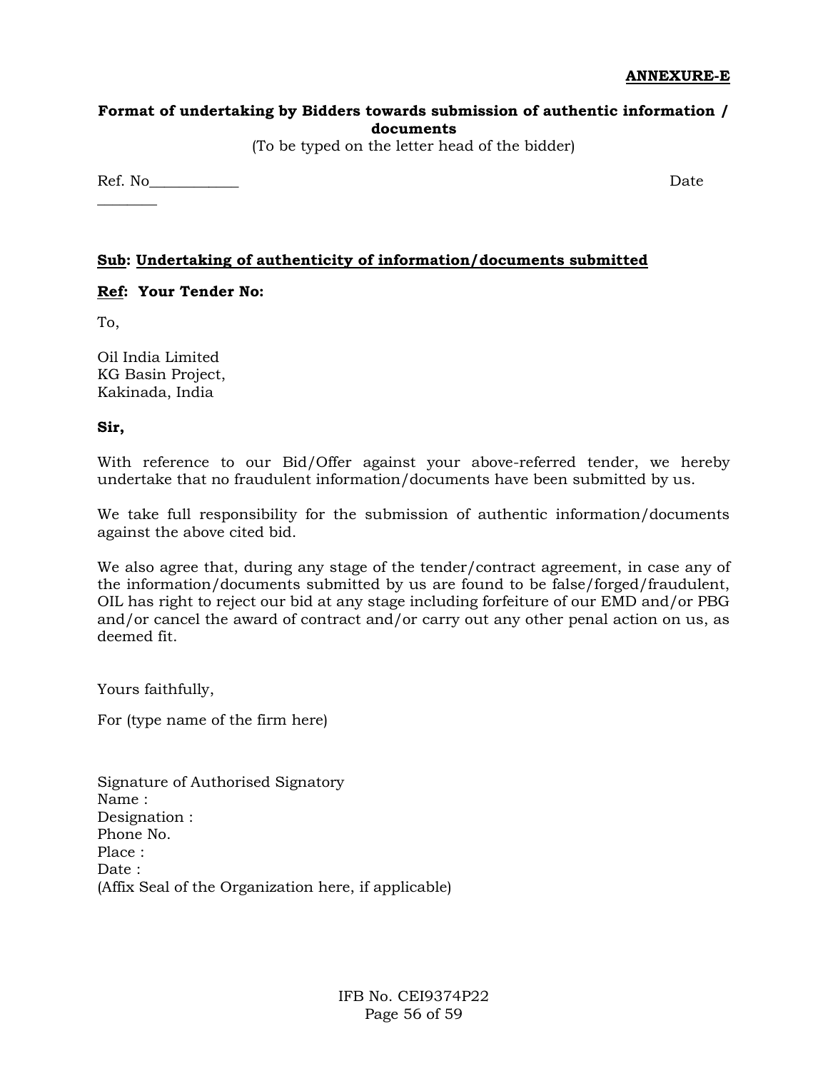**ANNEXURE-E**

**Format of undertaking by Bidders towards submission of authentic information / documents**

(To be typed on the letter head of the bidder)

Ref. No____________ Date ________

**Sub: Undertaking of authenticity of information/documents submitted**

**Ref: Your Tender No:**

To,

Oil India Limited
KG Basin Project,
Kakinada, India

**Sir,**

With reference to our Bid/Offer against your above-referred tender, we hereby undertake that no fraudulent information/documents have been submitted by us.

We take full responsibility for the submission of authentic information/documents against the above cited bid.

We also agree that, during any stage of the tender/contract agreement, in case any of the information/documents submitted by us are found to be false/forged/fraudulent, OIL has right to reject our bid at any stage including forfeiture of our EMD and/or PBG and/or cancel the award of contract and/or carry out any other penal action on us, as deemed fit.

Yours faithfully,

For (type name of the firm here)

Signature of Authorised Signatory
Name :
Designation :
Phone No.
Place :
Date :
(Affix Seal of the Organization here, if applicable)

IFB No. CEI9374P22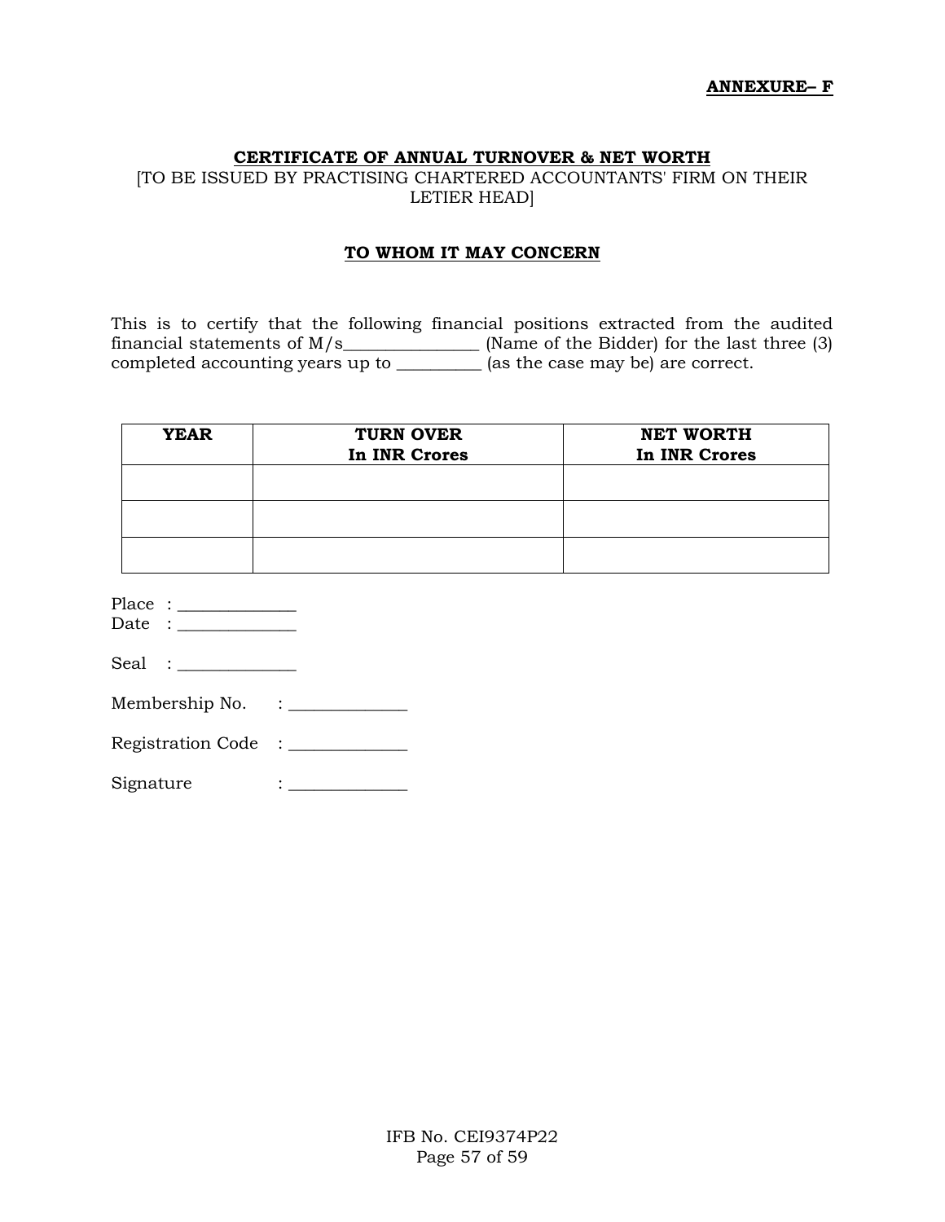**ANNEXURE– F**

## CERTIFICATE OF ANNUAL TURNOVER & NET WORTH

[TO BE ISSUED BY PRACTISING CHARTERED ACCOUNTANTS' FIRM ON THEIR LETIER HEAD]

### TO WHOM IT MAY CONCERN

This is to certify that the following financial positions extracted from the audited financial statements of M/s_______________ (Name of the Bidder) for the last three (3) completed accounting years up to _________ (as the case may be) are correct.

| YEAR | TURN OVER In INR Crores | NET WORTH In INR Crores |
|---|---|---|
| | | |
| | | |
| | | |

Place : _____________
Date : _____________

Seal : _____________

Membership No. : _____________

Registration Code : _____________

Signature : _____________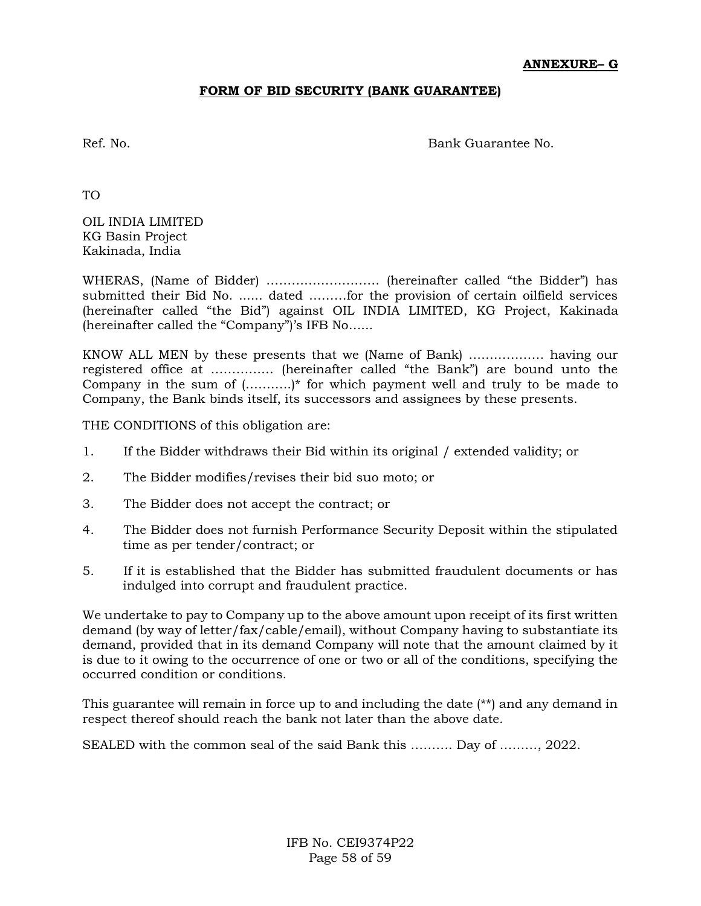**ANNEXURE– G**

**FORM OF BID SECURITY (BANK GUARANTEE)**

Ref. No. Bank Guarantee No.

TO

OIL INDIA LIMITED
KG Basin Project
Kakinada, India

WHERAS, (Name of Bidder) ……………………… (hereinafter called "the Bidder") has submitted their Bid No. ...... dated ………for the provision of certain oilfield services (hereinafter called "the Bid") against OIL INDIA LIMITED, KG Project, Kakinada (hereinafter called the "Company")'s IFB No……

KNOW ALL MEN by these presents that we (Name of Bank) ……………… having our registered office at …………… (hereinafter called "the Bank") are bound unto the Company in the sum of (……….)* for which payment well and truly to be made to Company, the Bank binds itself, its successors and assignees by these presents.

THE CONDITIONS of this obligation are:

1. If the Bidder withdraws their Bid within its original / extended validity; or
2. The Bidder modifies/revises their bid suo moto; or
3. The Bidder does not accept the contract; or
4. The Bidder does not furnish Performance Security Deposit within the stipulated time as per tender/contract; or
5. If it is established that the Bidder has submitted fraudulent documents or has indulged into corrupt and fraudulent practice.

We undertake to pay to Company up to the above amount upon receipt of its first written demand (by way of letter/fax/cable/email), without Company having to substantiate its demand, provided that in its demand Company will note that the amount claimed by it is due to it owing to the occurrence of one or two or all of the conditions, specifying the occurred condition or conditions.

This guarantee will remain in force up to and including the date (**) and any demand in respect thereof should reach the bank not later than the above date.

SEALED with the common seal of the said Bank this ………. Day of ………, 2022.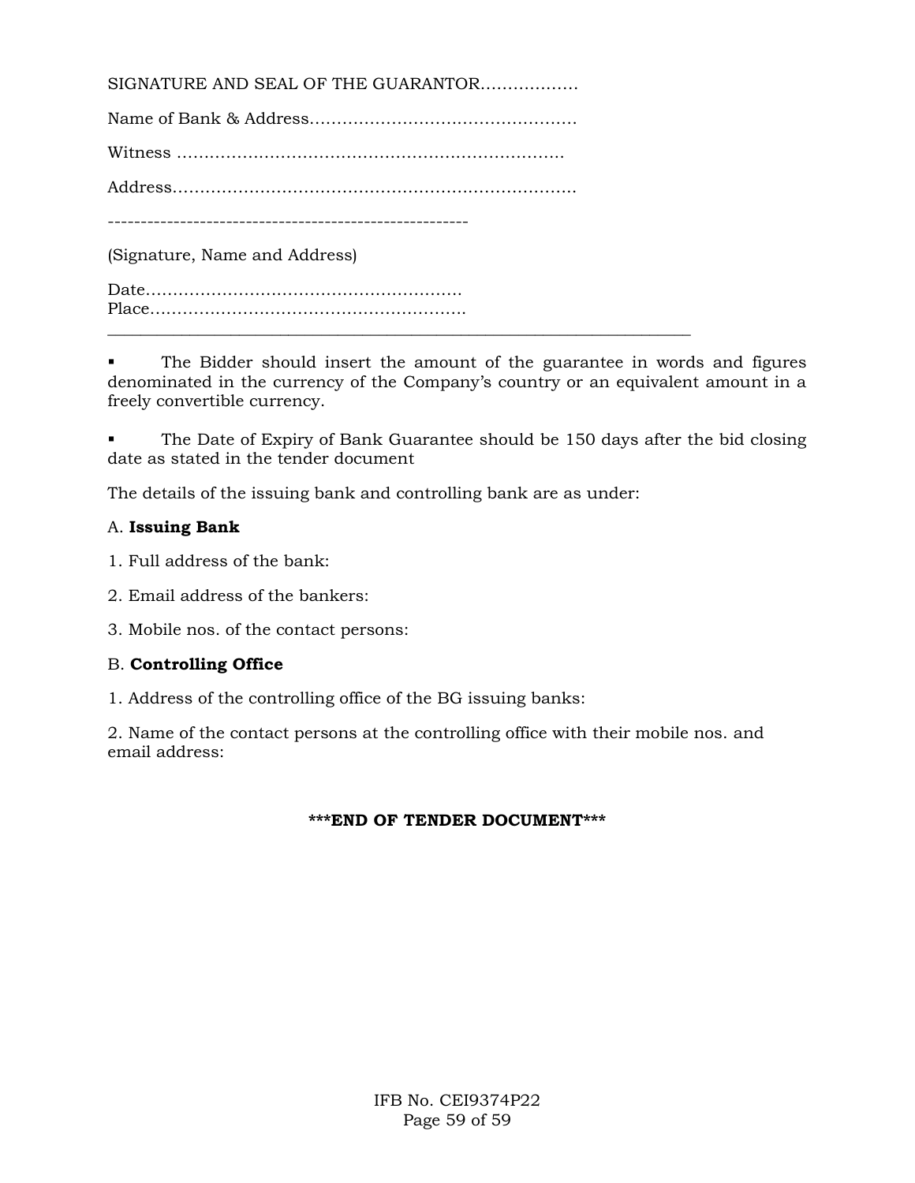SIGNATURE AND SEAL OF THE GUARANTOR………………

Name of Bank & Address…………………………………………

Witness ……………………………………………………………

Address………………………………………………………………

-------------------------------------------------------

(Signature, Name and Address)

Date…………………………………………………
Place…………………………………………………

---

- The Bidder should insert the amount of the guarantee in words and figures denominated in the currency of the Company's country or an equivalent amount in a freely convertible currency.

- The Date of Expiry of Bank Guarantee should be 150 days after the bid closing date as stated in the tender document

The details of the issuing bank and controlling bank are as under:

A. **Issuing Bank**

1. Full address of the bank:

2. Email address of the bankers:

3. Mobile nos. of the contact persons:

B. **Controlling Office**

1. Address of the controlling office of the BG issuing banks:

2. Name of the contact persons at the controlling office with their mobile nos. and email address:

**\*\*\*END OF TENDER DOCUMENT\*\*\***